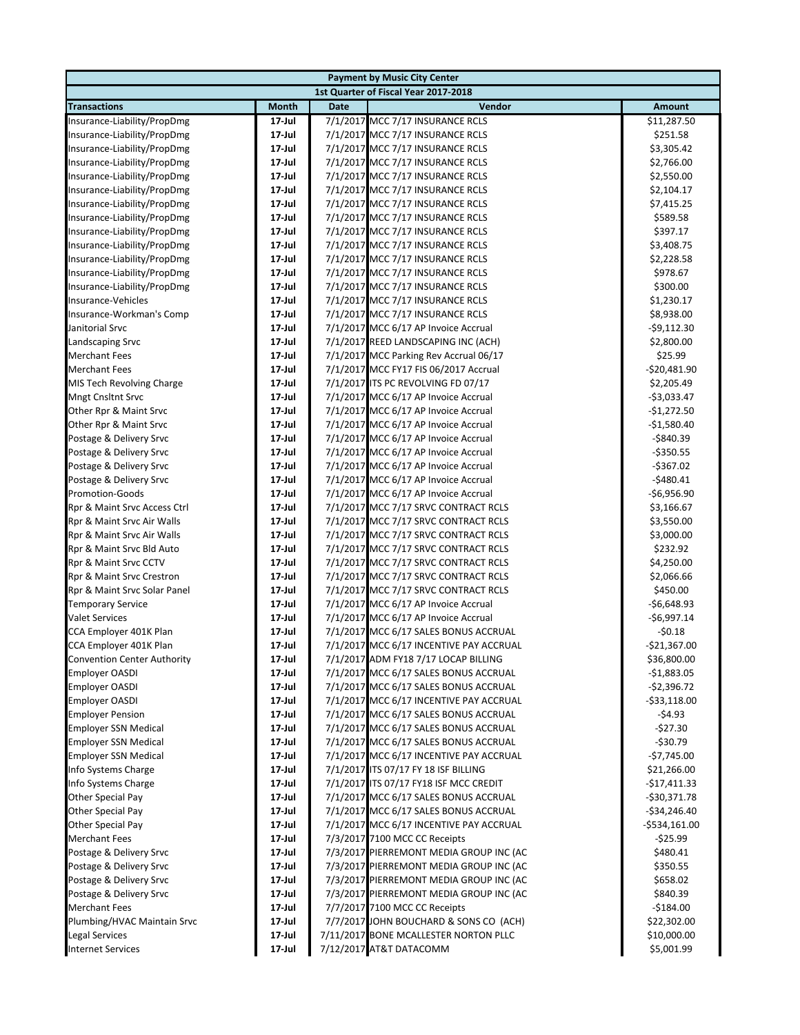| Payment by Music City Center | | | | |
|---|---|---|---|---|
| 1st Quarter of Fiscal Year 2017-2018 | | | | |
| **Transactions** | **Month** | **Date** | **Vendor** | **Amount** |
| Insurance-Liability/PropDmg | 17-Jul | 7/1/2017 | MCC 7/17 INSURANCE RCLS | $11,287.50 |
| Insurance-Liability/PropDmg | 17-Jul | 7/1/2017 | MCC 7/17 INSURANCE RCLS | $251.58 |
| Insurance-Liability/PropDmg | 17-Jul | 7/1/2017 | MCC 7/17 INSURANCE RCLS | $3,305.42 |
| Insurance-Liability/PropDmg | 17-Jul | 7/1/2017 | MCC 7/17 INSURANCE RCLS | $2,766.00 |
| Insurance-Liability/PropDmg | 17-Jul | 7/1/2017 | MCC 7/17 INSURANCE RCLS | $2,550.00 |
| Insurance-Liability/PropDmg | 17-Jul | 7/1/2017 | MCC 7/17 INSURANCE RCLS | $2,104.17 |
| Insurance-Liability/PropDmg | 17-Jul | 7/1/2017 | MCC 7/17 INSURANCE RCLS | $7,415.25 |
| Insurance-Liability/PropDmg | 17-Jul | 7/1/2017 | MCC 7/17 INSURANCE RCLS | $589.58 |
| Insurance-Liability/PropDmg | 17-Jul | 7/1/2017 | MCC 7/17 INSURANCE RCLS | $397.17 |
| Insurance-Liability/PropDmg | 17-Jul | 7/1/2017 | MCC 7/17 INSURANCE RCLS | $3,408.75 |
| Insurance-Liability/PropDmg | 17-Jul | 7/1/2017 | MCC 7/17 INSURANCE RCLS | $2,228.58 |
| Insurance-Liability/PropDmg | 17-Jul | 7/1/2017 | MCC 7/17 INSURANCE RCLS | $978.67 |
| Insurance-Liability/PropDmg | 17-Jul | 7/1/2017 | MCC 7/17 INSURANCE RCLS | $300.00 |
| Insurance-Vehicles | 17-Jul | 7/1/2017 | MCC 7/17 INSURANCE RCLS | $1,230.17 |
| Insurance-Workman's Comp | 17-Jul | 7/1/2017 | MCC 7/17 INSURANCE RCLS | $8,938.00 |
| Janitorial Srvc | 17-Jul | 7/1/2017 | MCC 6/17 AP Invoice Accrual | -$9,112.30 |
| Landscaping Srvc | 17-Jul | 7/1/2017 | REED LANDSCAPING INC (ACH) | $2,800.00 |
| Merchant Fees | 17-Jul | 7/1/2017 | MCC Parking Rev Accrual 06/17 | $25.99 |
| Merchant Fees | 17-Jul | 7/1/2017 | MCC FY17 FIS 06/2017 Accrual | -$20,481.90 |
| MIS Tech Revolving Charge | 17-Jul | 7/1/2017 | ITS PC REVOLVING FD 07/17 | $2,205.49 |
| Mngt Cnsltnt Srvc | 17-Jul | 7/1/2017 | MCC 6/17 AP Invoice Accrual | -$3,033.47 |
| Other Rpr & Maint Srvc | 17-Jul | 7/1/2017 | MCC 6/17 AP Invoice Accrual | -$1,272.50 |
| Other Rpr & Maint Srvc | 17-Jul | 7/1/2017 | MCC 6/17 AP Invoice Accrual | -$1,580.40 |
| Postage & Delivery Srvc | 17-Jul | 7/1/2017 | MCC 6/17 AP Invoice Accrual | -$840.39 |
| Postage & Delivery Srvc | 17-Jul | 7/1/2017 | MCC 6/17 AP Invoice Accrual | -$350.55 |
| Postage & Delivery Srvc | 17-Jul | 7/1/2017 | MCC 6/17 AP Invoice Accrual | -$367.02 |
| Postage & Delivery Srvc | 17-Jul | 7/1/2017 | MCC 6/17 AP Invoice Accrual | -$480.41 |
| Promotion-Goods | 17-Jul | 7/1/2017 | MCC 6/17 AP Invoice Accrual | -$6,956.90 |
| Rpr & Maint Srvc Access Ctrl | 17-Jul | 7/1/2017 | MCC 7/17 SRVC CONTRACT RCLS | $3,166.67 |
| Rpr & Maint Srvc Air Walls | 17-Jul | 7/1/2017 | MCC 7/17 SRVC CONTRACT RCLS | $3,550.00 |
| Rpr & Maint Srvc Air Walls | 17-Jul | 7/1/2017 | MCC 7/17 SRVC CONTRACT RCLS | $3,000.00 |
| Rpr & Maint Srvc Bld Auto | 17-Jul | 7/1/2017 | MCC 7/17 SRVC CONTRACT RCLS | $232.92 |
| Rpr & Maint Srvc CCTV | 17-Jul | 7/1/2017 | MCC 7/17 SRVC CONTRACT RCLS | $4,250.00 |
| Rpr & Maint Srvc Crestron | 17-Jul | 7/1/2017 | MCC 7/17 SRVC CONTRACT RCLS | $2,066.66 |
| Rpr & Maint Srvc Solar Panel | 17-Jul | 7/1/2017 | MCC 7/17 SRVC CONTRACT RCLS | $450.00 |
| Temporary Service | 17-Jul | 7/1/2017 | MCC 6/17 AP Invoice Accrual | -$6,648.93 |
| Valet Services | 17-Jul | 7/1/2017 | MCC 6/17 AP Invoice Accrual | -$6,997.14 |
| CCA Employer 401K Plan | 17-Jul | 7/1/2017 | MCC 6/17 SALES BONUS ACCRUAL | -$0.18 |
| CCA Employer 401K Plan | 17-Jul | 7/1/2017 | MCC 6/17 INCENTIVE PAY ACCRUAL | -$21,367.00 |
| Convention Center Authority | 17-Jul | 7/1/2017 | ADM FY18 7/17 LOCAP BILLING | $36,800.00 |
| Employer OASDI | 17-Jul | 7/1/2017 | MCC 6/17 SALES BONUS ACCRUAL | -$1,883.05 |
| Employer OASDI | 17-Jul | 7/1/2017 | MCC 6/17 SALES BONUS ACCRUAL | -$2,396.72 |
| Employer OASDI | 17-Jul | 7/1/2017 | MCC 6/17 INCENTIVE PAY ACCRUAL | -$33,118.00 |
| Employer Pension | 17-Jul | 7/1/2017 | MCC 6/17 SALES BONUS ACCRUAL | -$4.93 |
| Employer SSN Medical | 17-Jul | 7/1/2017 | MCC 6/17 SALES BONUS ACCRUAL | -$27.30 |
| Employer SSN Medical | 17-Jul | 7/1/2017 | MCC 6/17 SALES BONUS ACCRUAL | -$30.79 |
| Employer SSN Medical | 17-Jul | 7/1/2017 | MCC 6/17 INCENTIVE PAY ACCRUAL | -$7,745.00 |
| Info Systems Charge | 17-Jul | 7/1/2017 | ITS 07/17 FY 18 ISF BILLING | $21,266.00 |
| Info Systems Charge | 17-Jul | 7/1/2017 | ITS 07/17 FY18 ISF MCC CREDIT | -$17,411.33 |
| Other Special Pay | 17-Jul | 7/1/2017 | MCC 6/17 SALES BONUS ACCRUAL | -$30,371.78 |
| Other Special Pay | 17-Jul | 7/1/2017 | MCC 6/17 SALES BONUS ACCRUAL | -$34,246.40 |
| Other Special Pay | 17-Jul | 7/1/2017 | MCC 6/17 INCENTIVE PAY ACCRUAL | -$534,161.00 |
| Merchant Fees | 17-Jul | 7/3/2017 | 7100 MCC CC Receipts | -$25.99 |
| Postage & Delivery Srvc | 17-Jul | 7/3/2017 | PIERREMONT MEDIA GROUP INC (AC | $480.41 |
| Postage & Delivery Srvc | 17-Jul | 7/3/2017 | PIERREMONT MEDIA GROUP INC (AC | $350.55 |
| Postage & Delivery Srvc | 17-Jul | 7/3/2017 | PIERREMONT MEDIA GROUP INC (AC | $658.02 |
| Postage & Delivery Srvc | 17-Jul | 7/3/2017 | PIERREMONT MEDIA GROUP INC (AC | $840.39 |
| Merchant Fees | 17-Jul | 7/7/2017 | 7100 MCC CC Receipts | -$184.00 |
| Plumbing/HVAC Maintain Srvc | 17-Jul | 7/7/2017 | JOHN BOUCHARD & SONS CO (ACH) | $22,302.00 |
| Legal Services | 17-Jul | 7/11/2017 | BONE MCALLESTER NORTON PLLC | $10,000.00 |
| Internet Services | 17-Jul | 7/12/2017 | AT&T DATACOMM | $5,001.99 |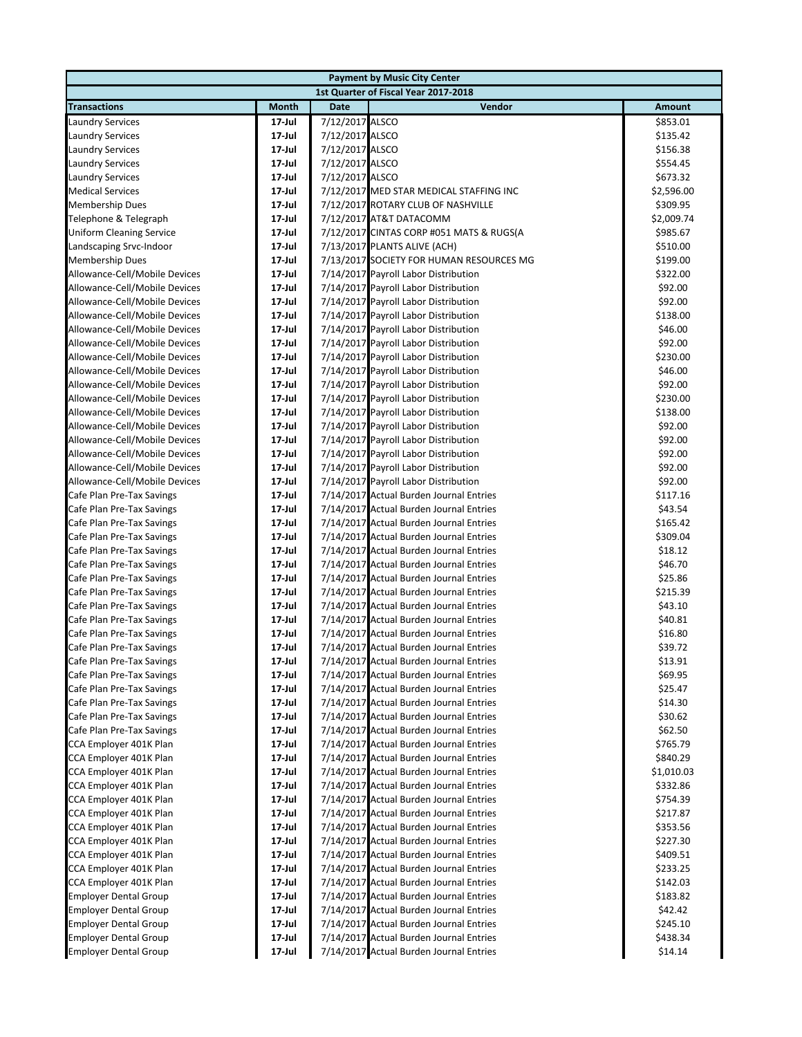| Payment by Music City Center | | | | |
|---|---|---|---|---|
| 1st Quarter of Fiscal Year 2017-2018 | | | | |
| **Transactions** | **Month** | **Date** | **Vendor** | **Amount** |
| Laundry Services | 17-Jul | 7/12/2017 | ALSCO | $853.01 |
| Laundry Services | 17-Jul | 7/12/2017 | ALSCO | $135.42 |
| Laundry Services | 17-Jul | 7/12/2017 | ALSCO | $156.38 |
| Laundry Services | 17-Jul | 7/12/2017 | ALSCO | $554.45 |
| Laundry Services | 17-Jul | 7/12/2017 | ALSCO | $673.32 |
| Medical Services | 17-Jul | 7/12/2017 | MED STAR MEDICAL STAFFING INC | $2,596.00 |
| Membership Dues | 17-Jul | 7/12/2017 | ROTARY CLUB OF NASHVILLE | $309.95 |
| Telephone & Telegraph | 17-Jul | 7/12/2017 | AT&T DATACOMM | $2,009.74 |
| Uniform Cleaning Service | 17-Jul | 7/12/2017 | CINTAS CORP #051 MATS & RUGS(A | $985.67 |
| Landscaping Srvc-Indoor | 17-Jul | 7/13/2017 | PLANTS ALIVE (ACH) | $510.00 |
| Membership Dues | 17-Jul | 7/13/2017 | SOCIETY FOR HUMAN RESOURCES MG | $199.00 |
| Allowance-Cell/Mobile Devices | 17-Jul | 7/14/2017 | Payroll Labor Distribution | $322.00 |
| Allowance-Cell/Mobile Devices | 17-Jul | 7/14/2017 | Payroll Labor Distribution | $92.00 |
| Allowance-Cell/Mobile Devices | 17-Jul | 7/14/2017 | Payroll Labor Distribution | $92.00 |
| Allowance-Cell/Mobile Devices | 17-Jul | 7/14/2017 | Payroll Labor Distribution | $138.00 |
| Allowance-Cell/Mobile Devices | 17-Jul | 7/14/2017 | Payroll Labor Distribution | $46.00 |
| Allowance-Cell/Mobile Devices | 17-Jul | 7/14/2017 | Payroll Labor Distribution | $92.00 |
| Allowance-Cell/Mobile Devices | 17-Jul | 7/14/2017 | Payroll Labor Distribution | $230.00 |
| Allowance-Cell/Mobile Devices | 17-Jul | 7/14/2017 | Payroll Labor Distribution | $46.00 |
| Allowance-Cell/Mobile Devices | 17-Jul | 7/14/2017 | Payroll Labor Distribution | $92.00 |
| Allowance-Cell/Mobile Devices | 17-Jul | 7/14/2017 | Payroll Labor Distribution | $230.00 |
| Allowance-Cell/Mobile Devices | 17-Jul | 7/14/2017 | Payroll Labor Distribution | $138.00 |
| Allowance-Cell/Mobile Devices | 17-Jul | 7/14/2017 | Payroll Labor Distribution | $92.00 |
| Allowance-Cell/Mobile Devices | 17-Jul | 7/14/2017 | Payroll Labor Distribution | $92.00 |
| Allowance-Cell/Mobile Devices | 17-Jul | 7/14/2017 | Payroll Labor Distribution | $92.00 |
| Allowance-Cell/Mobile Devices | 17-Jul | 7/14/2017 | Payroll Labor Distribution | $92.00 |
| Allowance-Cell/Mobile Devices | 17-Jul | 7/14/2017 | Payroll Labor Distribution | $92.00 |
| Cafe Plan Pre-Tax Savings | 17-Jul | 7/14/2017 | Actual Burden Journal Entries | $117.16 |
| Cafe Plan Pre-Tax Savings | 17-Jul | 7/14/2017 | Actual Burden Journal Entries | $43.54 |
| Cafe Plan Pre-Tax Savings | 17-Jul | 7/14/2017 | Actual Burden Journal Entries | $165.42 |
| Cafe Plan Pre-Tax Savings | 17-Jul | 7/14/2017 | Actual Burden Journal Entries | $309.04 |
| Cafe Plan Pre-Tax Savings | 17-Jul | 7/14/2017 | Actual Burden Journal Entries | $18.12 |
| Cafe Plan Pre-Tax Savings | 17-Jul | 7/14/2017 | Actual Burden Journal Entries | $46.70 |
| Cafe Plan Pre-Tax Savings | 17-Jul | 7/14/2017 | Actual Burden Journal Entries | $25.86 |
| Cafe Plan Pre-Tax Savings | 17-Jul | 7/14/2017 | Actual Burden Journal Entries | $215.39 |
| Cafe Plan Pre-Tax Savings | 17-Jul | 7/14/2017 | Actual Burden Journal Entries | $43.10 |
| Cafe Plan Pre-Tax Savings | 17-Jul | 7/14/2017 | Actual Burden Journal Entries | $40.81 |
| Cafe Plan Pre-Tax Savings | 17-Jul | 7/14/2017 | Actual Burden Journal Entries | $16.80 |
| Cafe Plan Pre-Tax Savings | 17-Jul | 7/14/2017 | Actual Burden Journal Entries | $39.72 |
| Cafe Plan Pre-Tax Savings | 17-Jul | 7/14/2017 | Actual Burden Journal Entries | $13.91 |
| Cafe Plan Pre-Tax Savings | 17-Jul | 7/14/2017 | Actual Burden Journal Entries | $69.95 |
| Cafe Plan Pre-Tax Savings | 17-Jul | 7/14/2017 | Actual Burden Journal Entries | $25.47 |
| Cafe Plan Pre-Tax Savings | 17-Jul | 7/14/2017 | Actual Burden Journal Entries | $14.30 |
| Cafe Plan Pre-Tax Savings | 17-Jul | 7/14/2017 | Actual Burden Journal Entries | $30.62 |
| Cafe Plan Pre-Tax Savings | 17-Jul | 7/14/2017 | Actual Burden Journal Entries | $62.50 |
| CCA Employer 401K Plan | 17-Jul | 7/14/2017 | Actual Burden Journal Entries | $765.79 |
| CCA Employer 401K Plan | 17-Jul | 7/14/2017 | Actual Burden Journal Entries | $840.29 |
| CCA Employer 401K Plan | 17-Jul | 7/14/2017 | Actual Burden Journal Entries | $1,010.03 |
| CCA Employer 401K Plan | 17-Jul | 7/14/2017 | Actual Burden Journal Entries | $332.86 |
| CCA Employer 401K Plan | 17-Jul | 7/14/2017 | Actual Burden Journal Entries | $754.39 |
| CCA Employer 401K Plan | 17-Jul | 7/14/2017 | Actual Burden Journal Entries | $217.87 |
| CCA Employer 401K Plan | 17-Jul | 7/14/2017 | Actual Burden Journal Entries | $353.56 |
| CCA Employer 401K Plan | 17-Jul | 7/14/2017 | Actual Burden Journal Entries | $227.30 |
| CCA Employer 401K Plan | 17-Jul | 7/14/2017 | Actual Burden Journal Entries | $409.51 |
| CCA Employer 401K Plan | 17-Jul | 7/14/2017 | Actual Burden Journal Entries | $233.25 |
| CCA Employer 401K Plan | 17-Jul | 7/14/2017 | Actual Burden Journal Entries | $142.03 |
| Employer Dental Group | 17-Jul | 7/14/2017 | Actual Burden Journal Entries | $183.82 |
| Employer Dental Group | 17-Jul | 7/14/2017 | Actual Burden Journal Entries | $42.42 |
| Employer Dental Group | 17-Jul | 7/14/2017 | Actual Burden Journal Entries | $245.10 |
| Employer Dental Group | 17-Jul | 7/14/2017 | Actual Burden Journal Entries | $438.34 |
| Employer Dental Group | 17-Jul | 7/14/2017 | Actual Burden Journal Entries | $14.14 |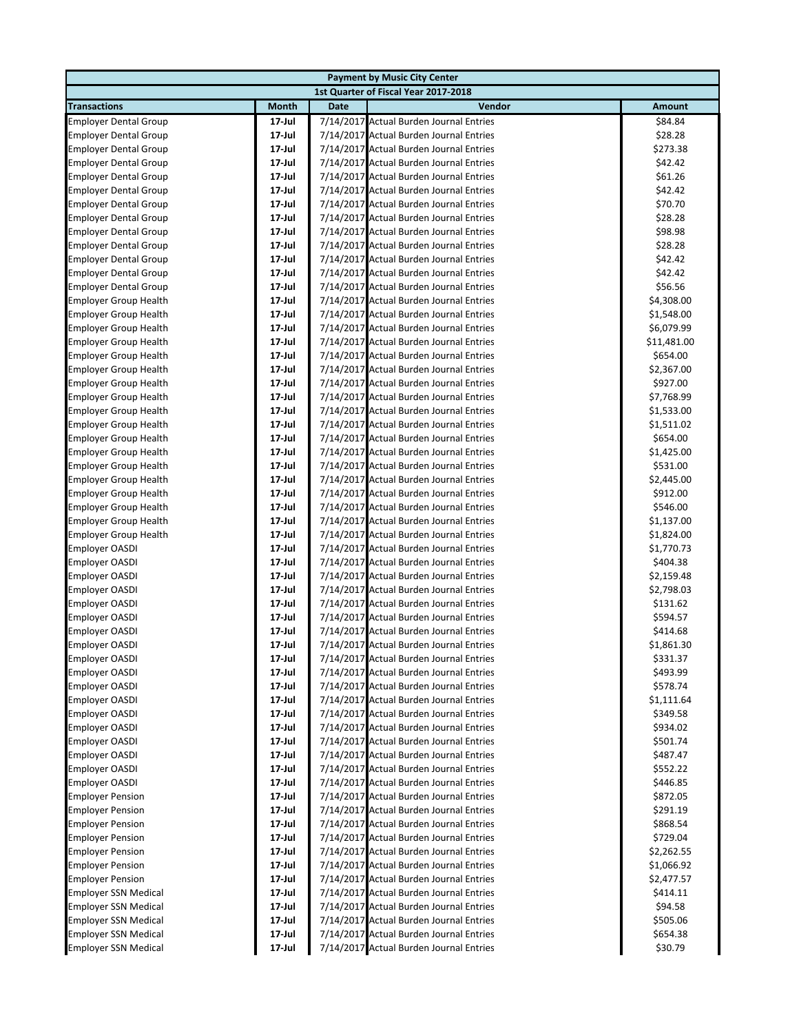| Payment by Music City Center | | | | |
|---|---|---|---|---|
| 1st Quarter of Fiscal Year 2017-2018 | | | | |
| **Transactions** | **Month** | **Date** | **Vendor** | **Amount** |
| Employer Dental Group | 17-Jul | 7/14/2017 | Actual Burden Journal Entries | $84.84 |
| Employer Dental Group | 17-Jul | 7/14/2017 | Actual Burden Journal Entries | $28.28 |
| Employer Dental Group | 17-Jul | 7/14/2017 | Actual Burden Journal Entries | $273.38 |
| Employer Dental Group | 17-Jul | 7/14/2017 | Actual Burden Journal Entries | $42.42 |
| Employer Dental Group | 17-Jul | 7/14/2017 | Actual Burden Journal Entries | $61.26 |
| Employer Dental Group | 17-Jul | 7/14/2017 | Actual Burden Journal Entries | $42.42 |
| Employer Dental Group | 17-Jul | 7/14/2017 | Actual Burden Journal Entries | $70.70 |
| Employer Dental Group | 17-Jul | 7/14/2017 | Actual Burden Journal Entries | $28.28 |
| Employer Dental Group | 17-Jul | 7/14/2017 | Actual Burden Journal Entries | $98.98 |
| Employer Dental Group | 17-Jul | 7/14/2017 | Actual Burden Journal Entries | $28.28 |
| Employer Dental Group | 17-Jul | 7/14/2017 | Actual Burden Journal Entries | $42.42 |
| Employer Dental Group | 17-Jul | 7/14/2017 | Actual Burden Journal Entries | $42.42 |
| Employer Dental Group | 17-Jul | 7/14/2017 | Actual Burden Journal Entries | $56.56 |
| Employer Group Health | 17-Jul | 7/14/2017 | Actual Burden Journal Entries | $4,308.00 |
| Employer Group Health | 17-Jul | 7/14/2017 | Actual Burden Journal Entries | $1,548.00 |
| Employer Group Health | 17-Jul | 7/14/2017 | Actual Burden Journal Entries | $6,079.99 |
| Employer Group Health | 17-Jul | 7/14/2017 | Actual Burden Journal Entries | $11,481.00 |
| Employer Group Health | 17-Jul | 7/14/2017 | Actual Burden Journal Entries | $654.00 |
| Employer Group Health | 17-Jul | 7/14/2017 | Actual Burden Journal Entries | $2,367.00 |
| Employer Group Health | 17-Jul | 7/14/2017 | Actual Burden Journal Entries | $927.00 |
| Employer Group Health | 17-Jul | 7/14/2017 | Actual Burden Journal Entries | $7,768.99 |
| Employer Group Health | 17-Jul | 7/14/2017 | Actual Burden Journal Entries | $1,533.00 |
| Employer Group Health | 17-Jul | 7/14/2017 | Actual Burden Journal Entries | $1,511.02 |
| Employer Group Health | 17-Jul | 7/14/2017 | Actual Burden Journal Entries | $654.00 |
| Employer Group Health | 17-Jul | 7/14/2017 | Actual Burden Journal Entries | $1,425.00 |
| Employer Group Health | 17-Jul | 7/14/2017 | Actual Burden Journal Entries | $531.00 |
| Employer Group Health | 17-Jul | 7/14/2017 | Actual Burden Journal Entries | $2,445.00 |
| Employer Group Health | 17-Jul | 7/14/2017 | Actual Burden Journal Entries | $912.00 |
| Employer Group Health | 17-Jul | 7/14/2017 | Actual Burden Journal Entries | $546.00 |
| Employer Group Health | 17-Jul | 7/14/2017 | Actual Burden Journal Entries | $1,137.00 |
| Employer Group Health | 17-Jul | 7/14/2017 | Actual Burden Journal Entries | $1,824.00 |
| Employer OASDI | 17-Jul | 7/14/2017 | Actual Burden Journal Entries | $1,770.73 |
| Employer OASDI | 17-Jul | 7/14/2017 | Actual Burden Journal Entries | $404.38 |
| Employer OASDI | 17-Jul | 7/14/2017 | Actual Burden Journal Entries | $2,159.48 |
| Employer OASDI | 17-Jul | 7/14/2017 | Actual Burden Journal Entries | $2,798.03 |
| Employer OASDI | 17-Jul | 7/14/2017 | Actual Burden Journal Entries | $131.62 |
| Employer OASDI | 17-Jul | 7/14/2017 | Actual Burden Journal Entries | $594.57 |
| Employer OASDI | 17-Jul | 7/14/2017 | Actual Burden Journal Entries | $414.68 |
| Employer OASDI | 17-Jul | 7/14/2017 | Actual Burden Journal Entries | $1,861.30 |
| Employer OASDI | 17-Jul | 7/14/2017 | Actual Burden Journal Entries | $331.37 |
| Employer OASDI | 17-Jul | 7/14/2017 | Actual Burden Journal Entries | $493.99 |
| Employer OASDI | 17-Jul | 7/14/2017 | Actual Burden Journal Entries | $578.74 |
| Employer OASDI | 17-Jul | 7/14/2017 | Actual Burden Journal Entries | $1,111.64 |
| Employer OASDI | 17-Jul | 7/14/2017 | Actual Burden Journal Entries | $349.58 |
| Employer OASDI | 17-Jul | 7/14/2017 | Actual Burden Journal Entries | $934.02 |
| Employer OASDI | 17-Jul | 7/14/2017 | Actual Burden Journal Entries | $501.74 |
| Employer OASDI | 17-Jul | 7/14/2017 | Actual Burden Journal Entries | $487.47 |
| Employer OASDI | 17-Jul | 7/14/2017 | Actual Burden Journal Entries | $552.22 |
| Employer OASDI | 17-Jul | 7/14/2017 | Actual Burden Journal Entries | $446.85 |
| Employer Pension | 17-Jul | 7/14/2017 | Actual Burden Journal Entries | $872.05 |
| Employer Pension | 17-Jul | 7/14/2017 | Actual Burden Journal Entries | $291.19 |
| Employer Pension | 17-Jul | 7/14/2017 | Actual Burden Journal Entries | $868.54 |
| Employer Pension | 17-Jul | 7/14/2017 | Actual Burden Journal Entries | $729.04 |
| Employer Pension | 17-Jul | 7/14/2017 | Actual Burden Journal Entries | $2,262.55 |
| Employer Pension | 17-Jul | 7/14/2017 | Actual Burden Journal Entries | $1,066.92 |
| Employer Pension | 17-Jul | 7/14/2017 | Actual Burden Journal Entries | $2,477.57 |
| Employer SSN Medical | 17-Jul | 7/14/2017 | Actual Burden Journal Entries | $414.11 |
| Employer SSN Medical | 17-Jul | 7/14/2017 | Actual Burden Journal Entries | $94.58 |
| Employer SSN Medical | 17-Jul | 7/14/2017 | Actual Burden Journal Entries | $505.06 |
| Employer SSN Medical | 17-Jul | 7/14/2017 | Actual Burden Journal Entries | $654.38 |
| Employer SSN Medical | 17-Jul | 7/14/2017 | Actual Burden Journal Entries | $30.79 |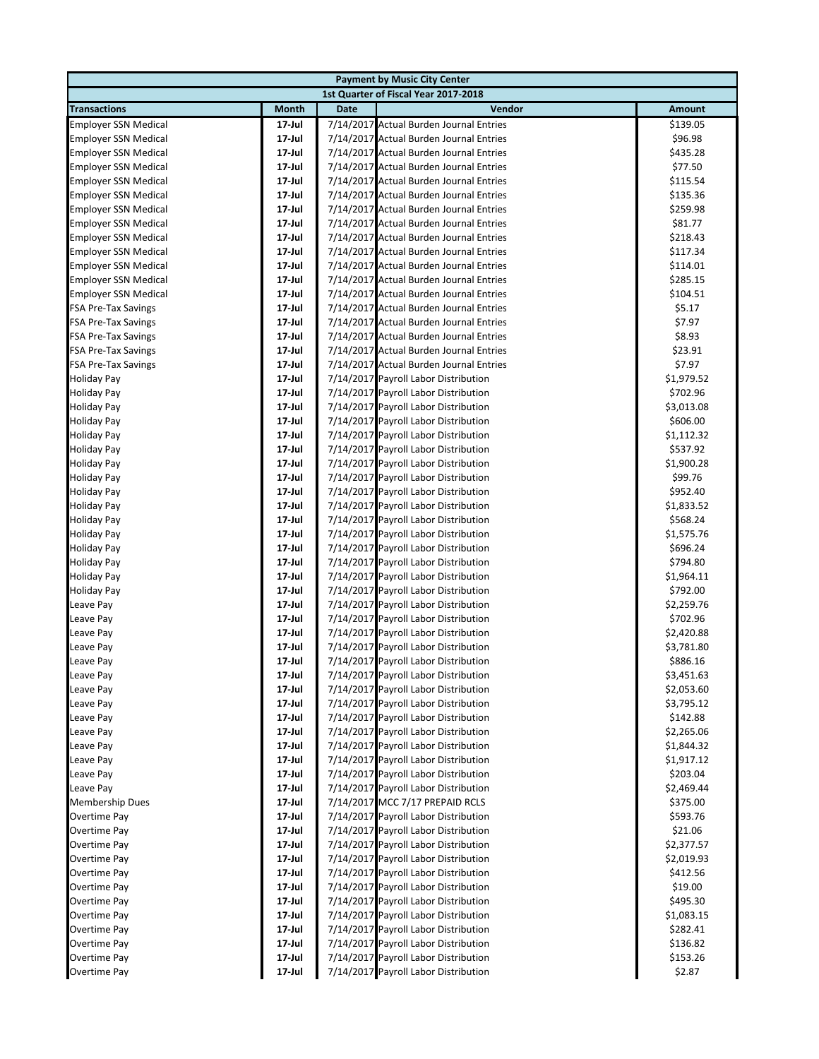| Payment by Music City Center | | | | |
|---|---|---|---|---|
| 1st Quarter of Fiscal Year 2017-2018 | | | | |
| **Transactions** | **Month** | **Date** | **Vendor** | **Amount** |
| Employer SSN Medical | 17-Jul | 7/14/2017 | Actual Burden Journal Entries | $139.05 |
| Employer SSN Medical | 17-Jul | 7/14/2017 | Actual Burden Journal Entries | $96.98 |
| Employer SSN Medical | 17-Jul | 7/14/2017 | Actual Burden Journal Entries | $435.28 |
| Employer SSN Medical | 17-Jul | 7/14/2017 | Actual Burden Journal Entries | $77.50 |
| Employer SSN Medical | 17-Jul | 7/14/2017 | Actual Burden Journal Entries | $115.54 |
| Employer SSN Medical | 17-Jul | 7/14/2017 | Actual Burden Journal Entries | $135.36 |
| Employer SSN Medical | 17-Jul | 7/14/2017 | Actual Burden Journal Entries | $259.98 |
| Employer SSN Medical | 17-Jul | 7/14/2017 | Actual Burden Journal Entries | $81.77 |
| Employer SSN Medical | 17-Jul | 7/14/2017 | Actual Burden Journal Entries | $218.43 |
| Employer SSN Medical | 17-Jul | 7/14/2017 | Actual Burden Journal Entries | $117.34 |
| Employer SSN Medical | 17-Jul | 7/14/2017 | Actual Burden Journal Entries | $114.01 |
| Employer SSN Medical | 17-Jul | 7/14/2017 | Actual Burden Journal Entries | $285.15 |
| Employer SSN Medical | 17-Jul | 7/14/2017 | Actual Burden Journal Entries | $104.51 |
| FSA Pre-Tax Savings | 17-Jul | 7/14/2017 | Actual Burden Journal Entries | $5.17 |
| FSA Pre-Tax Savings | 17-Jul | 7/14/2017 | Actual Burden Journal Entries | $7.97 |
| FSA Pre-Tax Savings | 17-Jul | 7/14/2017 | Actual Burden Journal Entries | $8.93 |
| FSA Pre-Tax Savings | 17-Jul | 7/14/2017 | Actual Burden Journal Entries | $23.91 |
| FSA Pre-Tax Savings | 17-Jul | 7/14/2017 | Actual Burden Journal Entries | $7.97 |
| Holiday Pay | 17-Jul | 7/14/2017 | Payroll Labor Distribution | $1,979.52 |
| Holiday Pay | 17-Jul | 7/14/2017 | Payroll Labor Distribution | $702.96 |
| Holiday Pay | 17-Jul | 7/14/2017 | Payroll Labor Distribution | $3,013.08 |
| Holiday Pay | 17-Jul | 7/14/2017 | Payroll Labor Distribution | $606.00 |
| Holiday Pay | 17-Jul | 7/14/2017 | Payroll Labor Distribution | $1,112.32 |
| Holiday Pay | 17-Jul | 7/14/2017 | Payroll Labor Distribution | $537.92 |
| Holiday Pay | 17-Jul | 7/14/2017 | Payroll Labor Distribution | $1,900.28 |
| Holiday Pay | 17-Jul | 7/14/2017 | Payroll Labor Distribution | $99.76 |
| Holiday Pay | 17-Jul | 7/14/2017 | Payroll Labor Distribution | $952.40 |
| Holiday Pay | 17-Jul | 7/14/2017 | Payroll Labor Distribution | $1,833.52 |
| Holiday Pay | 17-Jul | 7/14/2017 | Payroll Labor Distribution | $568.24 |
| Holiday Pay | 17-Jul | 7/14/2017 | Payroll Labor Distribution | $1,575.76 |
| Holiday Pay | 17-Jul | 7/14/2017 | Payroll Labor Distribution | $696.24 |
| Holiday Pay | 17-Jul | 7/14/2017 | Payroll Labor Distribution | $794.80 |
| Holiday Pay | 17-Jul | 7/14/2017 | Payroll Labor Distribution | $1,964.11 |
| Holiday Pay | 17-Jul | 7/14/2017 | Payroll Labor Distribution | $792.00 |
| Leave Pay | 17-Jul | 7/14/2017 | Payroll Labor Distribution | $2,259.76 |
| Leave Pay | 17-Jul | 7/14/2017 | Payroll Labor Distribution | $702.96 |
| Leave Pay | 17-Jul | 7/14/2017 | Payroll Labor Distribution | $2,420.88 |
| Leave Pay | 17-Jul | 7/14/2017 | Payroll Labor Distribution | $3,781.80 |
| Leave Pay | 17-Jul | 7/14/2017 | Payroll Labor Distribution | $886.16 |
| Leave Pay | 17-Jul | 7/14/2017 | Payroll Labor Distribution | $3,451.63 |
| Leave Pay | 17-Jul | 7/14/2017 | Payroll Labor Distribution | $2,053.60 |
| Leave Pay | 17-Jul | 7/14/2017 | Payroll Labor Distribution | $3,795.12 |
| Leave Pay | 17-Jul | 7/14/2017 | Payroll Labor Distribution | $142.88 |
| Leave Pay | 17-Jul | 7/14/2017 | Payroll Labor Distribution | $2,265.06 |
| Leave Pay | 17-Jul | 7/14/2017 | Payroll Labor Distribution | $1,844.32 |
| Leave Pay | 17-Jul | 7/14/2017 | Payroll Labor Distribution | $1,917.12 |
| Leave Pay | 17-Jul | 7/14/2017 | Payroll Labor Distribution | $203.04 |
| Leave Pay | 17-Jul | 7/14/2017 | Payroll Labor Distribution | $2,469.44 |
| Membership Dues | 17-Jul | 7/14/2017 | MCC 7/17 PREPAID RCLS | $375.00 |
| Overtime Pay | 17-Jul | 7/14/2017 | Payroll Labor Distribution | $593.76 |
| Overtime Pay | 17-Jul | 7/14/2017 | Payroll Labor Distribution | $21.06 |
| Overtime Pay | 17-Jul | 7/14/2017 | Payroll Labor Distribution | $2,377.57 |
| Overtime Pay | 17-Jul | 7/14/2017 | Payroll Labor Distribution | $2,019.93 |
| Overtime Pay | 17-Jul | 7/14/2017 | Payroll Labor Distribution | $412.56 |
| Overtime Pay | 17-Jul | 7/14/2017 | Payroll Labor Distribution | $19.00 |
| Overtime Pay | 17-Jul | 7/14/2017 | Payroll Labor Distribution | $495.30 |
| Overtime Pay | 17-Jul | 7/14/2017 | Payroll Labor Distribution | $1,083.15 |
| Overtime Pay | 17-Jul | 7/14/2017 | Payroll Labor Distribution | $282.41 |
| Overtime Pay | 17-Jul | 7/14/2017 | Payroll Labor Distribution | $136.82 |
| Overtime Pay | 17-Jul | 7/14/2017 | Payroll Labor Distribution | $153.26 |
| Overtime Pay | 17-Jul | 7/14/2017 | Payroll Labor Distribution | $2.87 |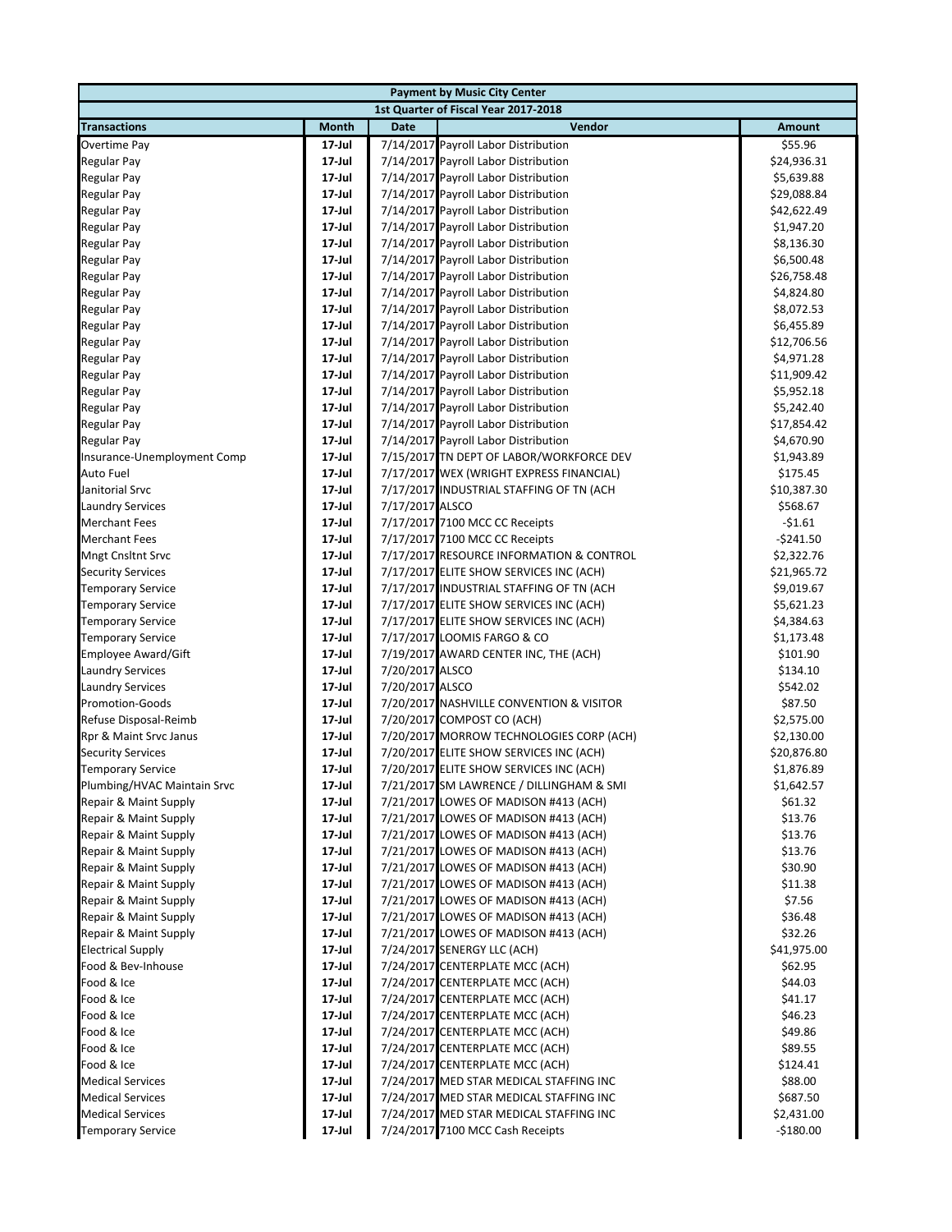| Payment by Music City Center | | | | |
|---|---|---|---|---|
| 1st Quarter of Fiscal Year 2017-2018 | | | | |
| **Transactions** | **Month** | **Date** | **Vendor** | **Amount** |
| Overtime Pay | 17-Jul | 7/14/2017 | Payroll Labor Distribution | $55.96 |
| Regular Pay | 17-Jul | 7/14/2017 | Payroll Labor Distribution | $24,936.31 |
| Regular Pay | 17-Jul | 7/14/2017 | Payroll Labor Distribution | $5,639.88 |
| Regular Pay | 17-Jul | 7/14/2017 | Payroll Labor Distribution | $29,088.84 |
| Regular Pay | 17-Jul | 7/14/2017 | Payroll Labor Distribution | $42,622.49 |
| Regular Pay | 17-Jul | 7/14/2017 | Payroll Labor Distribution | $1,947.20 |
| Regular Pay | 17-Jul | 7/14/2017 | Payroll Labor Distribution | $8,136.30 |
| Regular Pay | 17-Jul | 7/14/2017 | Payroll Labor Distribution | $6,500.48 |
| Regular Pay | 17-Jul | 7/14/2017 | Payroll Labor Distribution | $26,758.48 |
| Regular Pay | 17-Jul | 7/14/2017 | Payroll Labor Distribution | $4,824.80 |
| Regular Pay | 17-Jul | 7/14/2017 | Payroll Labor Distribution | $8,072.53 |
| Regular Pay | 17-Jul | 7/14/2017 | Payroll Labor Distribution | $6,455.89 |
| Regular Pay | 17-Jul | 7/14/2017 | Payroll Labor Distribution | $12,706.56 |
| Regular Pay | 17-Jul | 7/14/2017 | Payroll Labor Distribution | $4,971.28 |
| Regular Pay | 17-Jul | 7/14/2017 | Payroll Labor Distribution | $11,909.42 |
| Regular Pay | 17-Jul | 7/14/2017 | Payroll Labor Distribution | $5,952.18 |
| Regular Pay | 17-Jul | 7/14/2017 | Payroll Labor Distribution | $5,242.40 |
| Regular Pay | 17-Jul | 7/14/2017 | Payroll Labor Distribution | $17,854.42 |
| Regular Pay | 17-Jul | 7/14/2017 | Payroll Labor Distribution | $4,670.90 |
| Insurance-Unemployment Comp | 17-Jul | 7/15/2017 | TN DEPT OF LABOR/WORKFORCE DEV | $1,943.89 |
| Auto Fuel | 17-Jul | 7/17/2017 | WEX (WRIGHT EXPRESS FINANCIAL) | $175.45 |
| Janitorial Srvc | 17-Jul | 7/17/2017 | INDUSTRIAL STAFFING OF TN (ACH | $10,387.30 |
| Laundry Services | 17-Jul | 7/17/2017 | ALSCO | $568.67 |
| Merchant Fees | 17-Jul | 7/17/2017 | 7100 MCC CC Receipts | -$1.61 |
| Merchant Fees | 17-Jul | 7/17/2017 | 7100 MCC CC Receipts | -$241.50 |
| Mngt Cnsltnt Srvc | 17-Jul | 7/17/2017 | RESOURCE INFORMATION & CONTROL | $2,322.76 |
| Security Services | 17-Jul | 7/17/2017 | ELITE SHOW SERVICES INC (ACH) | $21,965.72 |
| Temporary Service | 17-Jul | 7/17/2017 | INDUSTRIAL STAFFING OF TN (ACH | $9,019.67 |
| Temporary Service | 17-Jul | 7/17/2017 | ELITE SHOW SERVICES INC (ACH) | $5,621.23 |
| Temporary Service | 17-Jul | 7/17/2017 | ELITE SHOW SERVICES INC (ACH) | $4,384.63 |
| Temporary Service | 17-Jul | 7/17/2017 | LOOMIS FARGO & CO | $1,173.48 |
| Employee Award/Gift | 17-Jul | 7/19/2017 | AWARD CENTER INC, THE (ACH) | $101.90 |
| Laundry Services | 17-Jul | 7/20/2017 | ALSCO | $134.10 |
| Laundry Services | 17-Jul | 7/20/2017 | ALSCO | $542.02 |
| Promotion-Goods | 17-Jul | 7/20/2017 | NASHVILLE CONVENTION & VISITOR | $87.50 |
| Refuse Disposal-Reimb | 17-Jul | 7/20/2017 | COMPOST CO (ACH) | $2,575.00 |
| Rpr & Maint Srvc Janus | 17-Jul | 7/20/2017 | MORROW TECHNOLOGIES CORP (ACH) | $2,130.00 |
| Security Services | 17-Jul | 7/20/2017 | ELITE SHOW SERVICES INC (ACH) | $20,876.80 |
| Temporary Service | 17-Jul | 7/20/2017 | ELITE SHOW SERVICES INC (ACH) | $1,876.89 |
| Plumbing/HVAC Maintain Srvc | 17-Jul | 7/21/2017 | SM LAWRENCE / DILLINGHAM & SMI | $1,642.57 |
| Repair & Maint Supply | 17-Jul | 7/21/2017 | LOWES OF MADISON #413 (ACH) | $61.32 |
| Repair & Maint Supply | 17-Jul | 7/21/2017 | LOWES OF MADISON #413 (ACH) | $13.76 |
| Repair & Maint Supply | 17-Jul | 7/21/2017 | LOWES OF MADISON #413 (ACH) | $13.76 |
| Repair & Maint Supply | 17-Jul | 7/21/2017 | LOWES OF MADISON #413 (ACH) | $13.76 |
| Repair & Maint Supply | 17-Jul | 7/21/2017 | LOWES OF MADISON #413 (ACH) | $30.90 |
| Repair & Maint Supply | 17-Jul | 7/21/2017 | LOWES OF MADISON #413 (ACH) | $11.38 |
| Repair & Maint Supply | 17-Jul | 7/21/2017 | LOWES OF MADISON #413 (ACH) | $7.56 |
| Repair & Maint Supply | 17-Jul | 7/21/2017 | LOWES OF MADISON #413 (ACH) | $36.48 |
| Repair & Maint Supply | 17-Jul | 7/21/2017 | LOWES OF MADISON #413 (ACH) | $32.26 |
| Electrical Supply | 17-Jul | 7/24/2017 | SENERGY LLC (ACH) | $41,975.00 |
| Food & Bev-Inhouse | 17-Jul | 7/24/2017 | CENTERPLATE MCC (ACH) | $62.95 |
| Food & Ice | 17-Jul | 7/24/2017 | CENTERPLATE MCC (ACH) | $44.03 |
| Food & Ice | 17-Jul | 7/24/2017 | CENTERPLATE MCC (ACH) | $41.17 |
| Food & Ice | 17-Jul | 7/24/2017 | CENTERPLATE MCC (ACH) | $46.23 |
| Food & Ice | 17-Jul | 7/24/2017 | CENTERPLATE MCC (ACH) | $49.86 |
| Food & Ice | 17-Jul | 7/24/2017 | CENTERPLATE MCC (ACH) | $89.55 |
| Food & Ice | 17-Jul | 7/24/2017 | CENTERPLATE MCC (ACH) | $124.41 |
| Medical Services | 17-Jul | 7/24/2017 | MED STAR MEDICAL STAFFING INC | $88.00 |
| Medical Services | 17-Jul | 7/24/2017 | MED STAR MEDICAL STAFFING INC | $687.50 |
| Medical Services | 17-Jul | 7/24/2017 | MED STAR MEDICAL STAFFING INC | $2,431.00 |
| Temporary Service | 17-Jul | 7/24/2017 | 7100 MCC Cash Receipts | -$180.00 |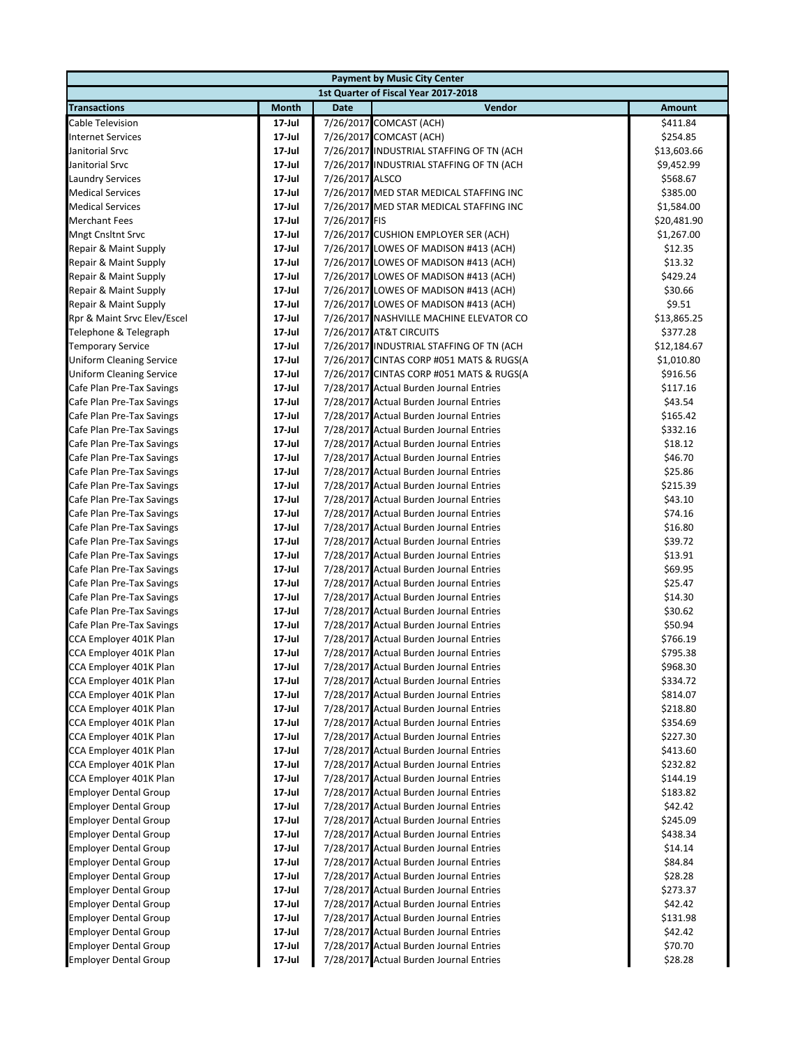| Payment by Music City Center | | | | |
|---|---|---|---|---|
| 1st Quarter of Fiscal Year 2017-2018 | | | | |
| **Transactions** | **Month** | **Date** | **Vendor** | **Amount** |
| Cable Television | 17-Jul | 7/26/2017 | COMCAST (ACH) | $411.84 |
| Internet Services | 17-Jul | 7/26/2017 | COMCAST (ACH) | $254.85 |
| Janitorial Srvc | 17-Jul | 7/26/2017 | INDUSTRIAL STAFFING OF TN (ACH | $13,603.66 |
| Janitorial Srvc | 17-Jul | 7/26/2017 | INDUSTRIAL STAFFING OF TN (ACH | $9,452.99 |
| Laundry Services | 17-Jul | 7/26/2017 | ALSCO | $568.67 |
| Medical Services | 17-Jul | 7/26/2017 | MED STAR MEDICAL STAFFING INC | $385.00 |
| Medical Services | 17-Jul | 7/26/2017 | MED STAR MEDICAL STAFFING INC | $1,584.00 |
| Merchant Fees | 17-Jul | 7/26/2017 | FIS | $20,481.90 |
| Mngt Cnsltnt Srvc | 17-Jul | 7/26/2017 | CUSHION EMPLOYER SER (ACH) | $1,267.00 |
| Repair & Maint Supply | 17-Jul | 7/26/2017 | LOWES OF MADISON #413 (ACH) | $12.35 |
| Repair & Maint Supply | 17-Jul | 7/26/2017 | LOWES OF MADISON #413 (ACH) | $13.32 |
| Repair & Maint Supply | 17-Jul | 7/26/2017 | LOWES OF MADISON #413 (ACH) | $429.24 |
| Repair & Maint Supply | 17-Jul | 7/26/2017 | LOWES OF MADISON #413 (ACH) | $30.66 |
| Repair & Maint Supply | 17-Jul | 7/26/2017 | LOWES OF MADISON #413 (ACH) | $9.51 |
| Rpr & Maint Srvc Elev/Escel | 17-Jul | 7/26/2017 | NASHVILLE MACHINE ELEVATOR CO | $13,865.25 |
| Telephone & Telegraph | 17-Jul | 7/26/2017 | AT&T CIRCUITS | $377.28 |
| Temporary Service | 17-Jul | 7/26/2017 | INDUSTRIAL STAFFING OF TN (ACH | $12,184.67 |
| Uniform Cleaning Service | 17-Jul | 7/26/2017 | CINTAS CORP #051 MATS & RUGS(A | $1,010.80 |
| Uniform Cleaning Service | 17-Jul | 7/26/2017 | CINTAS CORP #051 MATS & RUGS(A | $916.56 |
| Cafe Plan Pre-Tax Savings | 17-Jul | 7/28/2017 | Actual Burden Journal Entries | $117.16 |
| Cafe Plan Pre-Tax Savings | 17-Jul | 7/28/2017 | Actual Burden Journal Entries | $43.54 |
| Cafe Plan Pre-Tax Savings | 17-Jul | 7/28/2017 | Actual Burden Journal Entries | $165.42 |
| Cafe Plan Pre-Tax Savings | 17-Jul | 7/28/2017 | Actual Burden Journal Entries | $332.16 |
| Cafe Plan Pre-Tax Savings | 17-Jul | 7/28/2017 | Actual Burden Journal Entries | $18.12 |
| Cafe Plan Pre-Tax Savings | 17-Jul | 7/28/2017 | Actual Burden Journal Entries | $46.70 |
| Cafe Plan Pre-Tax Savings | 17-Jul | 7/28/2017 | Actual Burden Journal Entries | $25.86 |
| Cafe Plan Pre-Tax Savings | 17-Jul | 7/28/2017 | Actual Burden Journal Entries | $215.39 |
| Cafe Plan Pre-Tax Savings | 17-Jul | 7/28/2017 | Actual Burden Journal Entries | $43.10 |
| Cafe Plan Pre-Tax Savings | 17-Jul | 7/28/2017 | Actual Burden Journal Entries | $74.16 |
| Cafe Plan Pre-Tax Savings | 17-Jul | 7/28/2017 | Actual Burden Journal Entries | $16.80 |
| Cafe Plan Pre-Tax Savings | 17-Jul | 7/28/2017 | Actual Burden Journal Entries | $39.72 |
| Cafe Plan Pre-Tax Savings | 17-Jul | 7/28/2017 | Actual Burden Journal Entries | $13.91 |
| Cafe Plan Pre-Tax Savings | 17-Jul | 7/28/2017 | Actual Burden Journal Entries | $69.95 |
| Cafe Plan Pre-Tax Savings | 17-Jul | 7/28/2017 | Actual Burden Journal Entries | $25.47 |
| Cafe Plan Pre-Tax Savings | 17-Jul | 7/28/2017 | Actual Burden Journal Entries | $14.30 |
| Cafe Plan Pre-Tax Savings | 17-Jul | 7/28/2017 | Actual Burden Journal Entries | $30.62 |
| Cafe Plan Pre-Tax Savings | 17-Jul | 7/28/2017 | Actual Burden Journal Entries | $50.94 |
| CCA Employer 401K Plan | 17-Jul | 7/28/2017 | Actual Burden Journal Entries | $766.19 |
| CCA Employer 401K Plan | 17-Jul | 7/28/2017 | Actual Burden Journal Entries | $795.38 |
| CCA Employer 401K Plan | 17-Jul | 7/28/2017 | Actual Burden Journal Entries | $968.30 |
| CCA Employer 401K Plan | 17-Jul | 7/28/2017 | Actual Burden Journal Entries | $334.72 |
| CCA Employer 401K Plan | 17-Jul | 7/28/2017 | Actual Burden Journal Entries | $814.07 |
| CCA Employer 401K Plan | 17-Jul | 7/28/2017 | Actual Burden Journal Entries | $218.80 |
| CCA Employer 401K Plan | 17-Jul | 7/28/2017 | Actual Burden Journal Entries | $354.69 |
| CCA Employer 401K Plan | 17-Jul | 7/28/2017 | Actual Burden Journal Entries | $227.30 |
| CCA Employer 401K Plan | 17-Jul | 7/28/2017 | Actual Burden Journal Entries | $413.60 |
| CCA Employer 401K Plan | 17-Jul | 7/28/2017 | Actual Burden Journal Entries | $232.82 |
| CCA Employer 401K Plan | 17-Jul | 7/28/2017 | Actual Burden Journal Entries | $144.19 |
| Employer Dental Group | 17-Jul | 7/28/2017 | Actual Burden Journal Entries | $183.82 |
| Employer Dental Group | 17-Jul | 7/28/2017 | Actual Burden Journal Entries | $42.42 |
| Employer Dental Group | 17-Jul | 7/28/2017 | Actual Burden Journal Entries | $245.09 |
| Employer Dental Group | 17-Jul | 7/28/2017 | Actual Burden Journal Entries | $438.34 |
| Employer Dental Group | 17-Jul | 7/28/2017 | Actual Burden Journal Entries | $14.14 |
| Employer Dental Group | 17-Jul | 7/28/2017 | Actual Burden Journal Entries | $84.84 |
| Employer Dental Group | 17-Jul | 7/28/2017 | Actual Burden Journal Entries | $28.28 |
| Employer Dental Group | 17-Jul | 7/28/2017 | Actual Burden Journal Entries | $273.37 |
| Employer Dental Group | 17-Jul | 7/28/2017 | Actual Burden Journal Entries | $42.42 |
| Employer Dental Group | 17-Jul | 7/28/2017 | Actual Burden Journal Entries | $131.98 |
| Employer Dental Group | 17-Jul | 7/28/2017 | Actual Burden Journal Entries | $42.42 |
| Employer Dental Group | 17-Jul | 7/28/2017 | Actual Burden Journal Entries | $70.70 |
| Employer Dental Group | 17-Jul | 7/28/2017 | Actual Burden Journal Entries | $28.28 |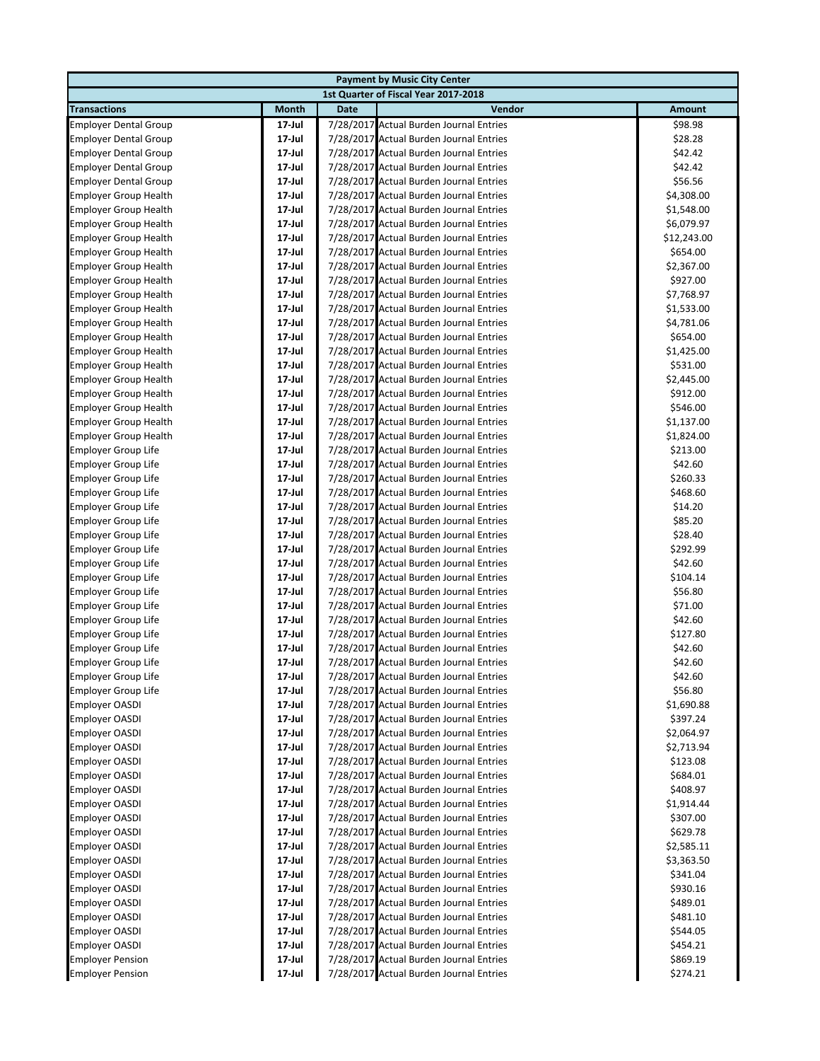| Payment by Music City Center | | | | |
|---|---|---|---|---|
| 1st Quarter of Fiscal Year 2017-2018 | | | | |
| **Transactions** | **Month** | **Date** | **Vendor** | **Amount** |
| Employer Dental Group | 17-Jul | 7/28/2017 | Actual Burden Journal Entries | $98.98 |
| Employer Dental Group | 17-Jul | 7/28/2017 | Actual Burden Journal Entries | $28.28 |
| Employer Dental Group | 17-Jul | 7/28/2017 | Actual Burden Journal Entries | $42.42 |
| Employer Dental Group | 17-Jul | 7/28/2017 | Actual Burden Journal Entries | $42.42 |
| Employer Dental Group | 17-Jul | 7/28/2017 | Actual Burden Journal Entries | $56.56 |
| Employer Group Health | 17-Jul | 7/28/2017 | Actual Burden Journal Entries | $4,308.00 |
| Employer Group Health | 17-Jul | 7/28/2017 | Actual Burden Journal Entries | $1,548.00 |
| Employer Group Health | 17-Jul | 7/28/2017 | Actual Burden Journal Entries | $6,079.97 |
| Employer Group Health | 17-Jul | 7/28/2017 | Actual Burden Journal Entries | $12,243.00 |
| Employer Group Health | 17-Jul | 7/28/2017 | Actual Burden Journal Entries | $654.00 |
| Employer Group Health | 17-Jul | 7/28/2017 | Actual Burden Journal Entries | $2,367.00 |
| Employer Group Health | 17-Jul | 7/28/2017 | Actual Burden Journal Entries | $927.00 |
| Employer Group Health | 17-Jul | 7/28/2017 | Actual Burden Journal Entries | $7,768.97 |
| Employer Group Health | 17-Jul | 7/28/2017 | Actual Burden Journal Entries | $1,533.00 |
| Employer Group Health | 17-Jul | 7/28/2017 | Actual Burden Journal Entries | $4,781.06 |
| Employer Group Health | 17-Jul | 7/28/2017 | Actual Burden Journal Entries | $654.00 |
| Employer Group Health | 17-Jul | 7/28/2017 | Actual Burden Journal Entries | $1,425.00 |
| Employer Group Health | 17-Jul | 7/28/2017 | Actual Burden Journal Entries | $531.00 |
| Employer Group Health | 17-Jul | 7/28/2017 | Actual Burden Journal Entries | $2,445.00 |
| Employer Group Health | 17-Jul | 7/28/2017 | Actual Burden Journal Entries | $912.00 |
| Employer Group Health | 17-Jul | 7/28/2017 | Actual Burden Journal Entries | $546.00 |
| Employer Group Health | 17-Jul | 7/28/2017 | Actual Burden Journal Entries | $1,137.00 |
| Employer Group Health | 17-Jul | 7/28/2017 | Actual Burden Journal Entries | $1,824.00 |
| Employer Group Life | 17-Jul | 7/28/2017 | Actual Burden Journal Entries | $213.00 |
| Employer Group Life | 17-Jul | 7/28/2017 | Actual Burden Journal Entries | $42.60 |
| Employer Group Life | 17-Jul | 7/28/2017 | Actual Burden Journal Entries | $260.33 |
| Employer Group Life | 17-Jul | 7/28/2017 | Actual Burden Journal Entries | $468.60 |
| Employer Group Life | 17-Jul | 7/28/2017 | Actual Burden Journal Entries | $14.20 |
| Employer Group Life | 17-Jul | 7/28/2017 | Actual Burden Journal Entries | $85.20 |
| Employer Group Life | 17-Jul | 7/28/2017 | Actual Burden Journal Entries | $28.40 |
| Employer Group Life | 17-Jul | 7/28/2017 | Actual Burden Journal Entries | $292.99 |
| Employer Group Life | 17-Jul | 7/28/2017 | Actual Burden Journal Entries | $42.60 |
| Employer Group Life | 17-Jul | 7/28/2017 | Actual Burden Journal Entries | $104.14 |
| Employer Group Life | 17-Jul | 7/28/2017 | Actual Burden Journal Entries | $56.80 |
| Employer Group Life | 17-Jul | 7/28/2017 | Actual Burden Journal Entries | $71.00 |
| Employer Group Life | 17-Jul | 7/28/2017 | Actual Burden Journal Entries | $42.60 |
| Employer Group Life | 17-Jul | 7/28/2017 | Actual Burden Journal Entries | $127.80 |
| Employer Group Life | 17-Jul | 7/28/2017 | Actual Burden Journal Entries | $42.60 |
| Employer Group Life | 17-Jul | 7/28/2017 | Actual Burden Journal Entries | $42.60 |
| Employer Group Life | 17-Jul | 7/28/2017 | Actual Burden Journal Entries | $42.60 |
| Employer Group Life | 17-Jul | 7/28/2017 | Actual Burden Journal Entries | $56.80 |
| Employer OASDI | 17-Jul | 7/28/2017 | Actual Burden Journal Entries | $1,690.88 |
| Employer OASDI | 17-Jul | 7/28/2017 | Actual Burden Journal Entries | $397.24 |
| Employer OASDI | 17-Jul | 7/28/2017 | Actual Burden Journal Entries | $2,064.97 |
| Employer OASDI | 17-Jul | 7/28/2017 | Actual Burden Journal Entries | $2,713.94 |
| Employer OASDI | 17-Jul | 7/28/2017 | Actual Burden Journal Entries | $123.08 |
| Employer OASDI | 17-Jul | 7/28/2017 | Actual Burden Journal Entries | $684.01 |
| Employer OASDI | 17-Jul | 7/28/2017 | Actual Burden Journal Entries | $408.97 |
| Employer OASDI | 17-Jul | 7/28/2017 | Actual Burden Journal Entries | $1,914.44 |
| Employer OASDI | 17-Jul | 7/28/2017 | Actual Burden Journal Entries | $307.00 |
| Employer OASDI | 17-Jul | 7/28/2017 | Actual Burden Journal Entries | $629.78 |
| Employer OASDI | 17-Jul | 7/28/2017 | Actual Burden Journal Entries | $2,585.11 |
| Employer OASDI | 17-Jul | 7/28/2017 | Actual Burden Journal Entries | $3,363.50 |
| Employer OASDI | 17-Jul | 7/28/2017 | Actual Burden Journal Entries | $341.04 |
| Employer OASDI | 17-Jul | 7/28/2017 | Actual Burden Journal Entries | $930.16 |
| Employer OASDI | 17-Jul | 7/28/2017 | Actual Burden Journal Entries | $489.01 |
| Employer OASDI | 17-Jul | 7/28/2017 | Actual Burden Journal Entries | $481.10 |
| Employer OASDI | 17-Jul | 7/28/2017 | Actual Burden Journal Entries | $544.05 |
| Employer OASDI | 17-Jul | 7/28/2017 | Actual Burden Journal Entries | $454.21 |
| Employer Pension | 17-Jul | 7/28/2017 | Actual Burden Journal Entries | $869.19 |
| Employer Pension | 17-Jul | 7/28/2017 | Actual Burden Journal Entries | $274.21 |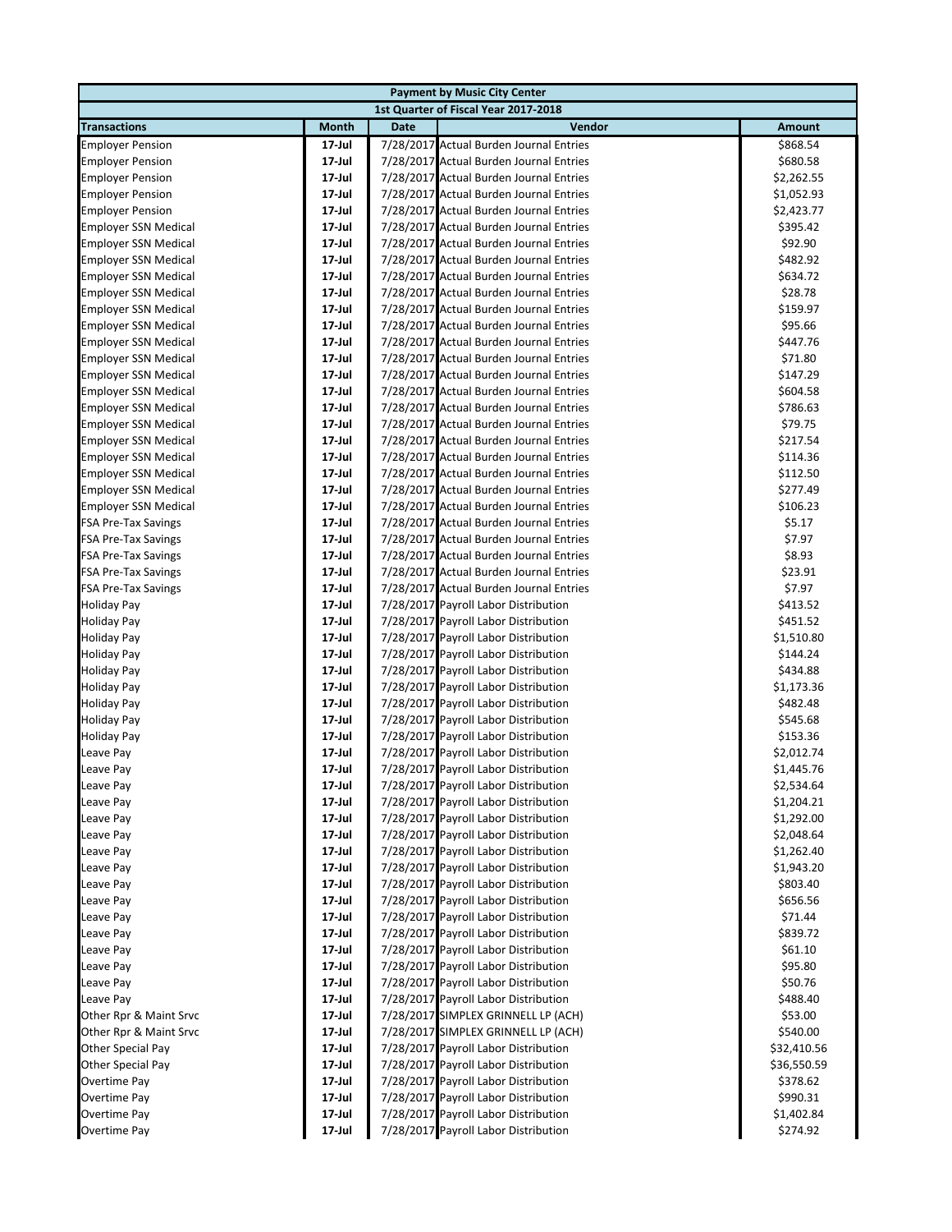| Payment by Music City Center | | | | |
|---|---|---|---|---|
| 1st Quarter of Fiscal Year 2017-2018 | | | | |
| **Transactions** | **Month** | **Date** | **Vendor** | **Amount** |
| Employer Pension | 17-Jul | 7/28/2017 | Actual Burden Journal Entries | $868.54 |
| Employer Pension | 17-Jul | 7/28/2017 | Actual Burden Journal Entries | $680.58 |
| Employer Pension | 17-Jul | 7/28/2017 | Actual Burden Journal Entries | $2,262.55 |
| Employer Pension | 17-Jul | 7/28/2017 | Actual Burden Journal Entries | $1,052.93 |
| Employer Pension | 17-Jul | 7/28/2017 | Actual Burden Journal Entries | $2,423.77 |
| Employer SSN Medical | 17-Jul | 7/28/2017 | Actual Burden Journal Entries | $395.42 |
| Employer SSN Medical | 17-Jul | 7/28/2017 | Actual Burden Journal Entries | $92.90 |
| Employer SSN Medical | 17-Jul | 7/28/2017 | Actual Burden Journal Entries | $482.92 |
| Employer SSN Medical | 17-Jul | 7/28/2017 | Actual Burden Journal Entries | $634.72 |
| Employer SSN Medical | 17-Jul | 7/28/2017 | Actual Burden Journal Entries | $28.78 |
| Employer SSN Medical | 17-Jul | 7/28/2017 | Actual Burden Journal Entries | $159.97 |
| Employer SSN Medical | 17-Jul | 7/28/2017 | Actual Burden Journal Entries | $95.66 |
| Employer SSN Medical | 17-Jul | 7/28/2017 | Actual Burden Journal Entries | $447.76 |
| Employer SSN Medical | 17-Jul | 7/28/2017 | Actual Burden Journal Entries | $71.80 |
| Employer SSN Medical | 17-Jul | 7/28/2017 | Actual Burden Journal Entries | $147.29 |
| Employer SSN Medical | 17-Jul | 7/28/2017 | Actual Burden Journal Entries | $604.58 |
| Employer SSN Medical | 17-Jul | 7/28/2017 | Actual Burden Journal Entries | $786.63 |
| Employer SSN Medical | 17-Jul | 7/28/2017 | Actual Burden Journal Entries | $79.75 |
| Employer SSN Medical | 17-Jul | 7/28/2017 | Actual Burden Journal Entries | $217.54 |
| Employer SSN Medical | 17-Jul | 7/28/2017 | Actual Burden Journal Entries | $114.36 |
| Employer SSN Medical | 17-Jul | 7/28/2017 | Actual Burden Journal Entries | $112.50 |
| Employer SSN Medical | 17-Jul | 7/28/2017 | Actual Burden Journal Entries | $277.49 |
| Employer SSN Medical | 17-Jul | 7/28/2017 | Actual Burden Journal Entries | $106.23 |
| FSA Pre-Tax Savings | 17-Jul | 7/28/2017 | Actual Burden Journal Entries | $5.17 |
| FSA Pre-Tax Savings | 17-Jul | 7/28/2017 | Actual Burden Journal Entries | $7.97 |
| FSA Pre-Tax Savings | 17-Jul | 7/28/2017 | Actual Burden Journal Entries | $8.93 |
| FSA Pre-Tax Savings | 17-Jul | 7/28/2017 | Actual Burden Journal Entries | $23.91 |
| FSA Pre-Tax Savings | 17-Jul | 7/28/2017 | Actual Burden Journal Entries | $7.97 |
| Holiday Pay | 17-Jul | 7/28/2017 | Payroll Labor Distribution | $413.52 |
| Holiday Pay | 17-Jul | 7/28/2017 | Payroll Labor Distribution | $451.52 |
| Holiday Pay | 17-Jul | 7/28/2017 | Payroll Labor Distribution | $1,510.80 |
| Holiday Pay | 17-Jul | 7/28/2017 | Payroll Labor Distribution | $144.24 |
| Holiday Pay | 17-Jul | 7/28/2017 | Payroll Labor Distribution | $434.88 |
| Holiday Pay | 17-Jul | 7/28/2017 | Payroll Labor Distribution | $1,173.36 |
| Holiday Pay | 17-Jul | 7/28/2017 | Payroll Labor Distribution | $482.48 |
| Holiday Pay | 17-Jul | 7/28/2017 | Payroll Labor Distribution | $545.68 |
| Holiday Pay | 17-Jul | 7/28/2017 | Payroll Labor Distribution | $153.36 |
| Leave Pay | 17-Jul | 7/28/2017 | Payroll Labor Distribution | $2,012.74 |
| Leave Pay | 17-Jul | 7/28/2017 | Payroll Labor Distribution | $1,445.76 |
| Leave Pay | 17-Jul | 7/28/2017 | Payroll Labor Distribution | $2,534.64 |
| Leave Pay | 17-Jul | 7/28/2017 | Payroll Labor Distribution | $1,204.21 |
| Leave Pay | 17-Jul | 7/28/2017 | Payroll Labor Distribution | $1,292.00 |
| Leave Pay | 17-Jul | 7/28/2017 | Payroll Labor Distribution | $2,048.64 |
| Leave Pay | 17-Jul | 7/28/2017 | Payroll Labor Distribution | $1,262.40 |
| Leave Pay | 17-Jul | 7/28/2017 | Payroll Labor Distribution | $1,943.20 |
| Leave Pay | 17-Jul | 7/28/2017 | Payroll Labor Distribution | $803.40 |
| Leave Pay | 17-Jul | 7/28/2017 | Payroll Labor Distribution | $656.56 |
| Leave Pay | 17-Jul | 7/28/2017 | Payroll Labor Distribution | $71.44 |
| Leave Pay | 17-Jul | 7/28/2017 | Payroll Labor Distribution | $839.72 |
| Leave Pay | 17-Jul | 7/28/2017 | Payroll Labor Distribution | $61.10 |
| Leave Pay | 17-Jul | 7/28/2017 | Payroll Labor Distribution | $95.80 |
| Leave Pay | 17-Jul | 7/28/2017 | Payroll Labor Distribution | $50.76 |
| Leave Pay | 17-Jul | 7/28/2017 | Payroll Labor Distribution | $488.40 |
| Other Rpr & Maint Srvc | 17-Jul | 7/28/2017 | SIMPLEX GRINNELL LP (ACH) | $53.00 |
| Other Rpr & Maint Srvc | 17-Jul | 7/28/2017 | SIMPLEX GRINNELL LP (ACH) | $540.00 |
| Other Special Pay | 17-Jul | 7/28/2017 | Payroll Labor Distribution | $32,410.56 |
| Other Special Pay | 17-Jul | 7/28/2017 | Payroll Labor Distribution | $36,550.59 |
| Overtime Pay | 17-Jul | 7/28/2017 | Payroll Labor Distribution | $378.62 |
| Overtime Pay | 17-Jul | 7/28/2017 | Payroll Labor Distribution | $990.31 |
| Overtime Pay | 17-Jul | 7/28/2017 | Payroll Labor Distribution | $1,402.84 |
| Overtime Pay | 17-Jul | 7/28/2017 | Payroll Labor Distribution | $274.92 |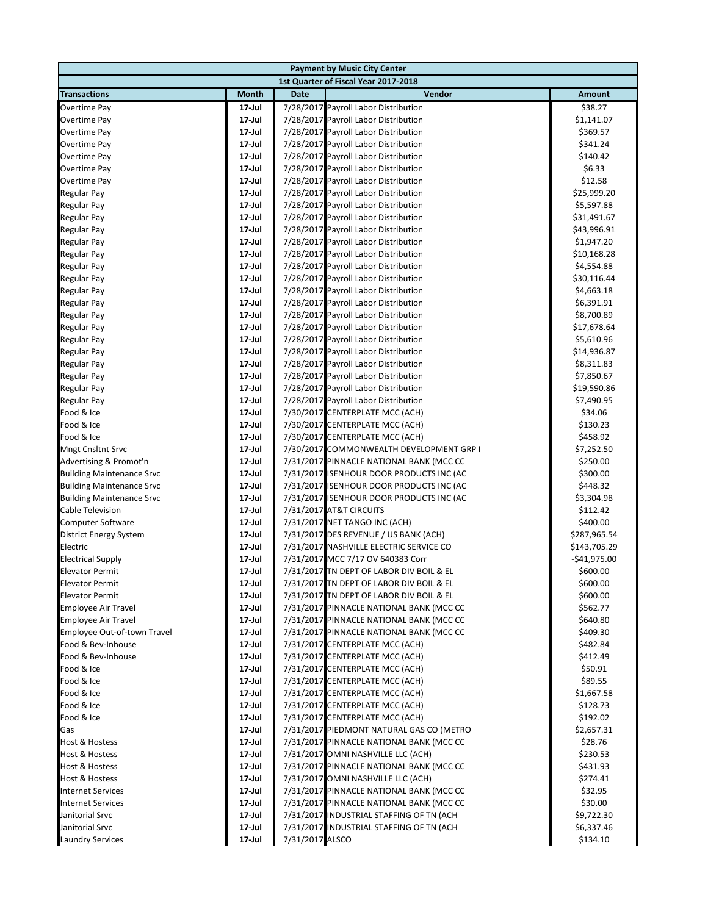| Payment by Music City Center | | | | |
|---|---|---|---|---|
| 1st Quarter of Fiscal Year 2017-2018 | | | | |
| **Transactions** | **Month** | **Date** | **Vendor** | **Amount** |
| Overtime Pay | 17-Jul | 7/28/2017 | Payroll Labor Distribution | $38.27 |
| Overtime Pay | 17-Jul | 7/28/2017 | Payroll Labor Distribution | $1,141.07 |
| Overtime Pay | 17-Jul | 7/28/2017 | Payroll Labor Distribution | $369.57 |
| Overtime Pay | 17-Jul | 7/28/2017 | Payroll Labor Distribution | $341.24 |
| Overtime Pay | 17-Jul | 7/28/2017 | Payroll Labor Distribution | $140.42 |
| Overtime Pay | 17-Jul | 7/28/2017 | Payroll Labor Distribution | $6.33 |
| Overtime Pay | 17-Jul | 7/28/2017 | Payroll Labor Distribution | $12.58 |
| Regular Pay | 17-Jul | 7/28/2017 | Payroll Labor Distribution | $25,999.20 |
| Regular Pay | 17-Jul | 7/28/2017 | Payroll Labor Distribution | $5,597.88 |
| Regular Pay | 17-Jul | 7/28/2017 | Payroll Labor Distribution | $31,491.67 |
| Regular Pay | 17-Jul | 7/28/2017 | Payroll Labor Distribution | $43,996.91 |
| Regular Pay | 17-Jul | 7/28/2017 | Payroll Labor Distribution | $1,947.20 |
| Regular Pay | 17-Jul | 7/28/2017 | Payroll Labor Distribution | $10,168.28 |
| Regular Pay | 17-Jul | 7/28/2017 | Payroll Labor Distribution | $4,554.88 |
| Regular Pay | 17-Jul | 7/28/2017 | Payroll Labor Distribution | $30,116.44 |
| Regular Pay | 17-Jul | 7/28/2017 | Payroll Labor Distribution | $4,663.18 |
| Regular Pay | 17-Jul | 7/28/2017 | Payroll Labor Distribution | $6,391.91 |
| Regular Pay | 17-Jul | 7/28/2017 | Payroll Labor Distribution | $8,700.89 |
| Regular Pay | 17-Jul | 7/28/2017 | Payroll Labor Distribution | $17,678.64 |
| Regular Pay | 17-Jul | 7/28/2017 | Payroll Labor Distribution | $5,610.96 |
| Regular Pay | 17-Jul | 7/28/2017 | Payroll Labor Distribution | $14,936.87 |
| Regular Pay | 17-Jul | 7/28/2017 | Payroll Labor Distribution | $8,311.83 |
| Regular Pay | 17-Jul | 7/28/2017 | Payroll Labor Distribution | $7,850.67 |
| Regular Pay | 17-Jul | 7/28/2017 | Payroll Labor Distribution | $19,590.86 |
| Regular Pay | 17-Jul | 7/28/2017 | Payroll Labor Distribution | $7,490.95 |
| Food & Ice | 17-Jul | 7/30/2017 | CENTERPLATE MCC (ACH) | $34.06 |
| Food & Ice | 17-Jul | 7/30/2017 | CENTERPLATE MCC (ACH) | $130.23 |
| Food & Ice | 17-Jul | 7/30/2017 | CENTERPLATE MCC (ACH) | $458.92 |
| Mngt Cnsltnt Srvc | 17-Jul | 7/30/2017 | COMMONWEALTH DEVELOPMENT GRP I | $7,252.50 |
| Advertising & Promot'n | 17-Jul | 7/31/2017 | PINNACLE NATIONAL BANK (MCC CC | $250.00 |
| Building Maintenance Srvc | 17-Jul | 7/31/2017 | ISENHOUR DOOR PRODUCTS INC (AC | $300.00 |
| Building Maintenance Srvc | 17-Jul | 7/31/2017 | ISENHOUR DOOR PRODUCTS INC (AC | $448.32 |
| Building Maintenance Srvc | 17-Jul | 7/31/2017 | ISENHOUR DOOR PRODUCTS INC (AC | $3,304.98 |
| Cable Television | 17-Jul | 7/31/2017 | AT&T CIRCUITS | $112.42 |
| Computer Software | 17-Jul | 7/31/2017 | NET TANGO INC (ACH) | $400.00 |
| District Energy System | 17-Jul | 7/31/2017 | DES REVENUE / US BANK (ACH) | $287,965.54 |
| Electric | 17-Jul | 7/31/2017 | NASHVILLE ELECTRIC SERVICE CO | $143,705.29 |
| Electrical Supply | 17-Jul | 7/31/2017 | MCC 7/17 OV 640383 Corr | -$41,975.00 |
| Elevator Permit | 17-Jul | 7/31/2017 | TN DEPT OF LABOR DIV BOIL & EL | $600.00 |
| Elevator Permit | 17-Jul | 7/31/2017 | TN DEPT OF LABOR DIV BOIL & EL | $600.00 |
| Elevator Permit | 17-Jul | 7/31/2017 | TN DEPT OF LABOR DIV BOIL & EL | $600.00 |
| Employee Air Travel | 17-Jul | 7/31/2017 | PINNACLE NATIONAL BANK (MCC CC | $562.77 |
| Employee Air Travel | 17-Jul | 7/31/2017 | PINNACLE NATIONAL BANK (MCC CC | $640.80 |
| Employee Out-of-town Travel | 17-Jul | 7/31/2017 | PINNACLE NATIONAL BANK (MCC CC | $409.30 |
| Food & Bev-Inhouse | 17-Jul | 7/31/2017 | CENTERPLATE MCC (ACH) | $482.84 |
| Food & Bev-Inhouse | 17-Jul | 7/31/2017 | CENTERPLATE MCC (ACH) | $412.49 |
| Food & Ice | 17-Jul | 7/31/2017 | CENTERPLATE MCC (ACH) | $50.91 |
| Food & Ice | 17-Jul | 7/31/2017 | CENTERPLATE MCC (ACH) | $89.55 |
| Food & Ice | 17-Jul | 7/31/2017 | CENTERPLATE MCC (ACH) | $1,667.58 |
| Food & Ice | 17-Jul | 7/31/2017 | CENTERPLATE MCC (ACH) | $128.73 |
| Food & Ice | 17-Jul | 7/31/2017 | CENTERPLATE MCC (ACH) | $192.02 |
| Gas | 17-Jul | 7/31/2017 | PIEDMONT NATURAL GAS CO (METRO | $2,657.31 |
| Host & Hostess | 17-Jul | 7/31/2017 | PINNACLE NATIONAL BANK (MCC CC | $28.76 |
| Host & Hostess | 17-Jul | 7/31/2017 | OMNI NASHVILLE LLC (ACH) | $230.53 |
| Host & Hostess | 17-Jul | 7/31/2017 | PINNACLE NATIONAL BANK (MCC CC | $431.93 |
| Host & Hostess | 17-Jul | 7/31/2017 | OMNI NASHVILLE LLC (ACH) | $274.41 |
| Internet Services | 17-Jul | 7/31/2017 | PINNACLE NATIONAL BANK (MCC CC | $32.95 |
| Internet Services | 17-Jul | 7/31/2017 | PINNACLE NATIONAL BANK (MCC CC | $30.00 |
| Janitorial Srvc | 17-Jul | 7/31/2017 | INDUSTRIAL STAFFING OF TN (ACH | $9,722.30 |
| Janitorial Srvc | 17-Jul | 7/31/2017 | INDUSTRIAL STAFFING OF TN (ACH | $6,337.46 |
| Laundry Services | 17-Jul | 7/31/2017 | ALSCO | $134.10 |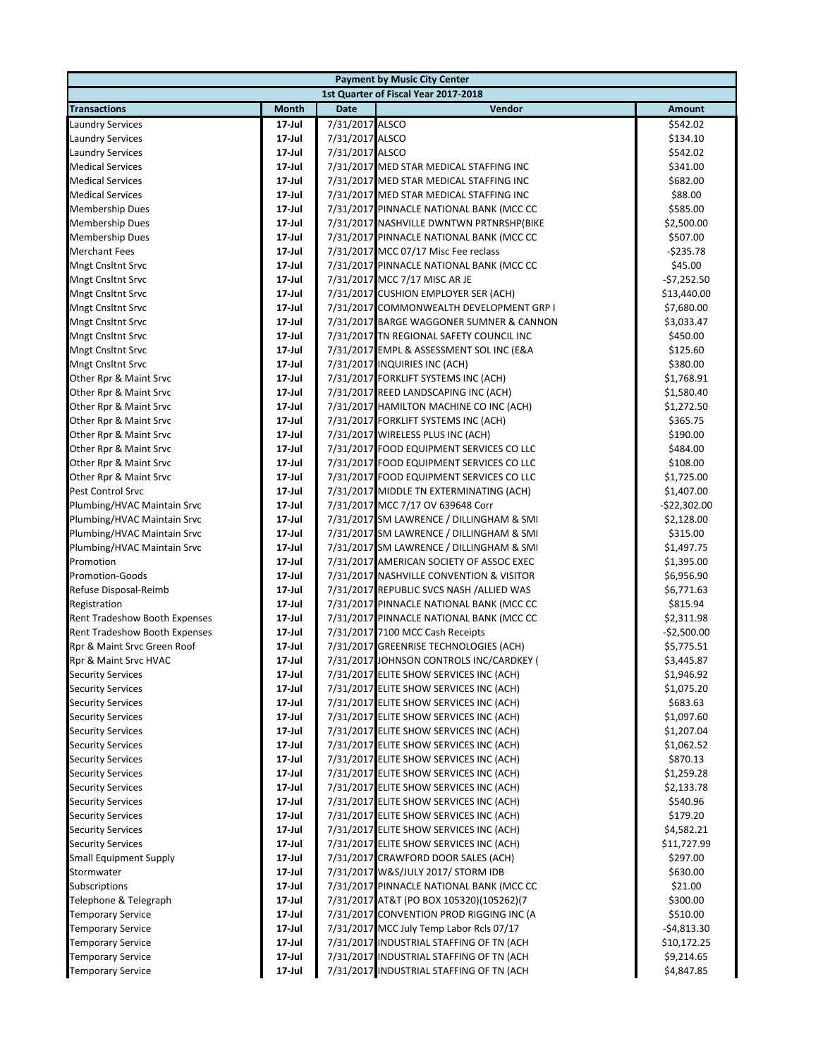| Payment by Music City Center | | | | |
|---|---|---|---|---|
| 1st Quarter of Fiscal Year 2017-2018 | | | | |
| **Transactions** | **Month** | **Date** | **Vendor** | **Amount** |
| Laundry Services | 17-Jul | 7/31/2017 | ALSCO | $542.02 |
| Laundry Services | 17-Jul | 7/31/2017 | ALSCO | $134.10 |
| Laundry Services | 17-Jul | 7/31/2017 | ALSCO | $542.02 |
| Medical Services | 17-Jul | 7/31/2017 | MED STAR MEDICAL STAFFING INC | $341.00 |
| Medical Services | 17-Jul | 7/31/2017 | MED STAR MEDICAL STAFFING INC | $682.00 |
| Medical Services | 17-Jul | 7/31/2017 | MED STAR MEDICAL STAFFING INC | $88.00 |
| Membership Dues | 17-Jul | 7/31/2017 | PINNACLE NATIONAL BANK (MCC CC | $585.00 |
| Membership Dues | 17-Jul | 7/31/2017 | NASHVILLE DWNTWN PRTNRSHP(BIKE | $2,500.00 |
| Membership Dues | 17-Jul | 7/31/2017 | PINNACLE NATIONAL BANK (MCC CC | $507.00 |
| Merchant Fees | 17-Jul | 7/31/2017 | MCC 07/17 Misc Fee reclass | -$235.78 |
| Mngt Cnsltnt Srvc | 17-Jul | 7/31/2017 | PINNACLE NATIONAL BANK (MCC CC | $45.00 |
| Mngt Cnsltnt Srvc | 17-Jul | 7/31/2017 | MCC 7/17 MISC AR JE | -$7,252.50 |
| Mngt Cnsltnt Srvc | 17-Jul | 7/31/2017 | CUSHION EMPLOYER SER (ACH) | $13,440.00 |
| Mngt Cnsltnt Srvc | 17-Jul | 7/31/2017 | COMMONWEALTH DEVELOPMENT GRP I | $7,680.00 |
| Mngt Cnsltnt Srvc | 17-Jul | 7/31/2017 | BARGE WAGGONER SUMNER & CANNON | $3,033.47 |
| Mngt Cnsltnt Srvc | 17-Jul | 7/31/2017 | TN REGIONAL SAFETY COUNCIL INC | $450.00 |
| Mngt Cnsltnt Srvc | 17-Jul | 7/31/2017 | EMPL & ASSESSMENT SOL INC (E&A | $125.60 |
| Mngt Cnsltnt Srvc | 17-Jul | 7/31/2017 | INQUIRIES INC (ACH) | $380.00 |
| Other Rpr & Maint Srvc | 17-Jul | 7/31/2017 | FORKLIFT SYSTEMS INC (ACH) | $1,768.91 |
| Other Rpr & Maint Srvc | 17-Jul | 7/31/2017 | REED LANDSCAPING INC (ACH) | $1,580.40 |
| Other Rpr & Maint Srvc | 17-Jul | 7/31/2017 | HAMILTON MACHINE CO INC (ACH) | $1,272.50 |
| Other Rpr & Maint Srvc | 17-Jul | 7/31/2017 | FORKLIFT SYSTEMS INC (ACH) | $365.75 |
| Other Rpr & Maint Srvc | 17-Jul | 7/31/2017 | WIRELESS PLUS INC (ACH) | $190.00 |
| Other Rpr & Maint Srvc | 17-Jul | 7/31/2017 | FOOD EQUIPMENT SERVICES CO LLC | $484.00 |
| Other Rpr & Maint Srvc | 17-Jul | 7/31/2017 | FOOD EQUIPMENT SERVICES CO LLC | $108.00 |
| Other Rpr & Maint Srvc | 17-Jul | 7/31/2017 | FOOD EQUIPMENT SERVICES CO LLC | $1,725.00 |
| Pest Control Srvc | 17-Jul | 7/31/2017 | MIDDLE TN EXTERMINATING (ACH) | $1,407.00 |
| Plumbing/HVAC Maintain Srvc | 17-Jul | 7/31/2017 | MCC 7/17 OV 639648 Corr | -$22,302.00 |
| Plumbing/HVAC Maintain Srvc | 17-Jul | 7/31/2017 | SM LAWRENCE / DILLINGHAM & SMI | $2,128.00 |
| Plumbing/HVAC Maintain Srvc | 17-Jul | 7/31/2017 | SM LAWRENCE / DILLINGHAM & SMI | $315.00 |
| Plumbing/HVAC Maintain Srvc | 17-Jul | 7/31/2017 | SM LAWRENCE / DILLINGHAM & SMI | $1,497.75 |
| Promotion | 17-Jul | 7/31/2017 | AMERICAN SOCIETY OF ASSOC EXEC | $1,395.00 |
| Promotion-Goods | 17-Jul | 7/31/2017 | NASHVILLE CONVENTION & VISITOR | $6,956.90 |
| Refuse Disposal-Reimb | 17-Jul | 7/31/2017 | REPUBLIC SVCS NASH /ALLIED WAS | $6,771.63 |
| Registration | 17-Jul | 7/31/2017 | PINNACLE NATIONAL BANK (MCC CC | $815.94 |
| Rent Tradeshow Booth Expenses | 17-Jul | 7/31/2017 | PINNACLE NATIONAL BANK (MCC CC | $2,311.98 |
| Rent Tradeshow Booth Expenses | 17-Jul | 7/31/2017 | 7100 MCC Cash Receipts | -$2,500.00 |
| Rpr & Maint Srvc Green Roof | 17-Jul | 7/31/2017 | GREENRISE TECHNOLOGIES (ACH) | $5,775.51 |
| Rpr & Maint Srvc HVAC | 17-Jul | 7/31/2017 | JOHNSON CONTROLS INC/CARDKEY ( | $3,445.87 |
| Security Services | 17-Jul | 7/31/2017 | ELITE SHOW SERVICES INC (ACH) | $1,946.92 |
| Security Services | 17-Jul | 7/31/2017 | ELITE SHOW SERVICES INC (ACH) | $1,075.20 |
| Security Services | 17-Jul | 7/31/2017 | ELITE SHOW SERVICES INC (ACH) | $683.63 |
| Security Services | 17-Jul | 7/31/2017 | ELITE SHOW SERVICES INC (ACH) | $1,097.60 |
| Security Services | 17-Jul | 7/31/2017 | ELITE SHOW SERVICES INC (ACH) | $1,207.04 |
| Security Services | 17-Jul | 7/31/2017 | ELITE SHOW SERVICES INC (ACH) | $1,062.52 |
| Security Services | 17-Jul | 7/31/2017 | ELITE SHOW SERVICES INC (ACH) | $870.13 |
| Security Services | 17-Jul | 7/31/2017 | ELITE SHOW SERVICES INC (ACH) | $1,259.28 |
| Security Services | 17-Jul | 7/31/2017 | ELITE SHOW SERVICES INC (ACH) | $2,133.78 |
| Security Services | 17-Jul | 7/31/2017 | ELITE SHOW SERVICES INC (ACH) | $540.96 |
| Security Services | 17-Jul | 7/31/2017 | ELITE SHOW SERVICES INC (ACH) | $179.20 |
| Security Services | 17-Jul | 7/31/2017 | ELITE SHOW SERVICES INC (ACH) | $4,582.21 |
| Security Services | 17-Jul | 7/31/2017 | ELITE SHOW SERVICES INC (ACH) | $11,727.99 |
| Small Equipment Supply | 17-Jul | 7/31/2017 | CRAWFORD DOOR SALES (ACH) | $297.00 |
| Stormwater | 17-Jul | 7/31/2017 | W&S/JULY 2017/ STORM IDB | $630.00 |
| Subscriptions | 17-Jul | 7/31/2017 | PINNACLE NATIONAL BANK (MCC CC | $21.00 |
| Telephone & Telegraph | 17-Jul | 7/31/2017 | AT&T (PO BOX 105320)(105262)(7 | $300.00 |
| Temporary Service | 17-Jul | 7/31/2017 | CONVENTION PROD RIGGING INC (A | $510.00 |
| Temporary Service | 17-Jul | 7/31/2017 | MCC July Temp Labor Rcls 07/17 | -$4,813.30 |
| Temporary Service | 17-Jul | 7/31/2017 | INDUSTRIAL STAFFING OF TN (ACH | $10,172.25 |
| Temporary Service | 17-Jul | 7/31/2017 | INDUSTRIAL STAFFING OF TN (ACH | $9,214.65 |
| Temporary Service | 17-Jul | 7/31/2017 | INDUSTRIAL STAFFING OF TN (ACH | $4,847.85 |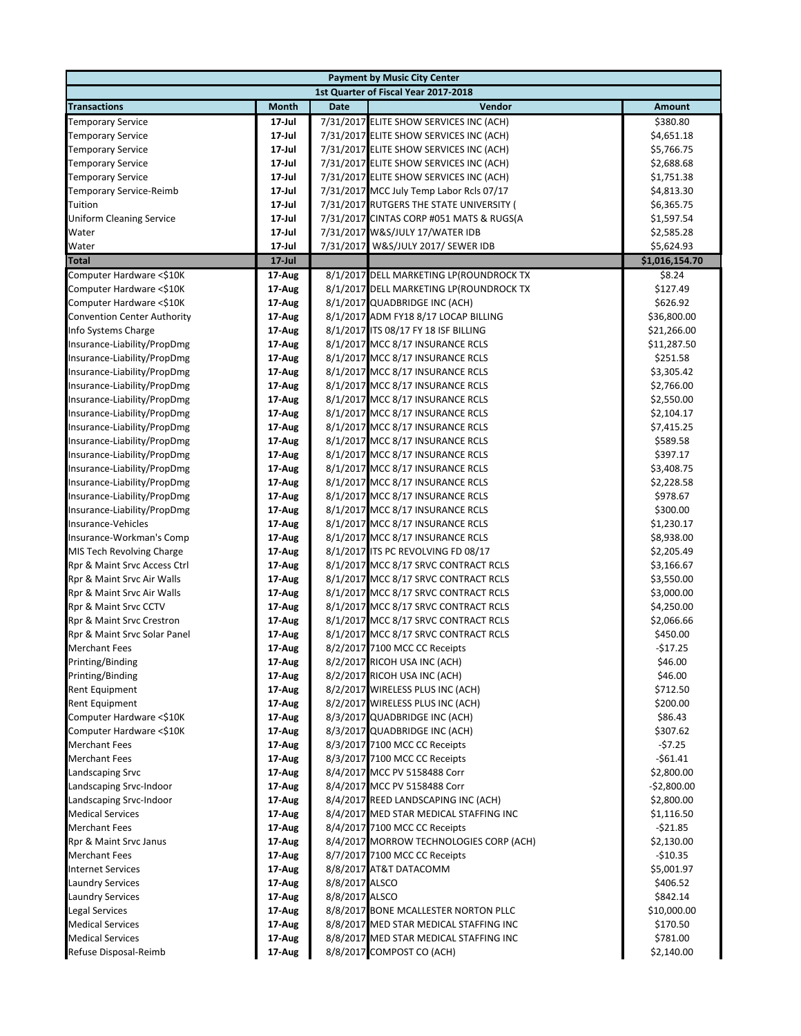| Payment by Music City Center | | | | |
|---|---|---|---|---|
| 1st Quarter of Fiscal Year 2017-2018 | | | | |
| **Transactions** | **Month** | **Date** | **Vendor** | **Amount** |
| Temporary Service | 17-Jul | 7/31/2017 | ELITE SHOW SERVICES INC (ACH) | $380.80 |
| Temporary Service | 17-Jul | 7/31/2017 | ELITE SHOW SERVICES INC (ACH) | $4,651.18 |
| Temporary Service | 17-Jul | 7/31/2017 | ELITE SHOW SERVICES INC (ACH) | $5,766.75 |
| Temporary Service | 17-Jul | 7/31/2017 | ELITE SHOW SERVICES INC (ACH) | $2,688.68 |
| Temporary Service | 17-Jul | 7/31/2017 | ELITE SHOW SERVICES INC (ACH) | $1,751.38 |
| Temporary Service-Reimb | 17-Jul | 7/31/2017 | MCC July Temp Labor Rcls 07/17 | $4,813.30 |
| Tuition | 17-Jul | 7/31/2017 | RUTGERS THE STATE UNIVERSITY ( | $6,365.75 |
| Uniform Cleaning Service | 17-Jul | 7/31/2017 | CINTAS CORP #051 MATS & RUGS(A | $1,597.54 |
| Water | 17-Jul | 7/31/2017 | W&S/JULY 17/WATER IDB | $2,585.28 |
| Water | 17-Jul | 7/31/2017 | W&S/JULY 2017/ SEWER IDB | $5,624.93 |
| **Total** | **17-Jul** | | | **$1,016,154.70** |
| Computer Hardware <$10K | 17-Aug | 8/1/2017 | DELL MARKETING LP(ROUNDROCK TX | $8.24 |
| Computer Hardware <$10K | 17-Aug | 8/1/2017 | DELL MARKETING LP(ROUNDROCK TX | $127.49 |
| Computer Hardware <$10K | 17-Aug | 8/1/2017 | QUADBRIDGE INC (ACH) | $626.92 |
| Convention Center Authority | 17-Aug | 8/1/2017 | ADM FY18 8/17 LOCAP BILLING | $36,800.00 |
| Info Systems Charge | 17-Aug | 8/1/2017 | ITS 08/17 FY 18 ISF BILLING | $21,266.00 |
| Insurance-Liability/PropDmg | 17-Aug | 8/1/2017 | MCC 8/17 INSURANCE RCLS | $11,287.50 |
| Insurance-Liability/PropDmg | 17-Aug | 8/1/2017 | MCC 8/17 INSURANCE RCLS | $251.58 |
| Insurance-Liability/PropDmg | 17-Aug | 8/1/2017 | MCC 8/17 INSURANCE RCLS | $3,305.42 |
| Insurance-Liability/PropDmg | 17-Aug | 8/1/2017 | MCC 8/17 INSURANCE RCLS | $2,766.00 |
| Insurance-Liability/PropDmg | 17-Aug | 8/1/2017 | MCC 8/17 INSURANCE RCLS | $2,550.00 |
| Insurance-Liability/PropDmg | 17-Aug | 8/1/2017 | MCC 8/17 INSURANCE RCLS | $2,104.17 |
| Insurance-Liability/PropDmg | 17-Aug | 8/1/2017 | MCC 8/17 INSURANCE RCLS | $7,415.25 |
| Insurance-Liability/PropDmg | 17-Aug | 8/1/2017 | MCC 8/17 INSURANCE RCLS | $589.58 |
| Insurance-Liability/PropDmg | 17-Aug | 8/1/2017 | MCC 8/17 INSURANCE RCLS | $397.17 |
| Insurance-Liability/PropDmg | 17-Aug | 8/1/2017 | MCC 8/17 INSURANCE RCLS | $3,408.75 |
| Insurance-Liability/PropDmg | 17-Aug | 8/1/2017 | MCC 8/17 INSURANCE RCLS | $2,228.58 |
| Insurance-Liability/PropDmg | 17-Aug | 8/1/2017 | MCC 8/17 INSURANCE RCLS | $978.67 |
| Insurance-Liability/PropDmg | 17-Aug | 8/1/2017 | MCC 8/17 INSURANCE RCLS | $300.00 |
| Insurance-Vehicles | 17-Aug | 8/1/2017 | MCC 8/17 INSURANCE RCLS | $1,230.17 |
| Insurance-Workman's Comp | 17-Aug | 8/1/2017 | MCC 8/17 INSURANCE RCLS | $8,938.00 |
| MIS Tech Revolving Charge | 17-Aug | 8/1/2017 | ITS PC REVOLVING FD 08/17 | $2,205.49 |
| Rpr & Maint Srvc Access Ctrl | 17-Aug | 8/1/2017 | MCC 8/17 SRVC CONTRACT RCLS | $3,166.67 |
| Rpr & Maint Srvc Air Walls | 17-Aug | 8/1/2017 | MCC 8/17 SRVC CONTRACT RCLS | $3,550.00 |
| Rpr & Maint Srvc Air Walls | 17-Aug | 8/1/2017 | MCC 8/17 SRVC CONTRACT RCLS | $3,000.00 |
| Rpr & Maint Srvc CCTV | 17-Aug | 8/1/2017 | MCC 8/17 SRVC CONTRACT RCLS | $4,250.00 |
| Rpr & Maint Srvc Crestron | 17-Aug | 8/1/2017 | MCC 8/17 SRVC CONTRACT RCLS | $2,066.66 |
| Rpr & Maint Srvc Solar Panel | 17-Aug | 8/1/2017 | MCC 8/17 SRVC CONTRACT RCLS | $450.00 |
| Merchant Fees | 17-Aug | 8/2/2017 | 7100 MCC CC Receipts | -$17.25 |
| Printing/Binding | 17-Aug | 8/2/2017 | RICOH USA INC (ACH) | $46.00 |
| Printing/Binding | 17-Aug | 8/2/2017 | RICOH USA INC (ACH) | $46.00 |
| Rent Equipment | 17-Aug | 8/2/2017 | WIRELESS PLUS INC (ACH) | $712.50 |
| Rent Equipment | 17-Aug | 8/2/2017 | WIRELESS PLUS INC (ACH) | $200.00 |
| Computer Hardware <$10K | 17-Aug | 8/3/2017 | QUADBRIDGE INC (ACH) | $86.43 |
| Computer Hardware <$10K | 17-Aug | 8/3/2017 | QUADBRIDGE INC (ACH) | $307.62 |
| Merchant Fees | 17-Aug | 8/3/2017 | 7100 MCC CC Receipts | -$7.25 |
| Merchant Fees | 17-Aug | 8/3/2017 | 7100 MCC CC Receipts | -$61.41 |
| Landscaping Srvc | 17-Aug | 8/4/2017 | MCC PV 5158488 Corr | $2,800.00 |
| Landscaping Srvc-Indoor | 17-Aug | 8/4/2017 | MCC PV 5158488 Corr | -$2,800.00 |
| Landscaping Srvc-Indoor | 17-Aug | 8/4/2017 | REED LANDSCAPING INC (ACH) | $2,800.00 |
| Medical Services | 17-Aug | 8/4/2017 | MED STAR MEDICAL STAFFING INC | $1,116.50 |
| Merchant Fees | 17-Aug | 8/4/2017 | 7100 MCC CC Receipts | -$21.85 |
| Rpr & Maint Srvc Janus | 17-Aug | 8/4/2017 | MORROW TECHNOLOGIES CORP (ACH) | $2,130.00 |
| Merchant Fees | 17-Aug | 8/7/2017 | 7100 MCC CC Receipts | -$10.35 |
| Internet Services | 17-Aug | 8/8/2017 | AT&T DATACOMM | $5,001.97 |
| Laundry Services | 17-Aug | 8/8/2017 | ALSCO | $406.52 |
| Laundry Services | 17-Aug | 8/8/2017 | ALSCO | $842.14 |
| Legal Services | 17-Aug | 8/8/2017 | BONE MCALLESTER NORTON PLLC | $10,000.00 |
| Medical Services | 17-Aug | 8/8/2017 | MED STAR MEDICAL STAFFING INC | $170.50 |
| Medical Services | 17-Aug | 8/8/2017 | MED STAR MEDICAL STAFFING INC | $781.00 |
| Refuse Disposal-Reimb | 17-Aug | 8/8/2017 | COMPOST CO (ACH) | $2,140.00 |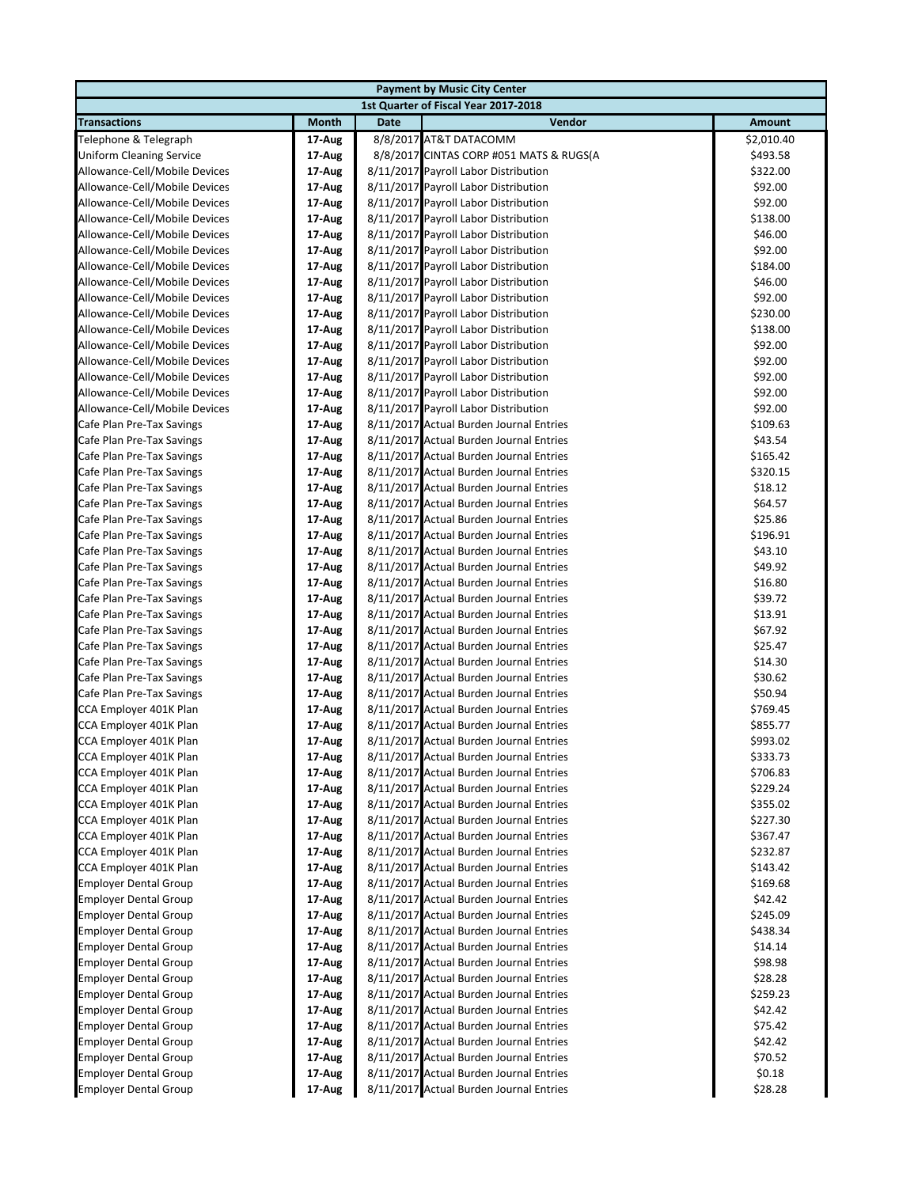| Payment by Music City Center | | | | |
|---|---|---|---|---|
| 1st Quarter of Fiscal Year 2017-2018 | | | | |
| **Transactions** | **Month** | **Date** | **Vendor** | **Amount** |
| Telephone & Telegraph | 17-Aug | 8/8/2017 | AT&T DATACOMM | $2,010.40 |
| Uniform Cleaning Service | 17-Aug | 8/8/2017 | CINTAS CORP #051 MATS & RUGS(A | $493.58 |
| Allowance-Cell/Mobile Devices | 17-Aug | 8/11/2017 | Payroll Labor Distribution | $322.00 |
| Allowance-Cell/Mobile Devices | 17-Aug | 8/11/2017 | Payroll Labor Distribution | $92.00 |
| Allowance-Cell/Mobile Devices | 17-Aug | 8/11/2017 | Payroll Labor Distribution | $92.00 |
| Allowance-Cell/Mobile Devices | 17-Aug | 8/11/2017 | Payroll Labor Distribution | $138.00 |
| Allowance-Cell/Mobile Devices | 17-Aug | 8/11/2017 | Payroll Labor Distribution | $46.00 |
| Allowance-Cell/Mobile Devices | 17-Aug | 8/11/2017 | Payroll Labor Distribution | $92.00 |
| Allowance-Cell/Mobile Devices | 17-Aug | 8/11/2017 | Payroll Labor Distribution | $184.00 |
| Allowance-Cell/Mobile Devices | 17-Aug | 8/11/2017 | Payroll Labor Distribution | $46.00 |
| Allowance-Cell/Mobile Devices | 17-Aug | 8/11/2017 | Payroll Labor Distribution | $92.00 |
| Allowance-Cell/Mobile Devices | 17-Aug | 8/11/2017 | Payroll Labor Distribution | $230.00 |
| Allowance-Cell/Mobile Devices | 17-Aug | 8/11/2017 | Payroll Labor Distribution | $138.00 |
| Allowance-Cell/Mobile Devices | 17-Aug | 8/11/2017 | Payroll Labor Distribution | $92.00 |
| Allowance-Cell/Mobile Devices | 17-Aug | 8/11/2017 | Payroll Labor Distribution | $92.00 |
| Allowance-Cell/Mobile Devices | 17-Aug | 8/11/2017 | Payroll Labor Distribution | $92.00 |
| Allowance-Cell/Mobile Devices | 17-Aug | 8/11/2017 | Payroll Labor Distribution | $92.00 |
| Allowance-Cell/Mobile Devices | 17-Aug | 8/11/2017 | Payroll Labor Distribution | $92.00 |
| Cafe Plan Pre-Tax Savings | 17-Aug | 8/11/2017 | Actual Burden Journal Entries | $109.63 |
| Cafe Plan Pre-Tax Savings | 17-Aug | 8/11/2017 | Actual Burden Journal Entries | $43.54 |
| Cafe Plan Pre-Tax Savings | 17-Aug | 8/11/2017 | Actual Burden Journal Entries | $165.42 |
| Cafe Plan Pre-Tax Savings | 17-Aug | 8/11/2017 | Actual Burden Journal Entries | $320.15 |
| Cafe Plan Pre-Tax Savings | 17-Aug | 8/11/2017 | Actual Burden Journal Entries | $18.12 |
| Cafe Plan Pre-Tax Savings | 17-Aug | 8/11/2017 | Actual Burden Journal Entries | $64.57 |
| Cafe Plan Pre-Tax Savings | 17-Aug | 8/11/2017 | Actual Burden Journal Entries | $25.86 |
| Cafe Plan Pre-Tax Savings | 17-Aug | 8/11/2017 | Actual Burden Journal Entries | $196.91 |
| Cafe Plan Pre-Tax Savings | 17-Aug | 8/11/2017 | Actual Burden Journal Entries | $43.10 |
| Cafe Plan Pre-Tax Savings | 17-Aug | 8/11/2017 | Actual Burden Journal Entries | $49.92 |
| Cafe Plan Pre-Tax Savings | 17-Aug | 8/11/2017 | Actual Burden Journal Entries | $16.80 |
| Cafe Plan Pre-Tax Savings | 17-Aug | 8/11/2017 | Actual Burden Journal Entries | $39.72 |
| Cafe Plan Pre-Tax Savings | 17-Aug | 8/11/2017 | Actual Burden Journal Entries | $13.91 |
| Cafe Plan Pre-Tax Savings | 17-Aug | 8/11/2017 | Actual Burden Journal Entries | $67.92 |
| Cafe Plan Pre-Tax Savings | 17-Aug | 8/11/2017 | Actual Burden Journal Entries | $25.47 |
| Cafe Plan Pre-Tax Savings | 17-Aug | 8/11/2017 | Actual Burden Journal Entries | $14.30 |
| Cafe Plan Pre-Tax Savings | 17-Aug | 8/11/2017 | Actual Burden Journal Entries | $30.62 |
| Cafe Plan Pre-Tax Savings | 17-Aug | 8/11/2017 | Actual Burden Journal Entries | $50.94 |
| CCA Employer 401K Plan | 17-Aug | 8/11/2017 | Actual Burden Journal Entries | $769.45 |
| CCA Employer 401K Plan | 17-Aug | 8/11/2017 | Actual Burden Journal Entries | $855.77 |
| CCA Employer 401K Plan | 17-Aug | 8/11/2017 | Actual Burden Journal Entries | $993.02 |
| CCA Employer 401K Plan | 17-Aug | 8/11/2017 | Actual Burden Journal Entries | $333.73 |
| CCA Employer 401K Plan | 17-Aug | 8/11/2017 | Actual Burden Journal Entries | $706.83 |
| CCA Employer 401K Plan | 17-Aug | 8/11/2017 | Actual Burden Journal Entries | $229.24 |
| CCA Employer 401K Plan | 17-Aug | 8/11/2017 | Actual Burden Journal Entries | $355.02 |
| CCA Employer 401K Plan | 17-Aug | 8/11/2017 | Actual Burden Journal Entries | $227.30 |
| CCA Employer 401K Plan | 17-Aug | 8/11/2017 | Actual Burden Journal Entries | $367.47 |
| CCA Employer 401K Plan | 17-Aug | 8/11/2017 | Actual Burden Journal Entries | $232.87 |
| CCA Employer 401K Plan | 17-Aug | 8/11/2017 | Actual Burden Journal Entries | $143.42 |
| Employer Dental Group | 17-Aug | 8/11/2017 | Actual Burden Journal Entries | $169.68 |
| Employer Dental Group | 17-Aug | 8/11/2017 | Actual Burden Journal Entries | $42.42 |
| Employer Dental Group | 17-Aug | 8/11/2017 | Actual Burden Journal Entries | $245.09 |
| Employer Dental Group | 17-Aug | 8/11/2017 | Actual Burden Journal Entries | $438.34 |
| Employer Dental Group | 17-Aug | 8/11/2017 | Actual Burden Journal Entries | $14.14 |
| Employer Dental Group | 17-Aug | 8/11/2017 | Actual Burden Journal Entries | $98.98 |
| Employer Dental Group | 17-Aug | 8/11/2017 | Actual Burden Journal Entries | $28.28 |
| Employer Dental Group | 17-Aug | 8/11/2017 | Actual Burden Journal Entries | $259.23 |
| Employer Dental Group | 17-Aug | 8/11/2017 | Actual Burden Journal Entries | $42.42 |
| Employer Dental Group | 17-Aug | 8/11/2017 | Actual Burden Journal Entries | $75.42 |
| Employer Dental Group | 17-Aug | 8/11/2017 | Actual Burden Journal Entries | $42.42 |
| Employer Dental Group | 17-Aug | 8/11/2017 | Actual Burden Journal Entries | $70.52 |
| Employer Dental Group | 17-Aug | 8/11/2017 | Actual Burden Journal Entries | $0.18 |
| Employer Dental Group | 17-Aug | 8/11/2017 | Actual Burden Journal Entries | $28.28 |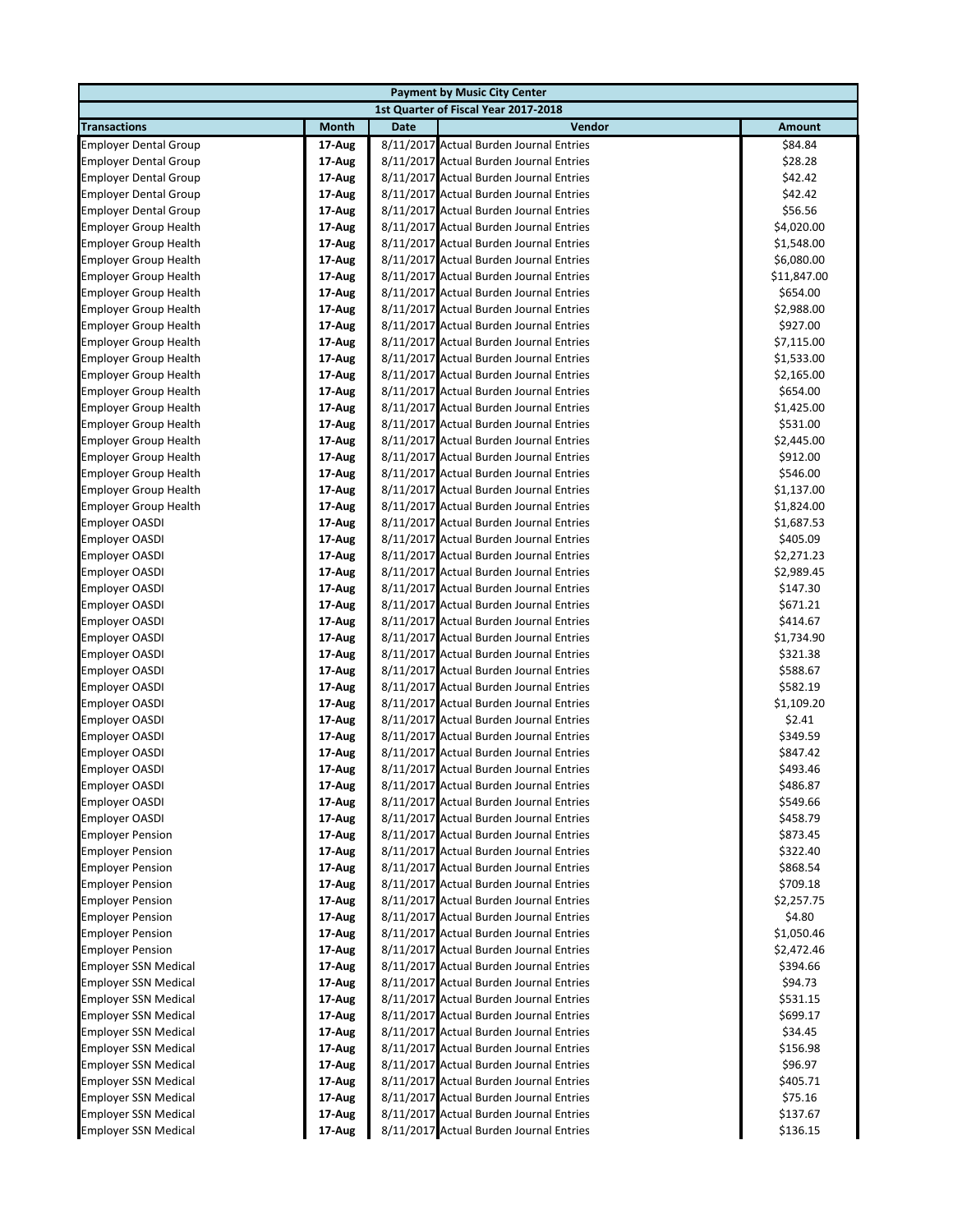| Payment by Music City Center | | | | |
|---|---|---|---|---|
| 1st Quarter of Fiscal Year 2017-2018 | | | | |
| **Transactions** | **Month** | **Date** | **Vendor** | **Amount** |
| Employer Dental Group | 17-Aug | 8/11/2017 | Actual Burden Journal Entries | $84.84 |
| Employer Dental Group | 17-Aug | 8/11/2017 | Actual Burden Journal Entries | $28.28 |
| Employer Dental Group | 17-Aug | 8/11/2017 | Actual Burden Journal Entries | $42.42 |
| Employer Dental Group | 17-Aug | 8/11/2017 | Actual Burden Journal Entries | $42.42 |
| Employer Dental Group | 17-Aug | 8/11/2017 | Actual Burden Journal Entries | $56.56 |
| Employer Group Health | 17-Aug | 8/11/2017 | Actual Burden Journal Entries | $4,020.00 |
| Employer Group Health | 17-Aug | 8/11/2017 | Actual Burden Journal Entries | $1,548.00 |
| Employer Group Health | 17-Aug | 8/11/2017 | Actual Burden Journal Entries | $6,080.00 |
| Employer Group Health | 17-Aug | 8/11/2017 | Actual Burden Journal Entries | $11,847.00 |
| Employer Group Health | 17-Aug | 8/11/2017 | Actual Burden Journal Entries | $654.00 |
| Employer Group Health | 17-Aug | 8/11/2017 | Actual Burden Journal Entries | $2,988.00 |
| Employer Group Health | 17-Aug | 8/11/2017 | Actual Burden Journal Entries | $927.00 |
| Employer Group Health | 17-Aug | 8/11/2017 | Actual Burden Journal Entries | $7,115.00 |
| Employer Group Health | 17-Aug | 8/11/2017 | Actual Burden Journal Entries | $1,533.00 |
| Employer Group Health | 17-Aug | 8/11/2017 | Actual Burden Journal Entries | $2,165.00 |
| Employer Group Health | 17-Aug | 8/11/2017 | Actual Burden Journal Entries | $654.00 |
| Employer Group Health | 17-Aug | 8/11/2017 | Actual Burden Journal Entries | $1,425.00 |
| Employer Group Health | 17-Aug | 8/11/2017 | Actual Burden Journal Entries | $531.00 |
| Employer Group Health | 17-Aug | 8/11/2017 | Actual Burden Journal Entries | $2,445.00 |
| Employer Group Health | 17-Aug | 8/11/2017 | Actual Burden Journal Entries | $912.00 |
| Employer Group Health | 17-Aug | 8/11/2017 | Actual Burden Journal Entries | $546.00 |
| Employer Group Health | 17-Aug | 8/11/2017 | Actual Burden Journal Entries | $1,137.00 |
| Employer Group Health | 17-Aug | 8/11/2017 | Actual Burden Journal Entries | $1,824.00 |
| Employer OASDI | 17-Aug | 8/11/2017 | Actual Burden Journal Entries | $1,687.53 |
| Employer OASDI | 17-Aug | 8/11/2017 | Actual Burden Journal Entries | $405.09 |
| Employer OASDI | 17-Aug | 8/11/2017 | Actual Burden Journal Entries | $2,271.23 |
| Employer OASDI | 17-Aug | 8/11/2017 | Actual Burden Journal Entries | $2,989.45 |
| Employer OASDI | 17-Aug | 8/11/2017 | Actual Burden Journal Entries | $147.30 |
| Employer OASDI | 17-Aug | 8/11/2017 | Actual Burden Journal Entries | $671.21 |
| Employer OASDI | 17-Aug | 8/11/2017 | Actual Burden Journal Entries | $414.67 |
| Employer OASDI | 17-Aug | 8/11/2017 | Actual Burden Journal Entries | $1,734.90 |
| Employer OASDI | 17-Aug | 8/11/2017 | Actual Burden Journal Entries | $321.38 |
| Employer OASDI | 17-Aug | 8/11/2017 | Actual Burden Journal Entries | $588.67 |
| Employer OASDI | 17-Aug | 8/11/2017 | Actual Burden Journal Entries | $582.19 |
| Employer OASDI | 17-Aug | 8/11/2017 | Actual Burden Journal Entries | $1,109.20 |
| Employer OASDI | 17-Aug | 8/11/2017 | Actual Burden Journal Entries | $2.41 |
| Employer OASDI | 17-Aug | 8/11/2017 | Actual Burden Journal Entries | $349.59 |
| Employer OASDI | 17-Aug | 8/11/2017 | Actual Burden Journal Entries | $847.42 |
| Employer OASDI | 17-Aug | 8/11/2017 | Actual Burden Journal Entries | $493.46 |
| Employer OASDI | 17-Aug | 8/11/2017 | Actual Burden Journal Entries | $486.87 |
| Employer OASDI | 17-Aug | 8/11/2017 | Actual Burden Journal Entries | $549.66 |
| Employer OASDI | 17-Aug | 8/11/2017 | Actual Burden Journal Entries | $458.79 |
| Employer Pension | 17-Aug | 8/11/2017 | Actual Burden Journal Entries | $873.45 |
| Employer Pension | 17-Aug | 8/11/2017 | Actual Burden Journal Entries | $322.40 |
| Employer Pension | 17-Aug | 8/11/2017 | Actual Burden Journal Entries | $868.54 |
| Employer Pension | 17-Aug | 8/11/2017 | Actual Burden Journal Entries | $709.18 |
| Employer Pension | 17-Aug | 8/11/2017 | Actual Burden Journal Entries | $2,257.75 |
| Employer Pension | 17-Aug | 8/11/2017 | Actual Burden Journal Entries | $4.80 |
| Employer Pension | 17-Aug | 8/11/2017 | Actual Burden Journal Entries | $1,050.46 |
| Employer Pension | 17-Aug | 8/11/2017 | Actual Burden Journal Entries | $2,472.46 |
| Employer SSN Medical | 17-Aug | 8/11/2017 | Actual Burden Journal Entries | $394.66 |
| Employer SSN Medical | 17-Aug | 8/11/2017 | Actual Burden Journal Entries | $94.73 |
| Employer SSN Medical | 17-Aug | 8/11/2017 | Actual Burden Journal Entries | $531.15 |
| Employer SSN Medical | 17-Aug | 8/11/2017 | Actual Burden Journal Entries | $699.17 |
| Employer SSN Medical | 17-Aug | 8/11/2017 | Actual Burden Journal Entries | $34.45 |
| Employer SSN Medical | 17-Aug | 8/11/2017 | Actual Burden Journal Entries | $156.98 |
| Employer SSN Medical | 17-Aug | 8/11/2017 | Actual Burden Journal Entries | $96.97 |
| Employer SSN Medical | 17-Aug | 8/11/2017 | Actual Burden Journal Entries | $405.71 |
| Employer SSN Medical | 17-Aug | 8/11/2017 | Actual Burden Journal Entries | $75.16 |
| Employer SSN Medical | 17-Aug | 8/11/2017 | Actual Burden Journal Entries | $137.67 |
| Employer SSN Medical | 17-Aug | 8/11/2017 | Actual Burden Journal Entries | $136.15 |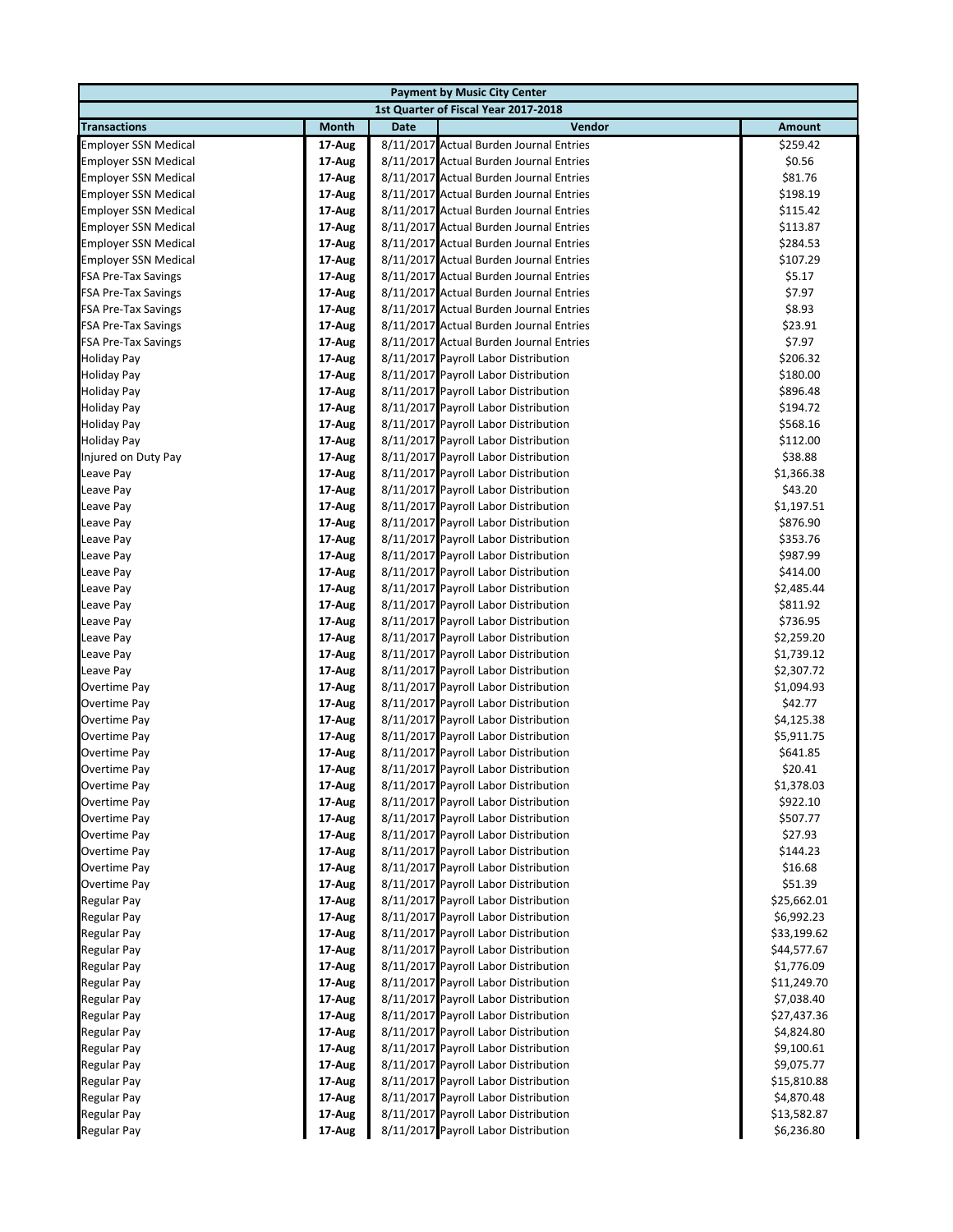| Payment by Music City Center | | | | |
|---|---|---|---|---|
| 1st Quarter of Fiscal Year 2017-2018 | | | | |
| **Transactions** | **Month** | **Date** | **Vendor** | **Amount** |
| Employer SSN Medical | 17-Aug | 8/11/2017 | Actual Burden Journal Entries | $259.42 |
| Employer SSN Medical | 17-Aug | 8/11/2017 | Actual Burden Journal Entries | $0.56 |
| Employer SSN Medical | 17-Aug | 8/11/2017 | Actual Burden Journal Entries | $81.76 |
| Employer SSN Medical | 17-Aug | 8/11/2017 | Actual Burden Journal Entries | $198.19 |
| Employer SSN Medical | 17-Aug | 8/11/2017 | Actual Burden Journal Entries | $115.42 |
| Employer SSN Medical | 17-Aug | 8/11/2017 | Actual Burden Journal Entries | $113.87 |
| Employer SSN Medical | 17-Aug | 8/11/2017 | Actual Burden Journal Entries | $284.53 |
| Employer SSN Medical | 17-Aug | 8/11/2017 | Actual Burden Journal Entries | $107.29 |
| FSA Pre-Tax Savings | 17-Aug | 8/11/2017 | Actual Burden Journal Entries | $5.17 |
| FSA Pre-Tax Savings | 17-Aug | 8/11/2017 | Actual Burden Journal Entries | $7.97 |
| FSA Pre-Tax Savings | 17-Aug | 8/11/2017 | Actual Burden Journal Entries | $8.93 |
| FSA Pre-Tax Savings | 17-Aug | 8/11/2017 | Actual Burden Journal Entries | $23.91 |
| FSA Pre-Tax Savings | 17-Aug | 8/11/2017 | Actual Burden Journal Entries | $7.97 |
| Holiday Pay | 17-Aug | 8/11/2017 | Payroll Labor Distribution | $206.32 |
| Holiday Pay | 17-Aug | 8/11/2017 | Payroll Labor Distribution | $180.00 |
| Holiday Pay | 17-Aug | 8/11/2017 | Payroll Labor Distribution | $896.48 |
| Holiday Pay | 17-Aug | 8/11/2017 | Payroll Labor Distribution | $194.72 |
| Holiday Pay | 17-Aug | 8/11/2017 | Payroll Labor Distribution | $568.16 |
| Holiday Pay | 17-Aug | 8/11/2017 | Payroll Labor Distribution | $112.00 |
| Injured on Duty Pay | 17-Aug | 8/11/2017 | Payroll Labor Distribution | $38.88 |
| Leave Pay | 17-Aug | 8/11/2017 | Payroll Labor Distribution | $1,366.38 |
| Leave Pay | 17-Aug | 8/11/2017 | Payroll Labor Distribution | $43.20 |
| Leave Pay | 17-Aug | 8/11/2017 | Payroll Labor Distribution | $1,197.51 |
| Leave Pay | 17-Aug | 8/11/2017 | Payroll Labor Distribution | $876.90 |
| Leave Pay | 17-Aug | 8/11/2017 | Payroll Labor Distribution | $353.76 |
| Leave Pay | 17-Aug | 8/11/2017 | Payroll Labor Distribution | $987.99 |
| Leave Pay | 17-Aug | 8/11/2017 | Payroll Labor Distribution | $414.00 |
| Leave Pay | 17-Aug | 8/11/2017 | Payroll Labor Distribution | $2,485.44 |
| Leave Pay | 17-Aug | 8/11/2017 | Payroll Labor Distribution | $811.92 |
| Leave Pay | 17-Aug | 8/11/2017 | Payroll Labor Distribution | $736.95 |
| Leave Pay | 17-Aug | 8/11/2017 | Payroll Labor Distribution | $2,259.20 |
| Leave Pay | 17-Aug | 8/11/2017 | Payroll Labor Distribution | $1,739.12 |
| Leave Pay | 17-Aug | 8/11/2017 | Payroll Labor Distribution | $2,307.72 |
| Overtime Pay | 17-Aug | 8/11/2017 | Payroll Labor Distribution | $1,094.93 |
| Overtime Pay | 17-Aug | 8/11/2017 | Payroll Labor Distribution | $42.77 |
| Overtime Pay | 17-Aug | 8/11/2017 | Payroll Labor Distribution | $4,125.38 |
| Overtime Pay | 17-Aug | 8/11/2017 | Payroll Labor Distribution | $5,911.75 |
| Overtime Pay | 17-Aug | 8/11/2017 | Payroll Labor Distribution | $641.85 |
| Overtime Pay | 17-Aug | 8/11/2017 | Payroll Labor Distribution | $20.41 |
| Overtime Pay | 17-Aug | 8/11/2017 | Payroll Labor Distribution | $1,378.03 |
| Overtime Pay | 17-Aug | 8/11/2017 | Payroll Labor Distribution | $922.10 |
| Overtime Pay | 17-Aug | 8/11/2017 | Payroll Labor Distribution | $507.77 |
| Overtime Pay | 17-Aug | 8/11/2017 | Payroll Labor Distribution | $27.93 |
| Overtime Pay | 17-Aug | 8/11/2017 | Payroll Labor Distribution | $144.23 |
| Overtime Pay | 17-Aug | 8/11/2017 | Payroll Labor Distribution | $16.68 |
| Overtime Pay | 17-Aug | 8/11/2017 | Payroll Labor Distribution | $51.39 |
| Regular Pay | 17-Aug | 8/11/2017 | Payroll Labor Distribution | $25,662.01 |
| Regular Pay | 17-Aug | 8/11/2017 | Payroll Labor Distribution | $6,992.23 |
| Regular Pay | 17-Aug | 8/11/2017 | Payroll Labor Distribution | $33,199.62 |
| Regular Pay | 17-Aug | 8/11/2017 | Payroll Labor Distribution | $44,577.67 |
| Regular Pay | 17-Aug | 8/11/2017 | Payroll Labor Distribution | $1,776.09 |
| Regular Pay | 17-Aug | 8/11/2017 | Payroll Labor Distribution | $11,249.70 |
| Regular Pay | 17-Aug | 8/11/2017 | Payroll Labor Distribution | $7,038.40 |
| Regular Pay | 17-Aug | 8/11/2017 | Payroll Labor Distribution | $27,437.36 |
| Regular Pay | 17-Aug | 8/11/2017 | Payroll Labor Distribution | $4,824.80 |
| Regular Pay | 17-Aug | 8/11/2017 | Payroll Labor Distribution | $9,100.61 |
| Regular Pay | 17-Aug | 8/11/2017 | Payroll Labor Distribution | $9,075.77 |
| Regular Pay | 17-Aug | 8/11/2017 | Payroll Labor Distribution | $15,810.88 |
| Regular Pay | 17-Aug | 8/11/2017 | Payroll Labor Distribution | $4,870.48 |
| Regular Pay | 17-Aug | 8/11/2017 | Payroll Labor Distribution | $13,582.87 |
| Regular Pay | 17-Aug | 8/11/2017 | Payroll Labor Distribution | $6,236.80 |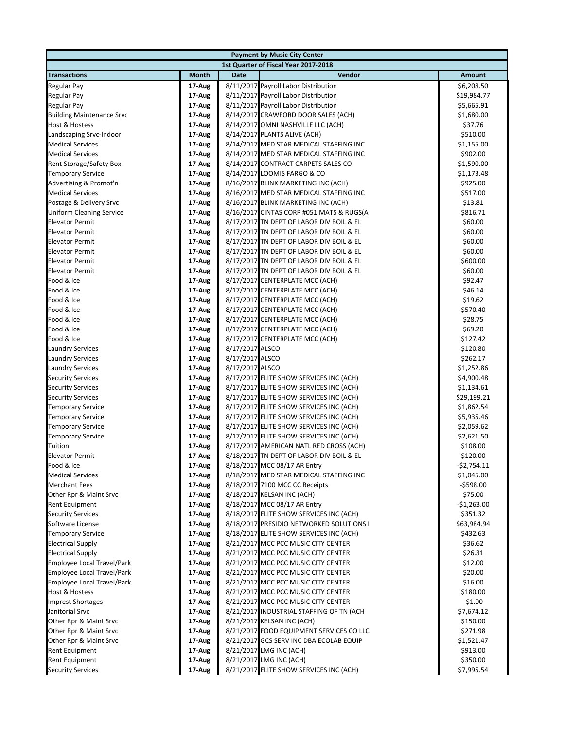| Payment by Music City Center | | | | |
|---|---|---|---|---|
| 1st Quarter of Fiscal Year 2017-2018 | | | | |
| **Transactions** | **Month** | **Date** | **Vendor** | **Amount** |
| Regular Pay | 17-Aug | 8/11/2017 | Payroll Labor Distribution | $6,208.50 |
| Regular Pay | 17-Aug | 8/11/2017 | Payroll Labor Distribution | $19,984.77 |
| Regular Pay | 17-Aug | 8/11/2017 | Payroll Labor Distribution | $5,665.91 |
| Building Maintenance Srvc | 17-Aug | 8/14/2017 | CRAWFORD DOOR SALES (ACH) | $1,680.00 |
| Host & Hostess | 17-Aug | 8/14/2017 | OMNI NASHVILLE LLC (ACH) | $37.76 |
| Landscaping Srvc-Indoor | 17-Aug | 8/14/2017 | PLANTS ALIVE (ACH) | $510.00 |
| Medical Services | 17-Aug | 8/14/2017 | MED STAR MEDICAL STAFFING INC | $1,155.00 |
| Medical Services | 17-Aug | 8/14/2017 | MED STAR MEDICAL STAFFING INC | $902.00 |
| Rent Storage/Safety Box | 17-Aug | 8/14/2017 | CONTRACT CARPETS SALES CO | $1,590.00 |
| Temporary Service | 17-Aug | 8/14/2017 | LOOMIS FARGO & CO | $1,173.48 |
| Advertising & Promot'n | 17-Aug | 8/16/2017 | BLINK MARKETING INC (ACH) | $925.00 |
| Medical Services | 17-Aug | 8/16/2017 | MED STAR MEDICAL STAFFING INC | $517.00 |
| Postage & Delivery Srvc | 17-Aug | 8/16/2017 | BLINK MARKETING INC (ACH) | $13.81 |
| Uniform Cleaning Service | 17-Aug | 8/16/2017 | CINTAS CORP #051 MATS & RUGS(A | $816.71 |
| Elevator Permit | 17-Aug | 8/17/2017 | TN DEPT OF LABOR DIV BOIL & EL | $60.00 |
| Elevator Permit | 17-Aug | 8/17/2017 | TN DEPT OF LABOR DIV BOIL & EL | $60.00 |
| Elevator Permit | 17-Aug | 8/17/2017 | TN DEPT OF LABOR DIV BOIL & EL | $60.00 |
| Elevator Permit | 17-Aug | 8/17/2017 | TN DEPT OF LABOR DIV BOIL & EL | $60.00 |
| Elevator Permit | 17-Aug | 8/17/2017 | TN DEPT OF LABOR DIV BOIL & EL | $600.00 |
| Elevator Permit | 17-Aug | 8/17/2017 | TN DEPT OF LABOR DIV BOIL & EL | $60.00 |
| Food & Ice | 17-Aug | 8/17/2017 | CENTERPLATE MCC (ACH) | $92.47 |
| Food & Ice | 17-Aug | 8/17/2017 | CENTERPLATE MCC (ACH) | $46.14 |
| Food & Ice | 17-Aug | 8/17/2017 | CENTERPLATE MCC (ACH) | $19.62 |
| Food & Ice | 17-Aug | 8/17/2017 | CENTERPLATE MCC (ACH) | $570.40 |
| Food & Ice | 17-Aug | 8/17/2017 | CENTERPLATE MCC (ACH) | $28.75 |
| Food & Ice | 17-Aug | 8/17/2017 | CENTERPLATE MCC (ACH) | $69.20 |
| Food & Ice | 17-Aug | 8/17/2017 | CENTERPLATE MCC (ACH) | $127.42 |
| Laundry Services | 17-Aug | 8/17/2017 | ALSCO | $120.80 |
| Laundry Services | 17-Aug | 8/17/2017 | ALSCO | $262.17 |
| Laundry Services | 17-Aug | 8/17/2017 | ALSCO | $1,252.86 |
| Security Services | 17-Aug | 8/17/2017 | ELITE SHOW SERVICES INC (ACH) | $4,900.48 |
| Security Services | 17-Aug | 8/17/2017 | ELITE SHOW SERVICES INC (ACH) | $1,134.61 |
| Security Services | 17-Aug | 8/17/2017 | ELITE SHOW SERVICES INC (ACH) | $29,199.21 |
| Temporary Service | 17-Aug | 8/17/2017 | ELITE SHOW SERVICES INC (ACH) | $1,862.54 |
| Temporary Service | 17-Aug | 8/17/2017 | ELITE SHOW SERVICES INC (ACH) | $5,935.46 |
| Temporary Service | 17-Aug | 8/17/2017 | ELITE SHOW SERVICES INC (ACH) | $2,059.62 |
| Temporary Service | 17-Aug | 8/17/2017 | ELITE SHOW SERVICES INC (ACH) | $2,621.50 |
| Tuition | 17-Aug | 8/17/2017 | AMERICAN NATL RED CROSS (ACH) | $108.00 |
| Elevator Permit | 17-Aug | 8/18/2017 | TN DEPT OF LABOR DIV BOIL & EL | $120.00 |
| Food & Ice | 17-Aug | 8/18/2017 | MCC 08/17 AR Entry | -$2,754.11 |
| Medical Services | 17-Aug | 8/18/2017 | MED STAR MEDICAL STAFFING INC | $1,045.00 |
| Merchant Fees | 17-Aug | 8/18/2017 | 7100 MCC CC Receipts | -$598.00 |
| Other Rpr & Maint Srvc | 17-Aug | 8/18/2017 | KELSAN INC (ACH) | $75.00 |
| Rent Equipment | 17-Aug | 8/18/2017 | MCC 08/17 AR Entry | -$1,263.00 |
| Security Services | 17-Aug | 8/18/2017 | ELITE SHOW SERVICES INC (ACH) | $351.32 |
| Software License | 17-Aug | 8/18/2017 | PRESIDIO NETWORKED SOLUTIONS I | $63,984.94 |
| Temporary Service | 17-Aug | 8/18/2017 | ELITE SHOW SERVICES INC (ACH) | $432.63 |
| Electrical Supply | 17-Aug | 8/21/2017 | MCC PCC MUSIC CITY CENTER | $36.62 |
| Electrical Supply | 17-Aug | 8/21/2017 | MCC PCC MUSIC CITY CENTER | $26.31 |
| Employee Local Travel/Park | 17-Aug | 8/21/2017 | MCC PCC MUSIC CITY CENTER | $12.00 |
| Employee Local Travel/Park | 17-Aug | 8/21/2017 | MCC PCC MUSIC CITY CENTER | $20.00 |
| Employee Local Travel/Park | 17-Aug | 8/21/2017 | MCC PCC MUSIC CITY CENTER | $16.00 |
| Host & Hostess | 17-Aug | 8/21/2017 | MCC PCC MUSIC CITY CENTER | $180.00 |
| Imprest Shortages | 17-Aug | 8/21/2017 | MCC PCC MUSIC CITY CENTER | -$1.00 |
| Janitorial Srvc | 17-Aug | 8/21/2017 | INDUSTRIAL STAFFING OF TN (ACH | $7,674.12 |
| Other Rpr & Maint Srvc | 17-Aug | 8/21/2017 | KELSAN INC (ACH) | $150.00 |
| Other Rpr & Maint Srvc | 17-Aug | 8/21/2017 | FOOD EQUIPMENT SERVICES CO LLC | $271.98 |
| Other Rpr & Maint Srvc | 17-Aug | 8/21/2017 | GCS SERV INC DBA ECOLAB EQUIP | $1,521.47 |
| Rent Equipment | 17-Aug | 8/21/2017 | LMG INC (ACH) | $913.00 |
| Rent Equipment | 17-Aug | 8/21/2017 | LMG INC (ACH) | $350.00 |
| Security Services | 17-Aug | 8/21/2017 | ELITE SHOW SERVICES INC (ACH) | $7,995.54 |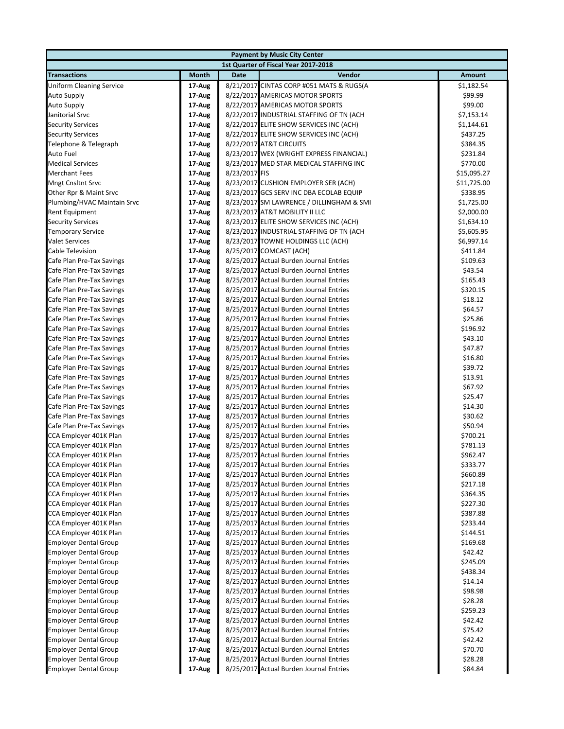| Payment by Music City Center | | | | |
|---|---|---|---|---|
| 1st Quarter of Fiscal Year 2017-2018 | | | | |
| **Transactions** | **Month** | **Date** | **Vendor** | **Amount** |
| Uniform Cleaning Service | 17-Aug | 8/21/2017 | CINTAS CORP #051 MATS & RUGS(A | $1,182.54 |
| Auto Supply | 17-Aug | 8/22/2017 | AMERICAS MOTOR SPORTS | $99.99 |
| Auto Supply | 17-Aug | 8/22/2017 | AMERICAS MOTOR SPORTS | $99.00 |
| Janitorial Srvc | 17-Aug | 8/22/2017 | INDUSTRIAL STAFFING OF TN (ACH | $7,153.14 |
| Security Services | 17-Aug | 8/22/2017 | ELITE SHOW SERVICES INC (ACH) | $1,144.61 |
| Security Services | 17-Aug | 8/22/2017 | ELITE SHOW SERVICES INC (ACH) | $437.25 |
| Telephone & Telegraph | 17-Aug | 8/22/2017 | AT&T CIRCUITS | $384.35 |
| Auto Fuel | 17-Aug | 8/23/2017 | WEX (WRIGHT EXPRESS FINANCIAL) | $231.84 |
| Medical Services | 17-Aug | 8/23/2017 | MED STAR MEDICAL STAFFING INC | $770.00 |
| Merchant Fees | 17-Aug | 8/23/2017 | FIS | $15,095.27 |
| Mngt Cnsltnt Srvc | 17-Aug | 8/23/2017 | CUSHION EMPLOYER SER (ACH) | $11,725.00 |
| Other Rpr & Maint Srvc | 17-Aug | 8/23/2017 | GCS SERV INC DBA ECOLAB EQUIP | $338.95 |
| Plumbing/HVAC Maintain Srvc | 17-Aug | 8/23/2017 | SM LAWRENCE / DILLINGHAM & SMI | $1,725.00 |
| Rent Equipment | 17-Aug | 8/23/2017 | AT&T MOBILITY II LLC | $2,000.00 |
| Security Services | 17-Aug | 8/23/2017 | ELITE SHOW SERVICES INC (ACH) | $1,634.10 |
| Temporary Service | 17-Aug | 8/23/2017 | INDUSTRIAL STAFFING OF TN (ACH | $5,605.95 |
| Valet Services | 17-Aug | 8/23/2017 | TOWNE HOLDINGS LLC (ACH) | $6,997.14 |
| Cable Television | 17-Aug | 8/25/2017 | COMCAST (ACH) | $411.84 |
| Cafe Plan Pre-Tax Savings | 17-Aug | 8/25/2017 | Actual Burden Journal Entries | $109.63 |
| Cafe Plan Pre-Tax Savings | 17-Aug | 8/25/2017 | Actual Burden Journal Entries | $43.54 |
| Cafe Plan Pre-Tax Savings | 17-Aug | 8/25/2017 | Actual Burden Journal Entries | $165.43 |
| Cafe Plan Pre-Tax Savings | 17-Aug | 8/25/2017 | Actual Burden Journal Entries | $320.15 |
| Cafe Plan Pre-Tax Savings | 17-Aug | 8/25/2017 | Actual Burden Journal Entries | $18.12 |
| Cafe Plan Pre-Tax Savings | 17-Aug | 8/25/2017 | Actual Burden Journal Entries | $64.57 |
| Cafe Plan Pre-Tax Savings | 17-Aug | 8/25/2017 | Actual Burden Journal Entries | $25.86 |
| Cafe Plan Pre-Tax Savings | 17-Aug | 8/25/2017 | Actual Burden Journal Entries | $196.92 |
| Cafe Plan Pre-Tax Savings | 17-Aug | 8/25/2017 | Actual Burden Journal Entries | $43.10 |
| Cafe Plan Pre-Tax Savings | 17-Aug | 8/25/2017 | Actual Burden Journal Entries | $47.87 |
| Cafe Plan Pre-Tax Savings | 17-Aug | 8/25/2017 | Actual Burden Journal Entries | $16.80 |
| Cafe Plan Pre-Tax Savings | 17-Aug | 8/25/2017 | Actual Burden Journal Entries | $39.72 |
| Cafe Plan Pre-Tax Savings | 17-Aug | 8/25/2017 | Actual Burden Journal Entries | $13.91 |
| Cafe Plan Pre-Tax Savings | 17-Aug | 8/25/2017 | Actual Burden Journal Entries | $67.92 |
| Cafe Plan Pre-Tax Savings | 17-Aug | 8/25/2017 | Actual Burden Journal Entries | $25.47 |
| Cafe Plan Pre-Tax Savings | 17-Aug | 8/25/2017 | Actual Burden Journal Entries | $14.30 |
| Cafe Plan Pre-Tax Savings | 17-Aug | 8/25/2017 | Actual Burden Journal Entries | $30.62 |
| Cafe Plan Pre-Tax Savings | 17-Aug | 8/25/2017 | Actual Burden Journal Entries | $50.94 |
| CCA Employer 401K Plan | 17-Aug | 8/25/2017 | Actual Burden Journal Entries | $700.21 |
| CCA Employer 401K Plan | 17-Aug | 8/25/2017 | Actual Burden Journal Entries | $781.13 |
| CCA Employer 401K Plan | 17-Aug | 8/25/2017 | Actual Burden Journal Entries | $962.47 |
| CCA Employer 401K Plan | 17-Aug | 8/25/2017 | Actual Burden Journal Entries | $333.77 |
| CCA Employer 401K Plan | 17-Aug | 8/25/2017 | Actual Burden Journal Entries | $660.89 |
| CCA Employer 401K Plan | 17-Aug | 8/25/2017 | Actual Burden Journal Entries | $217.18 |
| CCA Employer 401K Plan | 17-Aug | 8/25/2017 | Actual Burden Journal Entries | $364.35 |
| CCA Employer 401K Plan | 17-Aug | 8/25/2017 | Actual Burden Journal Entries | $227.30 |
| CCA Employer 401K Plan | 17-Aug | 8/25/2017 | Actual Burden Journal Entries | $387.88 |
| CCA Employer 401K Plan | 17-Aug | 8/25/2017 | Actual Burden Journal Entries | $233.44 |
| CCA Employer 401K Plan | 17-Aug | 8/25/2017 | Actual Burden Journal Entries | $144.51 |
| Employer Dental Group | 17-Aug | 8/25/2017 | Actual Burden Journal Entries | $169.68 |
| Employer Dental Group | 17-Aug | 8/25/2017 | Actual Burden Journal Entries | $42.42 |
| Employer Dental Group | 17-Aug | 8/25/2017 | Actual Burden Journal Entries | $245.09 |
| Employer Dental Group | 17-Aug | 8/25/2017 | Actual Burden Journal Entries | $438.34 |
| Employer Dental Group | 17-Aug | 8/25/2017 | Actual Burden Journal Entries | $14.14 |
| Employer Dental Group | 17-Aug | 8/25/2017 | Actual Burden Journal Entries | $98.98 |
| Employer Dental Group | 17-Aug | 8/25/2017 | Actual Burden Journal Entries | $28.28 |
| Employer Dental Group | 17-Aug | 8/25/2017 | Actual Burden Journal Entries | $259.23 |
| Employer Dental Group | 17-Aug | 8/25/2017 | Actual Burden Journal Entries | $42.42 |
| Employer Dental Group | 17-Aug | 8/25/2017 | Actual Burden Journal Entries | $75.42 |
| Employer Dental Group | 17-Aug | 8/25/2017 | Actual Burden Journal Entries | $42.42 |
| Employer Dental Group | 17-Aug | 8/25/2017 | Actual Burden Journal Entries | $70.70 |
| Employer Dental Group | 17-Aug | 8/25/2017 | Actual Burden Journal Entries | $28.28 |
| Employer Dental Group | 17-Aug | 8/25/2017 | Actual Burden Journal Entries | $84.84 |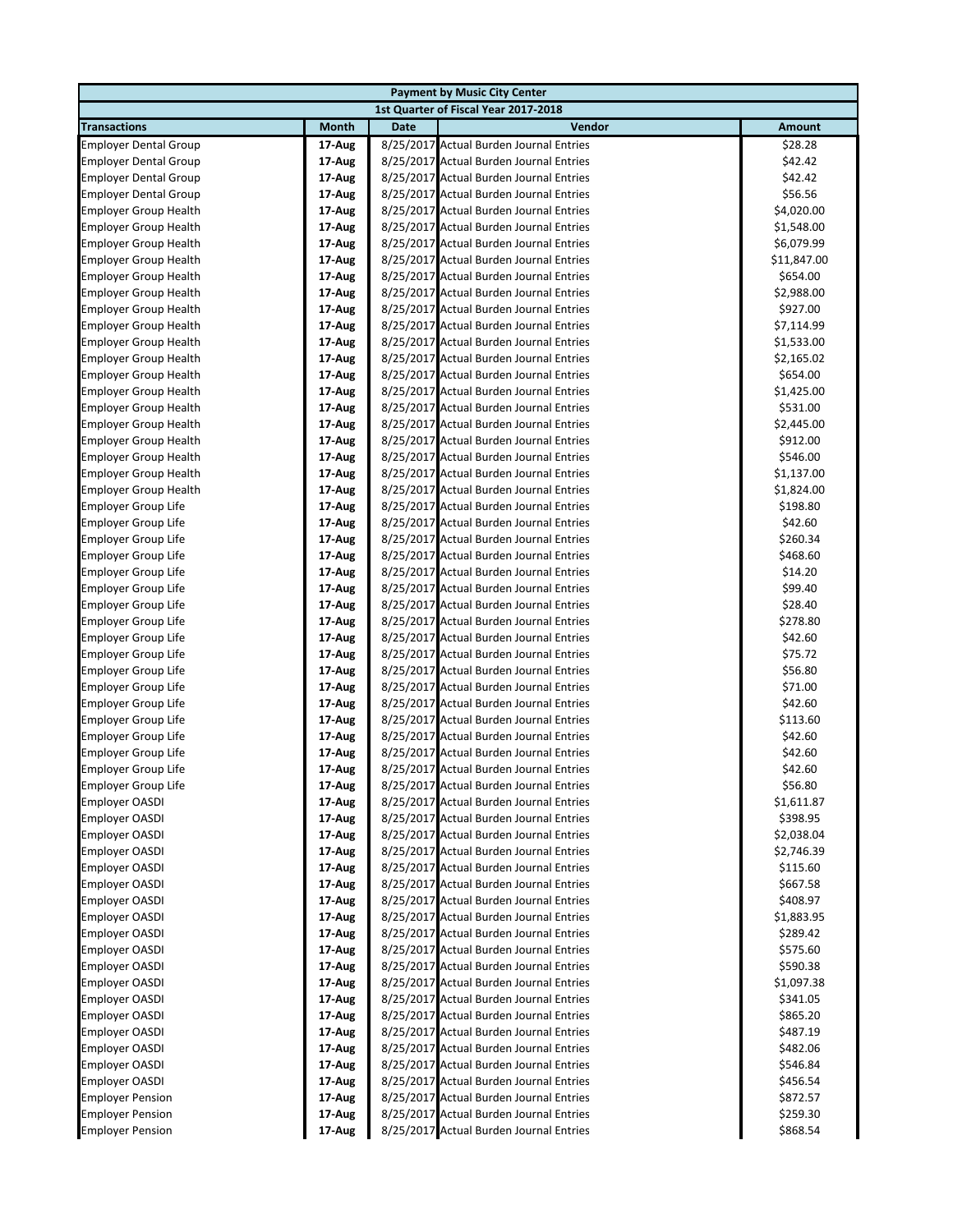| Payment by Music City Center | | | | |
|---|---|---|---|---|
| 1st Quarter of Fiscal Year 2017-2018 | | | | |
| **Transactions** | **Month** | **Date** | **Vendor** | **Amount** |
| Employer Dental Group | 17-Aug | 8/25/2017 | Actual Burden Journal Entries | $28.28 |
| Employer Dental Group | 17-Aug | 8/25/2017 | Actual Burden Journal Entries | $42.42 |
| Employer Dental Group | 17-Aug | 8/25/2017 | Actual Burden Journal Entries | $42.42 |
| Employer Dental Group | 17-Aug | 8/25/2017 | Actual Burden Journal Entries | $56.56 |
| Employer Group Health | 17-Aug | 8/25/2017 | Actual Burden Journal Entries | $4,020.00 |
| Employer Group Health | 17-Aug | 8/25/2017 | Actual Burden Journal Entries | $1,548.00 |
| Employer Group Health | 17-Aug | 8/25/2017 | Actual Burden Journal Entries | $6,079.99 |
| Employer Group Health | 17-Aug | 8/25/2017 | Actual Burden Journal Entries | $11,847.00 |
| Employer Group Health | 17-Aug | 8/25/2017 | Actual Burden Journal Entries | $654.00 |
| Employer Group Health | 17-Aug | 8/25/2017 | Actual Burden Journal Entries | $2,988.00 |
| Employer Group Health | 17-Aug | 8/25/2017 | Actual Burden Journal Entries | $927.00 |
| Employer Group Health | 17-Aug | 8/25/2017 | Actual Burden Journal Entries | $7,114.99 |
| Employer Group Health | 17-Aug | 8/25/2017 | Actual Burden Journal Entries | $1,533.00 |
| Employer Group Health | 17-Aug | 8/25/2017 | Actual Burden Journal Entries | $2,165.02 |
| Employer Group Health | 17-Aug | 8/25/2017 | Actual Burden Journal Entries | $654.00 |
| Employer Group Health | 17-Aug | 8/25/2017 | Actual Burden Journal Entries | $1,425.00 |
| Employer Group Health | 17-Aug | 8/25/2017 | Actual Burden Journal Entries | $531.00 |
| Employer Group Health | 17-Aug | 8/25/2017 | Actual Burden Journal Entries | $2,445.00 |
| Employer Group Health | 17-Aug | 8/25/2017 | Actual Burden Journal Entries | $912.00 |
| Employer Group Health | 17-Aug | 8/25/2017 | Actual Burden Journal Entries | $546.00 |
| Employer Group Health | 17-Aug | 8/25/2017 | Actual Burden Journal Entries | $1,137.00 |
| Employer Group Health | 17-Aug | 8/25/2017 | Actual Burden Journal Entries | $1,824.00 |
| Employer Group Life | 17-Aug | 8/25/2017 | Actual Burden Journal Entries | $198.80 |
| Employer Group Life | 17-Aug | 8/25/2017 | Actual Burden Journal Entries | $42.60 |
| Employer Group Life | 17-Aug | 8/25/2017 | Actual Burden Journal Entries | $260.34 |
| Employer Group Life | 17-Aug | 8/25/2017 | Actual Burden Journal Entries | $468.60 |
| Employer Group Life | 17-Aug | 8/25/2017 | Actual Burden Journal Entries | $14.20 |
| Employer Group Life | 17-Aug | 8/25/2017 | Actual Burden Journal Entries | $99.40 |
| Employer Group Life | 17-Aug | 8/25/2017 | Actual Burden Journal Entries | $28.40 |
| Employer Group Life | 17-Aug | 8/25/2017 | Actual Burden Journal Entries | $278.80 |
| Employer Group Life | 17-Aug | 8/25/2017 | Actual Burden Journal Entries | $42.60 |
| Employer Group Life | 17-Aug | 8/25/2017 | Actual Burden Journal Entries | $75.72 |
| Employer Group Life | 17-Aug | 8/25/2017 | Actual Burden Journal Entries | $56.80 |
| Employer Group Life | 17-Aug | 8/25/2017 | Actual Burden Journal Entries | $71.00 |
| Employer Group Life | 17-Aug | 8/25/2017 | Actual Burden Journal Entries | $42.60 |
| Employer Group Life | 17-Aug | 8/25/2017 | Actual Burden Journal Entries | $113.60 |
| Employer Group Life | 17-Aug | 8/25/2017 | Actual Burden Journal Entries | $42.60 |
| Employer Group Life | 17-Aug | 8/25/2017 | Actual Burden Journal Entries | $42.60 |
| Employer Group Life | 17-Aug | 8/25/2017 | Actual Burden Journal Entries | $42.60 |
| Employer Group Life | 17-Aug | 8/25/2017 | Actual Burden Journal Entries | $56.80 |
| Employer OASDI | 17-Aug | 8/25/2017 | Actual Burden Journal Entries | $1,611.87 |
| Employer OASDI | 17-Aug | 8/25/2017 | Actual Burden Journal Entries | $398.95 |
| Employer OASDI | 17-Aug | 8/25/2017 | Actual Burden Journal Entries | $2,038.04 |
| Employer OASDI | 17-Aug | 8/25/2017 | Actual Burden Journal Entries | $2,746.39 |
| Employer OASDI | 17-Aug | 8/25/2017 | Actual Burden Journal Entries | $115.60 |
| Employer OASDI | 17-Aug | 8/25/2017 | Actual Burden Journal Entries | $667.58 |
| Employer OASDI | 17-Aug | 8/25/2017 | Actual Burden Journal Entries | $408.97 |
| Employer OASDI | 17-Aug | 8/25/2017 | Actual Burden Journal Entries | $1,883.95 |
| Employer OASDI | 17-Aug | 8/25/2017 | Actual Burden Journal Entries | $289.42 |
| Employer OASDI | 17-Aug | 8/25/2017 | Actual Burden Journal Entries | $575.60 |
| Employer OASDI | 17-Aug | 8/25/2017 | Actual Burden Journal Entries | $590.38 |
| Employer OASDI | 17-Aug | 8/25/2017 | Actual Burden Journal Entries | $1,097.38 |
| Employer OASDI | 17-Aug | 8/25/2017 | Actual Burden Journal Entries | $341.05 |
| Employer OASDI | 17-Aug | 8/25/2017 | Actual Burden Journal Entries | $865.20 |
| Employer OASDI | 17-Aug | 8/25/2017 | Actual Burden Journal Entries | $487.19 |
| Employer OASDI | 17-Aug | 8/25/2017 | Actual Burden Journal Entries | $482.06 |
| Employer OASDI | 17-Aug | 8/25/2017 | Actual Burden Journal Entries | $546.84 |
| Employer OASDI | 17-Aug | 8/25/2017 | Actual Burden Journal Entries | $456.54 |
| Employer Pension | 17-Aug | 8/25/2017 | Actual Burden Journal Entries | $872.57 |
| Employer Pension | 17-Aug | 8/25/2017 | Actual Burden Journal Entries | $259.30 |
| Employer Pension | 17-Aug | 8/25/2017 | Actual Burden Journal Entries | $868.54 |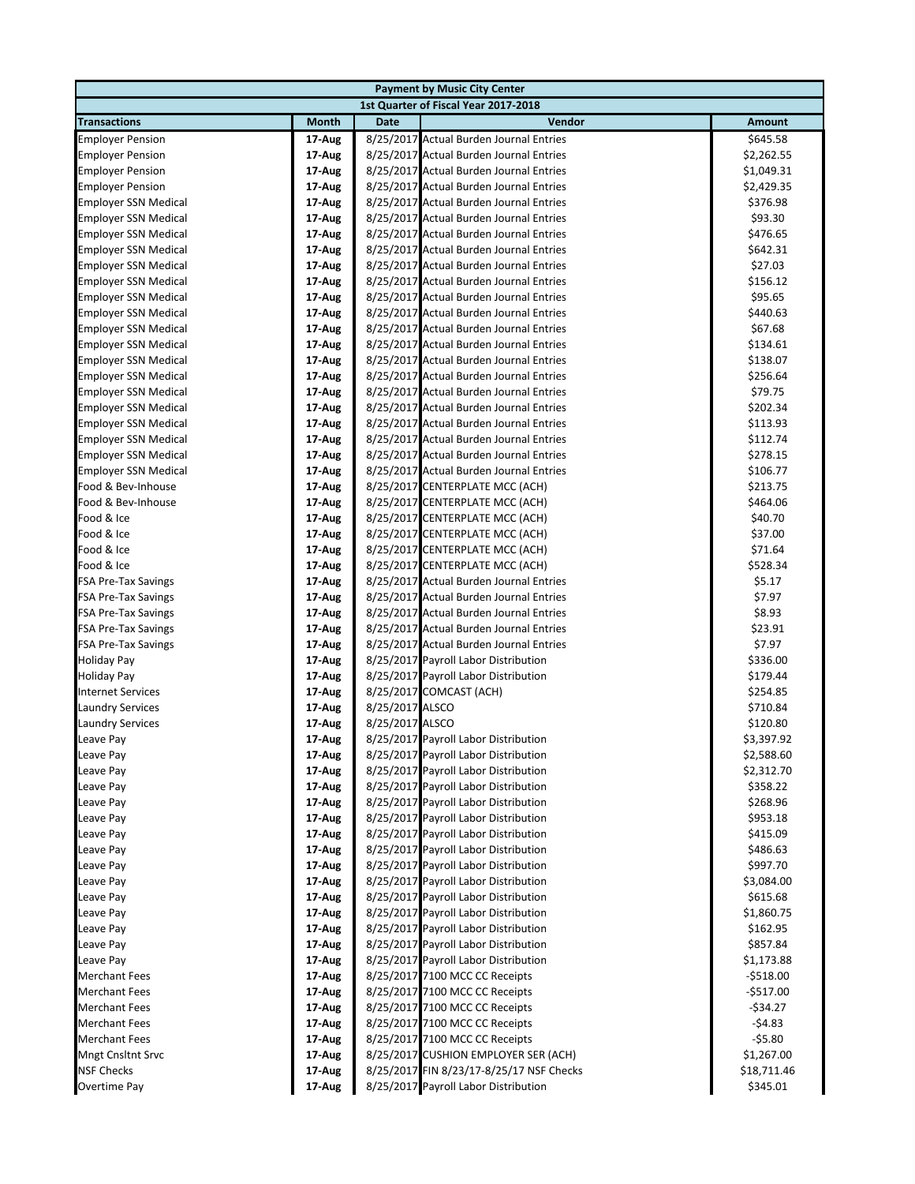| Payment by Music City Center | | | | |
|---|---|---|---|---|
| 1st Quarter of Fiscal Year 2017-2018 | | | | |
| **Transactions** | **Month** | **Date** | **Vendor** | **Amount** |
| Employer Pension | 17-Aug | 8/25/2017 | Actual Burden Journal Entries | $645.58 |
| Employer Pension | 17-Aug | 8/25/2017 | Actual Burden Journal Entries | $2,262.55 |
| Employer Pension | 17-Aug | 8/25/2017 | Actual Burden Journal Entries | $1,049.31 |
| Employer Pension | 17-Aug | 8/25/2017 | Actual Burden Journal Entries | $2,429.35 |
| Employer SSN Medical | 17-Aug | 8/25/2017 | Actual Burden Journal Entries | $376.98 |
| Employer SSN Medical | 17-Aug | 8/25/2017 | Actual Burden Journal Entries | $93.30 |
| Employer SSN Medical | 17-Aug | 8/25/2017 | Actual Burden Journal Entries | $476.65 |
| Employer SSN Medical | 17-Aug | 8/25/2017 | Actual Burden Journal Entries | $642.31 |
| Employer SSN Medical | 17-Aug | 8/25/2017 | Actual Burden Journal Entries | $27.03 |
| Employer SSN Medical | 17-Aug | 8/25/2017 | Actual Burden Journal Entries | $156.12 |
| Employer SSN Medical | 17-Aug | 8/25/2017 | Actual Burden Journal Entries | $95.65 |
| Employer SSN Medical | 17-Aug | 8/25/2017 | Actual Burden Journal Entries | $440.63 |
| Employer SSN Medical | 17-Aug | 8/25/2017 | Actual Burden Journal Entries | $67.68 |
| Employer SSN Medical | 17-Aug | 8/25/2017 | Actual Burden Journal Entries | $134.61 |
| Employer SSN Medical | 17-Aug | 8/25/2017 | Actual Burden Journal Entries | $138.07 |
| Employer SSN Medical | 17-Aug | 8/25/2017 | Actual Burden Journal Entries | $256.64 |
| Employer SSN Medical | 17-Aug | 8/25/2017 | Actual Burden Journal Entries | $79.75 |
| Employer SSN Medical | 17-Aug | 8/25/2017 | Actual Burden Journal Entries | $202.34 |
| Employer SSN Medical | 17-Aug | 8/25/2017 | Actual Burden Journal Entries | $113.93 |
| Employer SSN Medical | 17-Aug | 8/25/2017 | Actual Burden Journal Entries | $112.74 |
| Employer SSN Medical | 17-Aug | 8/25/2017 | Actual Burden Journal Entries | $278.15 |
| Employer SSN Medical | 17-Aug | 8/25/2017 | Actual Burden Journal Entries | $106.77 |
| Food & Bev-Inhouse | 17-Aug | 8/25/2017 | CENTERPLATE MCC (ACH) | $213.75 |
| Food & Bev-Inhouse | 17-Aug | 8/25/2017 | CENTERPLATE MCC (ACH) | $464.06 |
| Food & Ice | 17-Aug | 8/25/2017 | CENTERPLATE MCC (ACH) | $40.70 |
| Food & Ice | 17-Aug | 8/25/2017 | CENTERPLATE MCC (ACH) | $37.00 |
| Food & Ice | 17-Aug | 8/25/2017 | CENTERPLATE MCC (ACH) | $71.64 |
| Food & Ice | 17-Aug | 8/25/2017 | CENTERPLATE MCC (ACH) | $528.34 |
| FSA Pre-Tax Savings | 17-Aug | 8/25/2017 | Actual Burden Journal Entries | $5.17 |
| FSA Pre-Tax Savings | 17-Aug | 8/25/2017 | Actual Burden Journal Entries | $7.97 |
| FSA Pre-Tax Savings | 17-Aug | 8/25/2017 | Actual Burden Journal Entries | $8.93 |
| FSA Pre-Tax Savings | 17-Aug | 8/25/2017 | Actual Burden Journal Entries | $23.91 |
| FSA Pre-Tax Savings | 17-Aug | 8/25/2017 | Actual Burden Journal Entries | $7.97 |
| Holiday Pay | 17-Aug | 8/25/2017 | Payroll Labor Distribution | $336.00 |
| Holiday Pay | 17-Aug | 8/25/2017 | Payroll Labor Distribution | $179.44 |
| Internet Services | 17-Aug | 8/25/2017 | COMCAST (ACH) | $254.85 |
| Laundry Services | 17-Aug | 8/25/2017 | ALSCO | $710.84 |
| Laundry Services | 17-Aug | 8/25/2017 | ALSCO | $120.80 |
| Leave Pay | 17-Aug | 8/25/2017 | Payroll Labor Distribution | $3,397.92 |
| Leave Pay | 17-Aug | 8/25/2017 | Payroll Labor Distribution | $2,588.60 |
| Leave Pay | 17-Aug | 8/25/2017 | Payroll Labor Distribution | $2,312.70 |
| Leave Pay | 17-Aug | 8/25/2017 | Payroll Labor Distribution | $358.22 |
| Leave Pay | 17-Aug | 8/25/2017 | Payroll Labor Distribution | $268.96 |
| Leave Pay | 17-Aug | 8/25/2017 | Payroll Labor Distribution | $953.18 |
| Leave Pay | 17-Aug | 8/25/2017 | Payroll Labor Distribution | $415.09 |
| Leave Pay | 17-Aug | 8/25/2017 | Payroll Labor Distribution | $486.63 |
| Leave Pay | 17-Aug | 8/25/2017 | Payroll Labor Distribution | $997.70 |
| Leave Pay | 17-Aug | 8/25/2017 | Payroll Labor Distribution | $3,084.00 |
| Leave Pay | 17-Aug | 8/25/2017 | Payroll Labor Distribution | $615.68 |
| Leave Pay | 17-Aug | 8/25/2017 | Payroll Labor Distribution | $1,860.75 |
| Leave Pay | 17-Aug | 8/25/2017 | Payroll Labor Distribution | $162.95 |
| Leave Pay | 17-Aug | 8/25/2017 | Payroll Labor Distribution | $857.84 |
| Leave Pay | 17-Aug | 8/25/2017 | Payroll Labor Distribution | $1,173.88 |
| Merchant Fees | 17-Aug | 8/25/2017 | 7100 MCC CC Receipts | -$518.00 |
| Merchant Fees | 17-Aug | 8/25/2017 | 7100 MCC CC Receipts | -$517.00 |
| Merchant Fees | 17-Aug | 8/25/2017 | 7100 MCC CC Receipts | -$34.27 |
| Merchant Fees | 17-Aug | 8/25/2017 | 7100 MCC CC Receipts | -$4.83 |
| Merchant Fees | 17-Aug | 8/25/2017 | 7100 MCC CC Receipts | -$5.80 |
| Mngt Cnsltnt Srvc | 17-Aug | 8/25/2017 | CUSHION EMPLOYER SER (ACH) | $1,267.00 |
| NSF Checks | 17-Aug | 8/25/2017 | FIN 8/23/17-8/25/17 NSF Checks | $18,711.46 |
| Overtime Pay | 17-Aug | 8/25/2017 | Payroll Labor Distribution | $345.01 |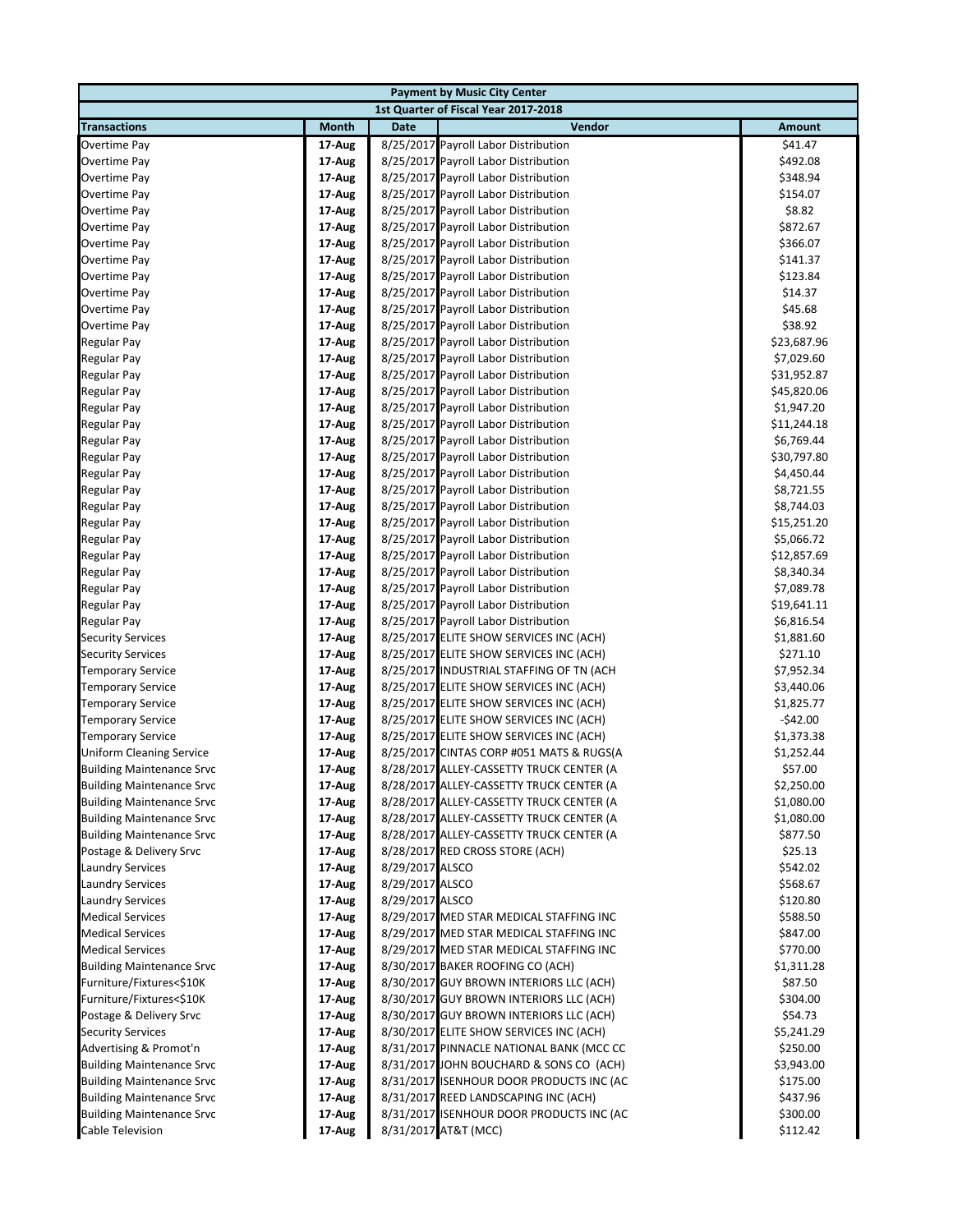| Payment by Music City Center | | | | |
|---|---|---|---|---|
| 1st Quarter of Fiscal Year 2017-2018 | | | | |
| **Transactions** | **Month** | **Date** | **Vendor** | **Amount** |
| Overtime Pay | 17-Aug | 8/25/2017 | Payroll Labor Distribution | $41.47 |
| Overtime Pay | 17-Aug | 8/25/2017 | Payroll Labor Distribution | $492.08 |
| Overtime Pay | 17-Aug | 8/25/2017 | Payroll Labor Distribution | $348.94 |
| Overtime Pay | 17-Aug | 8/25/2017 | Payroll Labor Distribution | $154.07 |
| Overtime Pay | 17-Aug | 8/25/2017 | Payroll Labor Distribution | $8.82 |
| Overtime Pay | 17-Aug | 8/25/2017 | Payroll Labor Distribution | $872.67 |
| Overtime Pay | 17-Aug | 8/25/2017 | Payroll Labor Distribution | $366.07 |
| Overtime Pay | 17-Aug | 8/25/2017 | Payroll Labor Distribution | $141.37 |
| Overtime Pay | 17-Aug | 8/25/2017 | Payroll Labor Distribution | $123.84 |
| Overtime Pay | 17-Aug | 8/25/2017 | Payroll Labor Distribution | $14.37 |
| Overtime Pay | 17-Aug | 8/25/2017 | Payroll Labor Distribution | $45.68 |
| Overtime Pay | 17-Aug | 8/25/2017 | Payroll Labor Distribution | $38.92 |
| Regular Pay | 17-Aug | 8/25/2017 | Payroll Labor Distribution | $23,687.96 |
| Regular Pay | 17-Aug | 8/25/2017 | Payroll Labor Distribution | $7,029.60 |
| Regular Pay | 17-Aug | 8/25/2017 | Payroll Labor Distribution | $31,952.87 |
| Regular Pay | 17-Aug | 8/25/2017 | Payroll Labor Distribution | $45,820.06 |
| Regular Pay | 17-Aug | 8/25/2017 | Payroll Labor Distribution | $1,947.20 |
| Regular Pay | 17-Aug | 8/25/2017 | Payroll Labor Distribution | $11,244.18 |
| Regular Pay | 17-Aug | 8/25/2017 | Payroll Labor Distribution | $6,769.44 |
| Regular Pay | 17-Aug | 8/25/2017 | Payroll Labor Distribution | $30,797.80 |
| Regular Pay | 17-Aug | 8/25/2017 | Payroll Labor Distribution | $4,450.44 |
| Regular Pay | 17-Aug | 8/25/2017 | Payroll Labor Distribution | $8,721.55 |
| Regular Pay | 17-Aug | 8/25/2017 | Payroll Labor Distribution | $8,744.03 |
| Regular Pay | 17-Aug | 8/25/2017 | Payroll Labor Distribution | $15,251.20 |
| Regular Pay | 17-Aug | 8/25/2017 | Payroll Labor Distribution | $5,066.72 |
| Regular Pay | 17-Aug | 8/25/2017 | Payroll Labor Distribution | $12,857.69 |
| Regular Pay | 17-Aug | 8/25/2017 | Payroll Labor Distribution | $8,340.34 |
| Regular Pay | 17-Aug | 8/25/2017 | Payroll Labor Distribution | $7,089.78 |
| Regular Pay | 17-Aug | 8/25/2017 | Payroll Labor Distribution | $19,641.11 |
| Regular Pay | 17-Aug | 8/25/2017 | Payroll Labor Distribution | $6,816.54 |
| Security Services | 17-Aug | 8/25/2017 | ELITE SHOW SERVICES INC (ACH) | $1,881.60 |
| Security Services | 17-Aug | 8/25/2017 | ELITE SHOW SERVICES INC (ACH) | $271.10 |
| Temporary Service | 17-Aug | 8/25/2017 | INDUSTRIAL STAFFING OF TN (ACH | $7,952.34 |
| Temporary Service | 17-Aug | 8/25/2017 | ELITE SHOW SERVICES INC (ACH) | $3,440.06 |
| Temporary Service | 17-Aug | 8/25/2017 | ELITE SHOW SERVICES INC (ACH) | $1,825.77 |
| Temporary Service | 17-Aug | 8/25/2017 | ELITE SHOW SERVICES INC (ACH) | -$42.00 |
| Temporary Service | 17-Aug | 8/25/2017 | ELITE SHOW SERVICES INC (ACH) | $1,373.38 |
| Uniform Cleaning Service | 17-Aug | 8/25/2017 | CINTAS CORP #051 MATS & RUGS(A | $1,252.44 |
| Building Maintenance Srvc | 17-Aug | 8/28/2017 | ALLEY-CASSETTY TRUCK CENTER (A | $57.00 |
| Building Maintenance Srvc | 17-Aug | 8/28/2017 | ALLEY-CASSETTY TRUCK CENTER (A | $2,250.00 |
| Building Maintenance Srvc | 17-Aug | 8/28/2017 | ALLEY-CASSETTY TRUCK CENTER (A | $1,080.00 |
| Building Maintenance Srvc | 17-Aug | 8/28/2017 | ALLEY-CASSETTY TRUCK CENTER (A | $1,080.00 |
| Building Maintenance Srvc | 17-Aug | 8/28/2017 | ALLEY-CASSETTY TRUCK CENTER (A | $877.50 |
| Postage & Delivery Srvc | 17-Aug | 8/28/2017 | RED CROSS STORE (ACH) | $25.13 |
| Laundry Services | 17-Aug | 8/29/2017 | ALSCO | $542.02 |
| Laundry Services | 17-Aug | 8/29/2017 | ALSCO | $568.67 |
| Laundry Services | 17-Aug | 8/29/2017 | ALSCO | $120.80 |
| Medical Services | 17-Aug | 8/29/2017 | MED STAR MEDICAL STAFFING INC | $588.50 |
| Medical Services | 17-Aug | 8/29/2017 | MED STAR MEDICAL STAFFING INC | $847.00 |
| Medical Services | 17-Aug | 8/29/2017 | MED STAR MEDICAL STAFFING INC | $770.00 |
| Building Maintenance Srvc | 17-Aug | 8/30/2017 | BAKER ROOFING CO (ACH) | $1,311.28 |
| Furniture/Fixtures<$10K | 17-Aug | 8/30/2017 | GUY BROWN INTERIORS LLC (ACH) | $87.50 |
| Furniture/Fixtures<$10K | 17-Aug | 8/30/2017 | GUY BROWN INTERIORS LLC (ACH) | $304.00 |
| Postage & Delivery Srvc | 17-Aug | 8/30/2017 | GUY BROWN INTERIORS LLC (ACH) | $54.73 |
| Security Services | 17-Aug | 8/30/2017 | ELITE SHOW SERVICES INC (ACH) | $5,241.29 |
| Advertising & Promot'n | 17-Aug | 8/31/2017 | PINNACLE NATIONAL BANK (MCC CC | $250.00 |
| Building Maintenance Srvc | 17-Aug | 8/31/2017 | JOHN BOUCHARD & SONS CO (ACH) | $3,943.00 |
| Building Maintenance Srvc | 17-Aug | 8/31/2017 | ISENHOUR DOOR PRODUCTS INC (AC | $175.00 |
| Building Maintenance Srvc | 17-Aug | 8/31/2017 | REED LANDSCAPING INC (ACH) | $437.96 |
| Building Maintenance Srvc | 17-Aug | 8/31/2017 | ISENHOUR DOOR PRODUCTS INC (AC | $300.00 |
| Cable Television | 17-Aug | 8/31/2017 | AT&T (MCC) | $112.42 |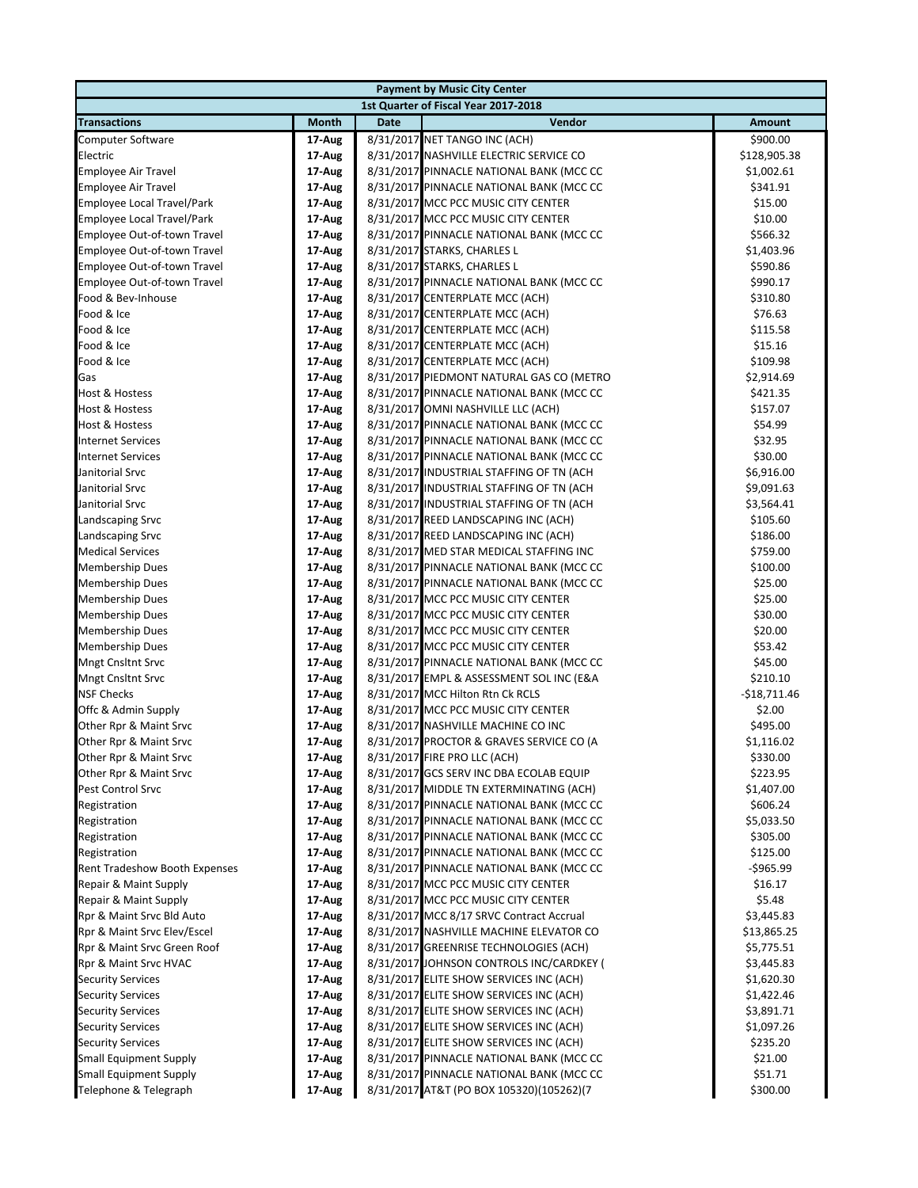| Payment by Music City Center | | | | |
|---|---|---|---|---|
| 1st Quarter of Fiscal Year 2017-2018 | | | | |
| **Transactions** | **Month** | **Date** | **Vendor** | **Amount** |
| Computer Software | 17-Aug | 8/31/2017 | NET TANGO INC (ACH) | $900.00 |
| Electric | 17-Aug | 8/31/2017 | NASHVILLE ELECTRIC SERVICE CO | $128,905.38 |
| Employee Air Travel | 17-Aug | 8/31/2017 | PINNACLE NATIONAL BANK (MCC CC | $1,002.61 |
| Employee Air Travel | 17-Aug | 8/31/2017 | PINNACLE NATIONAL BANK (MCC CC | $341.91 |
| Employee Local Travel/Park | 17-Aug | 8/31/2017 | MCC PCC MUSIC CITY CENTER | $15.00 |
| Employee Local Travel/Park | 17-Aug | 8/31/2017 | MCC PCC MUSIC CITY CENTER | $10.00 |
| Employee Out-of-town Travel | 17-Aug | 8/31/2017 | PINNACLE NATIONAL BANK (MCC CC | $566.32 |
| Employee Out-of-town Travel | 17-Aug | 8/31/2017 | STARKS, CHARLES L | $1,403.96 |
| Employee Out-of-town Travel | 17-Aug | 8/31/2017 | STARKS, CHARLES L | $590.86 |
| Employee Out-of-town Travel | 17-Aug | 8/31/2017 | PINNACLE NATIONAL BANK (MCC CC | $990.17 |
| Food & Bev-Inhouse | 17-Aug | 8/31/2017 | CENTERPLATE MCC (ACH) | $310.80 |
| Food & Ice | 17-Aug | 8/31/2017 | CENTERPLATE MCC (ACH) | $76.63 |
| Food & Ice | 17-Aug | 8/31/2017 | CENTERPLATE MCC (ACH) | $115.58 |
| Food & Ice | 17-Aug | 8/31/2017 | CENTERPLATE MCC (ACH) | $15.16 |
| Food & Ice | 17-Aug | 8/31/2017 | CENTERPLATE MCC (ACH) | $109.98 |
| Gas | 17-Aug | 8/31/2017 | PIEDMONT NATURAL GAS CO (METRO | $2,914.69 |
| Host & Hostess | 17-Aug | 8/31/2017 | PINNACLE NATIONAL BANK (MCC CC | $421.35 |
| Host & Hostess | 17-Aug | 8/31/2017 | OMNI NASHVILLE LLC (ACH) | $157.07 |
| Host & Hostess | 17-Aug | 8/31/2017 | PINNACLE NATIONAL BANK (MCC CC | $54.99 |
| Internet Services | 17-Aug | 8/31/2017 | PINNACLE NATIONAL BANK (MCC CC | $32.95 |
| Internet Services | 17-Aug | 8/31/2017 | PINNACLE NATIONAL BANK (MCC CC | $30.00 |
| Janitorial Srvc | 17-Aug | 8/31/2017 | INDUSTRIAL STAFFING OF TN (ACH | $6,916.00 |
| Janitorial Srvc | 17-Aug | 8/31/2017 | INDUSTRIAL STAFFING OF TN (ACH | $9,091.63 |
| Janitorial Srvc | 17-Aug | 8/31/2017 | INDUSTRIAL STAFFING OF TN (ACH | $3,564.41 |
| Landscaping Srvc | 17-Aug | 8/31/2017 | REED LANDSCAPING INC (ACH) | $105.60 |
| Landscaping Srvc | 17-Aug | 8/31/2017 | REED LANDSCAPING INC (ACH) | $186.00 |
| Medical Services | 17-Aug | 8/31/2017 | MED STAR MEDICAL STAFFING INC | $759.00 |
| Membership Dues | 17-Aug | 8/31/2017 | PINNACLE NATIONAL BANK (MCC CC | $100.00 |
| Membership Dues | 17-Aug | 8/31/2017 | PINNACLE NATIONAL BANK (MCC CC | $25.00 |
| Membership Dues | 17-Aug | 8/31/2017 | MCC PCC MUSIC CITY CENTER | $25.00 |
| Membership Dues | 17-Aug | 8/31/2017 | MCC PCC MUSIC CITY CENTER | $30.00 |
| Membership Dues | 17-Aug | 8/31/2017 | MCC PCC MUSIC CITY CENTER | $20.00 |
| Membership Dues | 17-Aug | 8/31/2017 | MCC PCC MUSIC CITY CENTER | $53.42 |
| Mngt Cnsltnt Srvc | 17-Aug | 8/31/2017 | PINNACLE NATIONAL BANK (MCC CC | $45.00 |
| Mngt Cnsltnt Srvc | 17-Aug | 8/31/2017 | EMPL & ASSESSMENT SOL INC (E&A | $210.10 |
| NSF Checks | 17-Aug | 8/31/2017 | MCC Hilton Rtn Ck RCLS | -$18,711.46 |
| Offc & Admin Supply | 17-Aug | 8/31/2017 | MCC PCC MUSIC CITY CENTER | $2.00 |
| Other Rpr & Maint Srvc | 17-Aug | 8/31/2017 | NASHVILLE MACHINE CO INC | $495.00 |
| Other Rpr & Maint Srvc | 17-Aug | 8/31/2017 | PROCTOR & GRAVES SERVICE CO (A | $1,116.02 |
| Other Rpr & Maint Srvc | 17-Aug | 8/31/2017 | FIRE PRO LLC (ACH) | $330.00 |
| Other Rpr & Maint Srvc | 17-Aug | 8/31/2017 | GCS SERV INC DBA ECOLAB EQUIP | $223.95 |
| Pest Control Srvc | 17-Aug | 8/31/2017 | MIDDLE TN EXTERMINATING (ACH) | $1,407.00 |
| Registration | 17-Aug | 8/31/2017 | PINNACLE NATIONAL BANK (MCC CC | $606.24 |
| Registration | 17-Aug | 8/31/2017 | PINNACLE NATIONAL BANK (MCC CC | $5,033.50 |
| Registration | 17-Aug | 8/31/2017 | PINNACLE NATIONAL BANK (MCC CC | $305.00 |
| Registration | 17-Aug | 8/31/2017 | PINNACLE NATIONAL BANK (MCC CC | $125.00 |
| Rent Tradeshow Booth Expenses | 17-Aug | 8/31/2017 | PINNACLE NATIONAL BANK (MCC CC | -$965.99 |
| Repair & Maint Supply | 17-Aug | 8/31/2017 | MCC PCC MUSIC CITY CENTER | $16.17 |
| Repair & Maint Supply | 17-Aug | 8/31/2017 | MCC PCC MUSIC CITY CENTER | $5.48 |
| Rpr & Maint Srvc Bld Auto | 17-Aug | 8/31/2017 | MCC 8/17 SRVC Contract Accrual | $3,445.83 |
| Rpr & Maint Srvc Elev/Escel | 17-Aug | 8/31/2017 | NASHVILLE MACHINE ELEVATOR CO | $13,865.25 |
| Rpr & Maint Srvc Green Roof | 17-Aug | 8/31/2017 | GREENRISE TECHNOLOGIES (ACH) | $5,775.51 |
| Rpr & Maint Srvc HVAC | 17-Aug | 8/31/2017 | JOHNSON CONTROLS INC/CARDKEY ( | $3,445.83 |
| Security Services | 17-Aug | 8/31/2017 | ELITE SHOW SERVICES INC (ACH) | $1,620.30 |
| Security Services | 17-Aug | 8/31/2017 | ELITE SHOW SERVICES INC (ACH) | $1,422.46 |
| Security Services | 17-Aug | 8/31/2017 | ELITE SHOW SERVICES INC (ACH) | $3,891.71 |
| Security Services | 17-Aug | 8/31/2017 | ELITE SHOW SERVICES INC (ACH) | $1,097.26 |
| Security Services | 17-Aug | 8/31/2017 | ELITE SHOW SERVICES INC (ACH) | $235.20 |
| Small Equipment Supply | 17-Aug | 8/31/2017 | PINNACLE NATIONAL BANK (MCC CC | $21.00 |
| Small Equipment Supply | 17-Aug | 8/31/2017 | PINNACLE NATIONAL BANK (MCC CC | $51.71 |
| Telephone & Telegraph | 17-Aug | 8/31/2017 | AT&T (PO BOX 105320)(105262)(7 | $300.00 |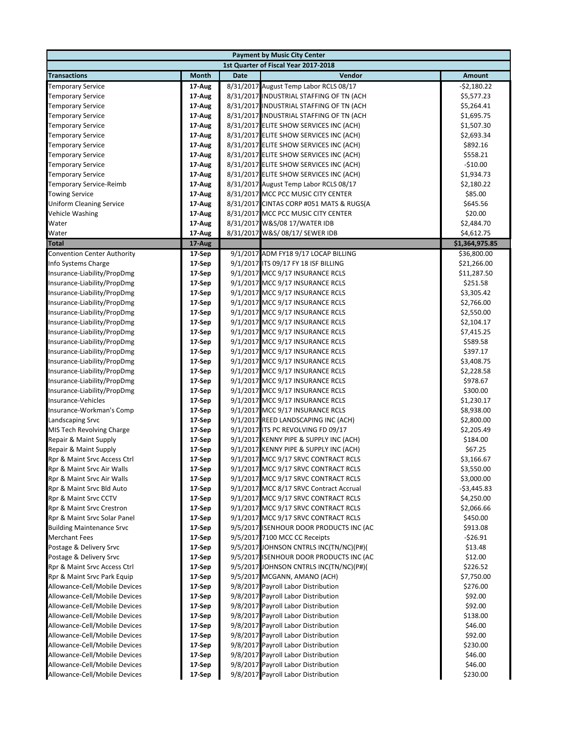| Payment by Music City Center | | | | |
|---|---|---|---|---|
| 1st Quarter of Fiscal Year 2017-2018 | | | | |
| **Transactions** | **Month** | **Date** | **Vendor** | **Amount** |
| Temporary Service | 17-Aug | 8/31/2017 | August Temp Labor RCLS 08/17 | -$2,180.22 |
| Temporary Service | 17-Aug | 8/31/2017 | INDUSTRIAL STAFFING OF TN (ACH | $5,577.23 |
| Temporary Service | 17-Aug | 8/31/2017 | INDUSTRIAL STAFFING OF TN (ACH | $5,264.41 |
| Temporary Service | 17-Aug | 8/31/2017 | INDUSTRIAL STAFFING OF TN (ACH | $1,695.75 |
| Temporary Service | 17-Aug | 8/31/2017 | ELITE SHOW SERVICES INC (ACH) | $1,507.30 |
| Temporary Service | 17-Aug | 8/31/2017 | ELITE SHOW SERVICES INC (ACH) | $2,693.34 |
| Temporary Service | 17-Aug | 8/31/2017 | ELITE SHOW SERVICES INC (ACH) | $892.16 |
| Temporary Service | 17-Aug | 8/31/2017 | ELITE SHOW SERVICES INC (ACH) | $558.21 |
| Temporary Service | 17-Aug | 8/31/2017 | ELITE SHOW SERVICES INC (ACH) | -$10.00 |
| Temporary Service | 17-Aug | 8/31/2017 | ELITE SHOW SERVICES INC (ACH) | $1,934.73 |
| Temporary Service-Reimb | 17-Aug | 8/31/2017 | August Temp Labor RCLS 08/17 | $2,180.22 |
| Towing Service | 17-Aug | 8/31/2017 | MCC PCC MUSIC CITY CENTER | $85.00 |
| Uniform Cleaning Service | 17-Aug | 8/31/2017 | CINTAS CORP #051 MATS & RUGS(A | $645.56 |
| Vehicle Washing | 17-Aug | 8/31/2017 | MCC PCC MUSIC CITY CENTER | $20.00 |
| Water | 17-Aug | 8/31/2017 | W&S/08 17/WATER IDB | $2,484.70 |
| Water | 17-Aug | 8/31/2017 | W&S/ 08/17/ SEWER IDB | $4,612.75 |
| **Total** | **17-Aug** | | | **$1,364,975.85** |
| Convention Center Authority | 17-Sep | 9/1/2017 | ADM FY18 9/17 LOCAP BILLING | $36,800.00 |
| Info Systems Charge | 17-Sep | 9/1/2017 | ITS 09/17 FY 18 ISF BILLING | $21,266.00 |
| Insurance-Liability/PropDmg | 17-Sep | 9/1/2017 | MCC 9/17 INSURANCE RCLS | $11,287.50 |
| Insurance-Liability/PropDmg | 17-Sep | 9/1/2017 | MCC 9/17 INSURANCE RCLS | $251.58 |
| Insurance-Liability/PropDmg | 17-Sep | 9/1/2017 | MCC 9/17 INSURANCE RCLS | $3,305.42 |
| Insurance-Liability/PropDmg | 17-Sep | 9/1/2017 | MCC 9/17 INSURANCE RCLS | $2,766.00 |
| Insurance-Liability/PropDmg | 17-Sep | 9/1/2017 | MCC 9/17 INSURANCE RCLS | $2,550.00 |
| Insurance-Liability/PropDmg | 17-Sep | 9/1/2017 | MCC 9/17 INSURANCE RCLS | $2,104.17 |
| Insurance-Liability/PropDmg | 17-Sep | 9/1/2017 | MCC 9/17 INSURANCE RCLS | $7,415.25 |
| Insurance-Liability/PropDmg | 17-Sep | 9/1/2017 | MCC 9/17 INSURANCE RCLS | $589.58 |
| Insurance-Liability/PropDmg | 17-Sep | 9/1/2017 | MCC 9/17 INSURANCE RCLS | $397.17 |
| Insurance-Liability/PropDmg | 17-Sep | 9/1/2017 | MCC 9/17 INSURANCE RCLS | $3,408.75 |
| Insurance-Liability/PropDmg | 17-Sep | 9/1/2017 | MCC 9/17 INSURANCE RCLS | $2,228.58 |
| Insurance-Liability/PropDmg | 17-Sep | 9/1/2017 | MCC 9/17 INSURANCE RCLS | $978.67 |
| Insurance-Liability/PropDmg | 17-Sep | 9/1/2017 | MCC 9/17 INSURANCE RCLS | $300.00 |
| Insurance-Vehicles | 17-Sep | 9/1/2017 | MCC 9/17 INSURANCE RCLS | $1,230.17 |
| Insurance-Workman's Comp | 17-Sep | 9/1/2017 | MCC 9/17 INSURANCE RCLS | $8,938.00 |
| Landscaping Srvc | 17-Sep | 9/1/2017 | REED LANDSCAPING INC (ACH) | $2,800.00 |
| MIS Tech Revolving Charge | 17-Sep | 9/1/2017 | ITS PC REVOLVING FD 09/17 | $2,205.49 |
| Repair & Maint Supply | 17-Sep | 9/1/2017 | KENNY PIPE & SUPPLY INC (ACH) | $184.00 |
| Repair & Maint Supply | 17-Sep | 9/1/2017 | KENNY PIPE & SUPPLY INC (ACH) | $67.25 |
| Rpr & Maint Srvc Access Ctrl | 17-Sep | 9/1/2017 | MCC 9/17 SRVC CONTRACT RCLS | $3,166.67 |
| Rpr & Maint Srvc Air Walls | 17-Sep | 9/1/2017 | MCC 9/17 SRVC CONTRACT RCLS | $3,550.00 |
| Rpr & Maint Srvc Air Walls | 17-Sep | 9/1/2017 | MCC 9/17 SRVC CONTRACT RCLS | $3,000.00 |
| Rpr & Maint Srvc Bld Auto | 17-Sep | 9/1/2017 | MCC 8/17 SRVC Contract Accrual | -$3,445.83 |
| Rpr & Maint Srvc CCTV | 17-Sep | 9/1/2017 | MCC 9/17 SRVC CONTRACT RCLS | $4,250.00 |
| Rpr & Maint Srvc Crestron | 17-Sep | 9/1/2017 | MCC 9/17 SRVC CONTRACT RCLS | $2,066.66 |
| Rpr & Maint Srvc Solar Panel | 17-Sep | 9/1/2017 | MCC 9/17 SRVC CONTRACT RCLS | $450.00 |
| Building Maintenance Srvc | 17-Sep | 9/5/2017 | ISENHOUR DOOR PRODUCTS INC (AC | $913.08 |
| Merchant Fees | 17-Sep | 9/5/2017 | 7100 MCC CC Receipts | -$26.91 |
| Postage & Delivery Srvc | 17-Sep | 9/5/2017 | JOHNSON CNTRLS INC(TN/NC)(P#)( | $13.48 |
| Postage & Delivery Srvc | 17-Sep | 9/5/2017 | ISENHOUR DOOR PRODUCTS INC (AC | $12.00 |
| Rpr & Maint Srvc Access Ctrl | 17-Sep | 9/5/2017 | JOHNSON CNTRLS INC(TN/NC)(P#)( | $226.52 |
| Rpr & Maint Srvc Park Equip | 17-Sep | 9/5/2017 | MCGANN, AMANO (ACH) | $7,750.00 |
| Allowance-Cell/Mobile Devices | 17-Sep | 9/8/2017 | Payroll Labor Distribution | $276.00 |
| Allowance-Cell/Mobile Devices | 17-Sep | 9/8/2017 | Payroll Labor Distribution | $92.00 |
| Allowance-Cell/Mobile Devices | 17-Sep | 9/8/2017 | Payroll Labor Distribution | $92.00 |
| Allowance-Cell/Mobile Devices | 17-Sep | 9/8/2017 | Payroll Labor Distribution | $138.00 |
| Allowance-Cell/Mobile Devices | 17-Sep | 9/8/2017 | Payroll Labor Distribution | $46.00 |
| Allowance-Cell/Mobile Devices | 17-Sep | 9/8/2017 | Payroll Labor Distribution | $92.00 |
| Allowance-Cell/Mobile Devices | 17-Sep | 9/8/2017 | Payroll Labor Distribution | $230.00 |
| Allowance-Cell/Mobile Devices | 17-Sep | 9/8/2017 | Payroll Labor Distribution | $46.00 |
| Allowance-Cell/Mobile Devices | 17-Sep | 9/8/2017 | Payroll Labor Distribution | $46.00 |
| Allowance-Cell/Mobile Devices | 17-Sep | 9/8/2017 | Payroll Labor Distribution | $230.00 |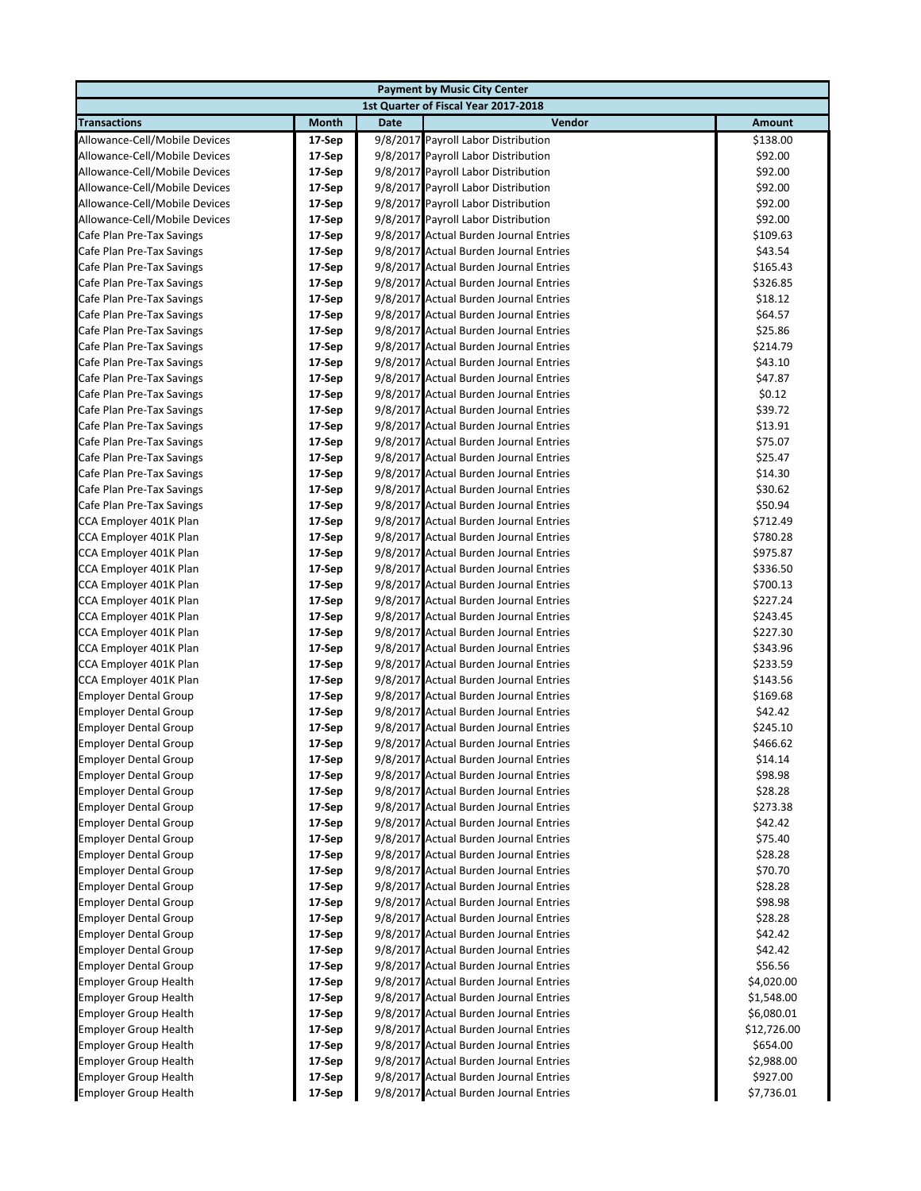| Payment by Music City Center | | | | |
|---|---|---|---|---|
| 1st Quarter of Fiscal Year 2017-2018 | | | | |
| **Transactions** | **Month** | **Date** | **Vendor** | **Amount** |
| Allowance-Cell/Mobile Devices | 17-Sep | 9/8/2017 | Payroll Labor Distribution | $138.00 |
| Allowance-Cell/Mobile Devices | 17-Sep | 9/8/2017 | Payroll Labor Distribution | $92.00 |
| Allowance-Cell/Mobile Devices | 17-Sep | 9/8/2017 | Payroll Labor Distribution | $92.00 |
| Allowance-Cell/Mobile Devices | 17-Sep | 9/8/2017 | Payroll Labor Distribution | $92.00 |
| Allowance-Cell/Mobile Devices | 17-Sep | 9/8/2017 | Payroll Labor Distribution | $92.00 |
| Allowance-Cell/Mobile Devices | 17-Sep | 9/8/2017 | Payroll Labor Distribution | $92.00 |
| Cafe Plan Pre-Tax Savings | 17-Sep | 9/8/2017 | Actual Burden Journal Entries | $109.63 |
| Cafe Plan Pre-Tax Savings | 17-Sep | 9/8/2017 | Actual Burden Journal Entries | $43.54 |
| Cafe Plan Pre-Tax Savings | 17-Sep | 9/8/2017 | Actual Burden Journal Entries | $165.43 |
| Cafe Plan Pre-Tax Savings | 17-Sep | 9/8/2017 | Actual Burden Journal Entries | $326.85 |
| Cafe Plan Pre-Tax Savings | 17-Sep | 9/8/2017 | Actual Burden Journal Entries | $18.12 |
| Cafe Plan Pre-Tax Savings | 17-Sep | 9/8/2017 | Actual Burden Journal Entries | $64.57 |
| Cafe Plan Pre-Tax Savings | 17-Sep | 9/8/2017 | Actual Burden Journal Entries | $25.86 |
| Cafe Plan Pre-Tax Savings | 17-Sep | 9/8/2017 | Actual Burden Journal Entries | $214.79 |
| Cafe Plan Pre-Tax Savings | 17-Sep | 9/8/2017 | Actual Burden Journal Entries | $43.10 |
| Cafe Plan Pre-Tax Savings | 17-Sep | 9/8/2017 | Actual Burden Journal Entries | $47.87 |
| Cafe Plan Pre-Tax Savings | 17-Sep | 9/8/2017 | Actual Burden Journal Entries | $0.12 |
| Cafe Plan Pre-Tax Savings | 17-Sep | 9/8/2017 | Actual Burden Journal Entries | $39.72 |
| Cafe Plan Pre-Tax Savings | 17-Sep | 9/8/2017 | Actual Burden Journal Entries | $13.91 |
| Cafe Plan Pre-Tax Savings | 17-Sep | 9/8/2017 | Actual Burden Journal Entries | $75.07 |
| Cafe Plan Pre-Tax Savings | 17-Sep | 9/8/2017 | Actual Burden Journal Entries | $25.47 |
| Cafe Plan Pre-Tax Savings | 17-Sep | 9/8/2017 | Actual Burden Journal Entries | $14.30 |
| Cafe Plan Pre-Tax Savings | 17-Sep | 9/8/2017 | Actual Burden Journal Entries | $30.62 |
| Cafe Plan Pre-Tax Savings | 17-Sep | 9/8/2017 | Actual Burden Journal Entries | $50.94 |
| CCA Employer 401K Plan | 17-Sep | 9/8/2017 | Actual Burden Journal Entries | $712.49 |
| CCA Employer 401K Plan | 17-Sep | 9/8/2017 | Actual Burden Journal Entries | $780.28 |
| CCA Employer 401K Plan | 17-Sep | 9/8/2017 | Actual Burden Journal Entries | $975.87 |
| CCA Employer 401K Plan | 17-Sep | 9/8/2017 | Actual Burden Journal Entries | $336.50 |
| CCA Employer 401K Plan | 17-Sep | 9/8/2017 | Actual Burden Journal Entries | $700.13 |
| CCA Employer 401K Plan | 17-Sep | 9/8/2017 | Actual Burden Journal Entries | $227.24 |
| CCA Employer 401K Plan | 17-Sep | 9/8/2017 | Actual Burden Journal Entries | $243.45 |
| CCA Employer 401K Plan | 17-Sep | 9/8/2017 | Actual Burden Journal Entries | $227.30 |
| CCA Employer 401K Plan | 17-Sep | 9/8/2017 | Actual Burden Journal Entries | $343.96 |
| CCA Employer 401K Plan | 17-Sep | 9/8/2017 | Actual Burden Journal Entries | $233.59 |
| CCA Employer 401K Plan | 17-Sep | 9/8/2017 | Actual Burden Journal Entries | $143.56 |
| Employer Dental Group | 17-Sep | 9/8/2017 | Actual Burden Journal Entries | $169.68 |
| Employer Dental Group | 17-Sep | 9/8/2017 | Actual Burden Journal Entries | $42.42 |
| Employer Dental Group | 17-Sep | 9/8/2017 | Actual Burden Journal Entries | $245.10 |
| Employer Dental Group | 17-Sep | 9/8/2017 | Actual Burden Journal Entries | $466.62 |
| Employer Dental Group | 17-Sep | 9/8/2017 | Actual Burden Journal Entries | $14.14 |
| Employer Dental Group | 17-Sep | 9/8/2017 | Actual Burden Journal Entries | $98.98 |
| Employer Dental Group | 17-Sep | 9/8/2017 | Actual Burden Journal Entries | $28.28 |
| Employer Dental Group | 17-Sep | 9/8/2017 | Actual Burden Journal Entries | $273.38 |
| Employer Dental Group | 17-Sep | 9/8/2017 | Actual Burden Journal Entries | $42.42 |
| Employer Dental Group | 17-Sep | 9/8/2017 | Actual Burden Journal Entries | $75.40 |
| Employer Dental Group | 17-Sep | 9/8/2017 | Actual Burden Journal Entries | $28.28 |
| Employer Dental Group | 17-Sep | 9/8/2017 | Actual Burden Journal Entries | $70.70 |
| Employer Dental Group | 17-Sep | 9/8/2017 | Actual Burden Journal Entries | $28.28 |
| Employer Dental Group | 17-Sep | 9/8/2017 | Actual Burden Journal Entries | $98.98 |
| Employer Dental Group | 17-Sep | 9/8/2017 | Actual Burden Journal Entries | $28.28 |
| Employer Dental Group | 17-Sep | 9/8/2017 | Actual Burden Journal Entries | $42.42 |
| Employer Dental Group | 17-Sep | 9/8/2017 | Actual Burden Journal Entries | $42.42 |
| Employer Dental Group | 17-Sep | 9/8/2017 | Actual Burden Journal Entries | $56.56 |
| Employer Group Health | 17-Sep | 9/8/2017 | Actual Burden Journal Entries | $4,020.00 |
| Employer Group Health | 17-Sep | 9/8/2017 | Actual Burden Journal Entries | $1,548.00 |
| Employer Group Health | 17-Sep | 9/8/2017 | Actual Burden Journal Entries | $6,080.01 |
| Employer Group Health | 17-Sep | 9/8/2017 | Actual Burden Journal Entries | $12,726.00 |
| Employer Group Health | 17-Sep | 9/8/2017 | Actual Burden Journal Entries | $654.00 |
| Employer Group Health | 17-Sep | 9/8/2017 | Actual Burden Journal Entries | $2,988.00 |
| Employer Group Health | 17-Sep | 9/8/2017 | Actual Burden Journal Entries | $927.00 |
| Employer Group Health | 17-Sep | 9/8/2017 | Actual Burden Journal Entries | $7,736.01 |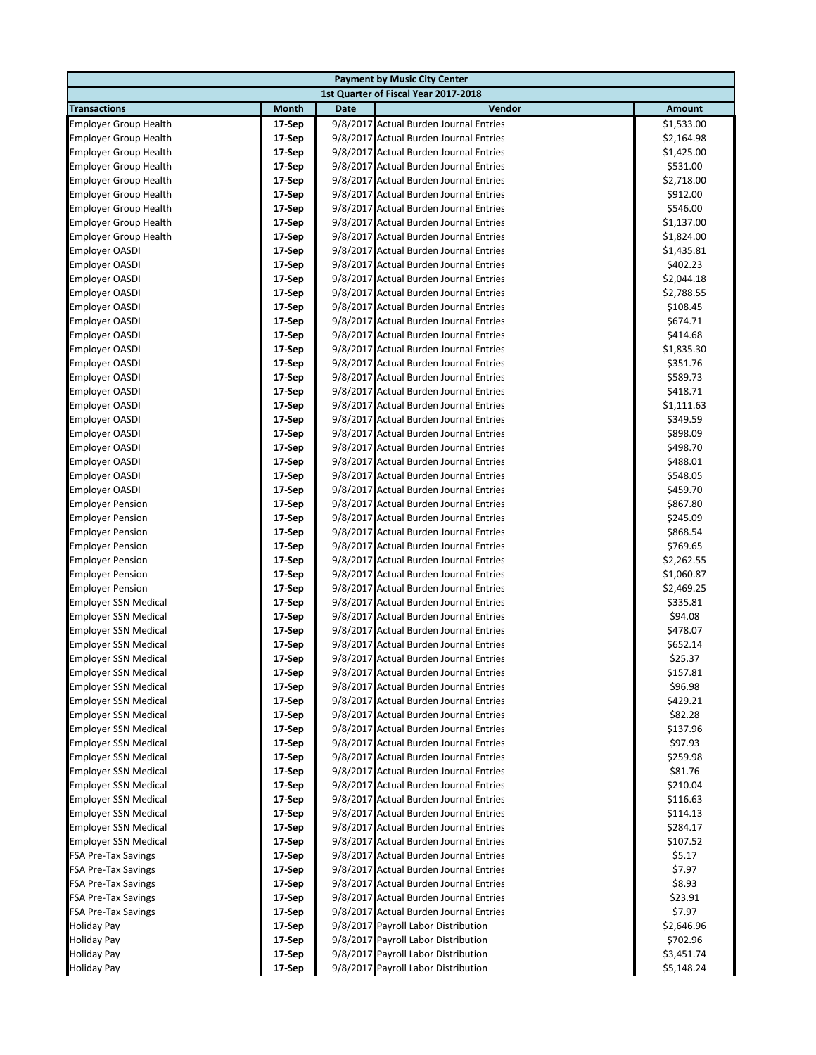| Payment by Music City Center | | | | |
|---|---|---|---|---|
| 1st Quarter of Fiscal Year 2017-2018 | | | | |
| **Transactions** | **Month** | **Date** | **Vendor** | **Amount** |
| Employer Group Health | 17-Sep | 9/8/2017 | Actual Burden Journal Entries | $1,533.00 |
| Employer Group Health | 17-Sep | 9/8/2017 | Actual Burden Journal Entries | $2,164.98 |
| Employer Group Health | 17-Sep | 9/8/2017 | Actual Burden Journal Entries | $1,425.00 |
| Employer Group Health | 17-Sep | 9/8/2017 | Actual Burden Journal Entries | $531.00 |
| Employer Group Health | 17-Sep | 9/8/2017 | Actual Burden Journal Entries | $2,718.00 |
| Employer Group Health | 17-Sep | 9/8/2017 | Actual Burden Journal Entries | $912.00 |
| Employer Group Health | 17-Sep | 9/8/2017 | Actual Burden Journal Entries | $546.00 |
| Employer Group Health | 17-Sep | 9/8/2017 | Actual Burden Journal Entries | $1,137.00 |
| Employer Group Health | 17-Sep | 9/8/2017 | Actual Burden Journal Entries | $1,824.00 |
| Employer OASDI | 17-Sep | 9/8/2017 | Actual Burden Journal Entries | $1,435.81 |
| Employer OASDI | 17-Sep | 9/8/2017 | Actual Burden Journal Entries | $402.23 |
| Employer OASDI | 17-Sep | 9/8/2017 | Actual Burden Journal Entries | $2,044.18 |
| Employer OASDI | 17-Sep | 9/8/2017 | Actual Burden Journal Entries | $2,788.55 |
| Employer OASDI | 17-Sep | 9/8/2017 | Actual Burden Journal Entries | $108.45 |
| Employer OASDI | 17-Sep | 9/8/2017 | Actual Burden Journal Entries | $674.71 |
| Employer OASDI | 17-Sep | 9/8/2017 | Actual Burden Journal Entries | $414.68 |
| Employer OASDI | 17-Sep | 9/8/2017 | Actual Burden Journal Entries | $1,835.30 |
| Employer OASDI | 17-Sep | 9/8/2017 | Actual Burden Journal Entries | $351.76 |
| Employer OASDI | 17-Sep | 9/8/2017 | Actual Burden Journal Entries | $589.73 |
| Employer OASDI | 17-Sep | 9/8/2017 | Actual Burden Journal Entries | $418.71 |
| Employer OASDI | 17-Sep | 9/8/2017 | Actual Burden Journal Entries | $1,111.63 |
| Employer OASDI | 17-Sep | 9/8/2017 | Actual Burden Journal Entries | $349.59 |
| Employer OASDI | 17-Sep | 9/8/2017 | Actual Burden Journal Entries | $898.09 |
| Employer OASDI | 17-Sep | 9/8/2017 | Actual Burden Journal Entries | $498.70 |
| Employer OASDI | 17-Sep | 9/8/2017 | Actual Burden Journal Entries | $488.01 |
| Employer OASDI | 17-Sep | 9/8/2017 | Actual Burden Journal Entries | $548.05 |
| Employer OASDI | 17-Sep | 9/8/2017 | Actual Burden Journal Entries | $459.70 |
| Employer Pension | 17-Sep | 9/8/2017 | Actual Burden Journal Entries | $867.80 |
| Employer Pension | 17-Sep | 9/8/2017 | Actual Burden Journal Entries | $245.09 |
| Employer Pension | 17-Sep | 9/8/2017 | Actual Burden Journal Entries | $868.54 |
| Employer Pension | 17-Sep | 9/8/2017 | Actual Burden Journal Entries | $769.65 |
| Employer Pension | 17-Sep | 9/8/2017 | Actual Burden Journal Entries | $2,262.55 |
| Employer Pension | 17-Sep | 9/8/2017 | Actual Burden Journal Entries | $1,060.87 |
| Employer Pension | 17-Sep | 9/8/2017 | Actual Burden Journal Entries | $2,469.25 |
| Employer SSN Medical | 17-Sep | 9/8/2017 | Actual Burden Journal Entries | $335.81 |
| Employer SSN Medical | 17-Sep | 9/8/2017 | Actual Burden Journal Entries | $94.08 |
| Employer SSN Medical | 17-Sep | 9/8/2017 | Actual Burden Journal Entries | $478.07 |
| Employer SSN Medical | 17-Sep | 9/8/2017 | Actual Burden Journal Entries | $652.14 |
| Employer SSN Medical | 17-Sep | 9/8/2017 | Actual Burden Journal Entries | $25.37 |
| Employer SSN Medical | 17-Sep | 9/8/2017 | Actual Burden Journal Entries | $157.81 |
| Employer SSN Medical | 17-Sep | 9/8/2017 | Actual Burden Journal Entries | $96.98 |
| Employer SSN Medical | 17-Sep | 9/8/2017 | Actual Burden Journal Entries | $429.21 |
| Employer SSN Medical | 17-Sep | 9/8/2017 | Actual Burden Journal Entries | $82.28 |
| Employer SSN Medical | 17-Sep | 9/8/2017 | Actual Burden Journal Entries | $137.96 |
| Employer SSN Medical | 17-Sep | 9/8/2017 | Actual Burden Journal Entries | $97.93 |
| Employer SSN Medical | 17-Sep | 9/8/2017 | Actual Burden Journal Entries | $259.98 |
| Employer SSN Medical | 17-Sep | 9/8/2017 | Actual Burden Journal Entries | $81.76 |
| Employer SSN Medical | 17-Sep | 9/8/2017 | Actual Burden Journal Entries | $210.04 |
| Employer SSN Medical | 17-Sep | 9/8/2017 | Actual Burden Journal Entries | $116.63 |
| Employer SSN Medical | 17-Sep | 9/8/2017 | Actual Burden Journal Entries | $114.13 |
| Employer SSN Medical | 17-Sep | 9/8/2017 | Actual Burden Journal Entries | $284.17 |
| Employer SSN Medical | 17-Sep | 9/8/2017 | Actual Burden Journal Entries | $107.52 |
| FSA Pre-Tax Savings | 17-Sep | 9/8/2017 | Actual Burden Journal Entries | $5.17 |
| FSA Pre-Tax Savings | 17-Sep | 9/8/2017 | Actual Burden Journal Entries | $7.97 |
| FSA Pre-Tax Savings | 17-Sep | 9/8/2017 | Actual Burden Journal Entries | $8.93 |
| FSA Pre-Tax Savings | 17-Sep | 9/8/2017 | Actual Burden Journal Entries | $23.91 |
| FSA Pre-Tax Savings | 17-Sep | 9/8/2017 | Actual Burden Journal Entries | $7.97 |
| Holiday Pay | 17-Sep | 9/8/2017 | Payroll Labor Distribution | $2,646.96 |
| Holiday Pay | 17-Sep | 9/8/2017 | Payroll Labor Distribution | $702.96 |
| Holiday Pay | 17-Sep | 9/8/2017 | Payroll Labor Distribution | $3,451.74 |
| Holiday Pay | 17-Sep | 9/8/2017 | Payroll Labor Distribution | $5,148.24 |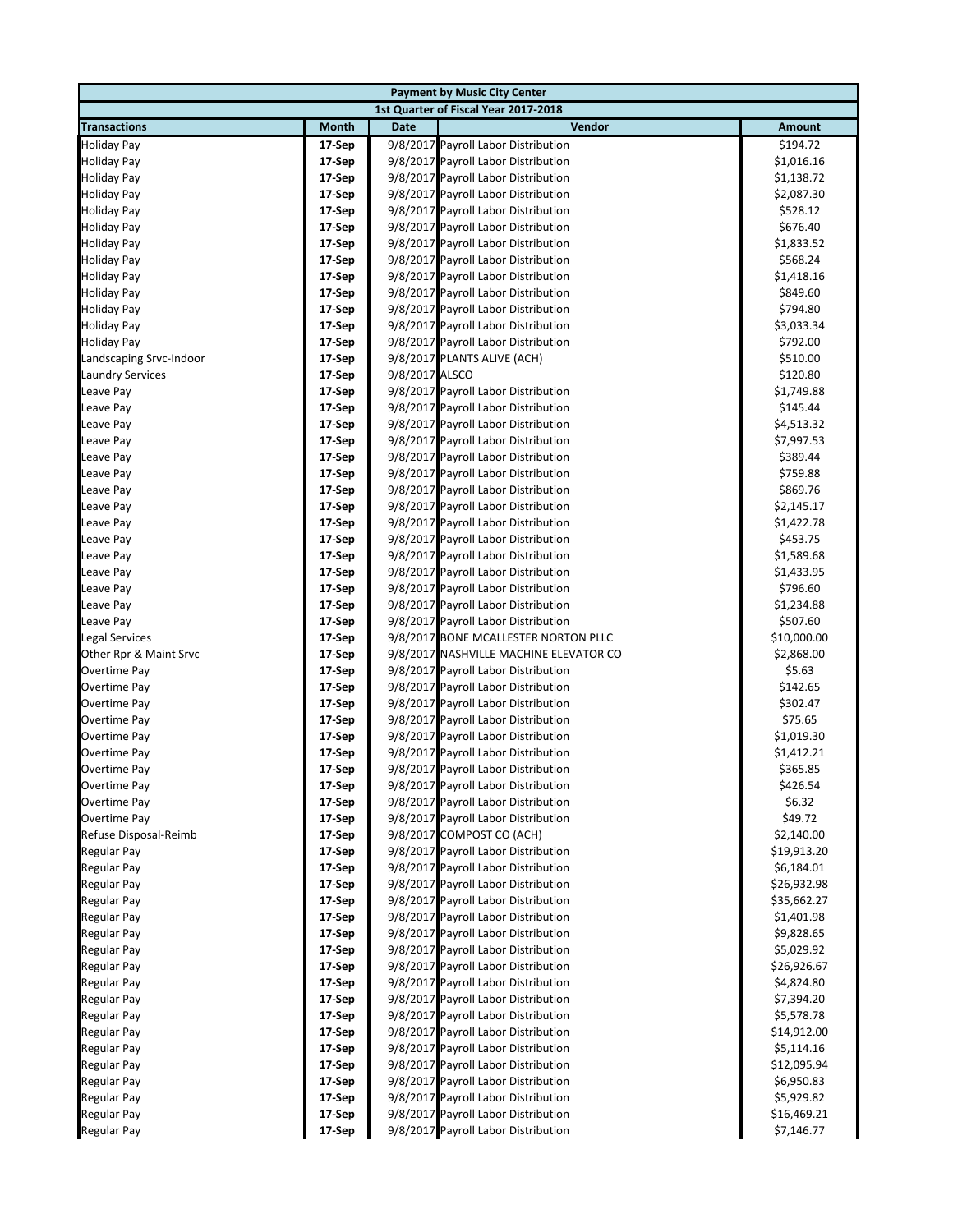| Payment by Music City Center | | | | |
|---|---|---|---|---|
| 1st Quarter of Fiscal Year 2017-2018 | | | | |
| **Transactions** | **Month** | **Date** | **Vendor** | **Amount** |
| Holiday Pay | 17-Sep | 9/8/2017 | Payroll Labor Distribution | $194.72 |
| Holiday Pay | 17-Sep | 9/8/2017 | Payroll Labor Distribution | $1,016.16 |
| Holiday Pay | 17-Sep | 9/8/2017 | Payroll Labor Distribution | $1,138.72 |
| Holiday Pay | 17-Sep | 9/8/2017 | Payroll Labor Distribution | $2,087.30 |
| Holiday Pay | 17-Sep | 9/8/2017 | Payroll Labor Distribution | $528.12 |
| Holiday Pay | 17-Sep | 9/8/2017 | Payroll Labor Distribution | $676.40 |
| Holiday Pay | 17-Sep | 9/8/2017 | Payroll Labor Distribution | $1,833.52 |
| Holiday Pay | 17-Sep | 9/8/2017 | Payroll Labor Distribution | $568.24 |
| Holiday Pay | 17-Sep | 9/8/2017 | Payroll Labor Distribution | $1,418.16 |
| Holiday Pay | 17-Sep | 9/8/2017 | Payroll Labor Distribution | $849.60 |
| Holiday Pay | 17-Sep | 9/8/2017 | Payroll Labor Distribution | $794.80 |
| Holiday Pay | 17-Sep | 9/8/2017 | Payroll Labor Distribution | $3,033.34 |
| Holiday Pay | 17-Sep | 9/8/2017 | Payroll Labor Distribution | $792.00 |
| Landscaping Srvc-Indoor | 17-Sep | 9/8/2017 | PLANTS ALIVE (ACH) | $510.00 |
| Laundry Services | 17-Sep | 9/8/2017 | ALSCO | $120.80 |
| Leave Pay | 17-Sep | 9/8/2017 | Payroll Labor Distribution | $1,749.88 |
| Leave Pay | 17-Sep | 9/8/2017 | Payroll Labor Distribution | $145.44 |
| Leave Pay | 17-Sep | 9/8/2017 | Payroll Labor Distribution | $4,513.32 |
| Leave Pay | 17-Sep | 9/8/2017 | Payroll Labor Distribution | $7,997.53 |
| Leave Pay | 17-Sep | 9/8/2017 | Payroll Labor Distribution | $389.44 |
| Leave Pay | 17-Sep | 9/8/2017 | Payroll Labor Distribution | $759.88 |
| Leave Pay | 17-Sep | 9/8/2017 | Payroll Labor Distribution | $869.76 |
| Leave Pay | 17-Sep | 9/8/2017 | Payroll Labor Distribution | $2,145.17 |
| Leave Pay | 17-Sep | 9/8/2017 | Payroll Labor Distribution | $1,422.78 |
| Leave Pay | 17-Sep | 9/8/2017 | Payroll Labor Distribution | $453.75 |
| Leave Pay | 17-Sep | 9/8/2017 | Payroll Labor Distribution | $1,589.68 |
| Leave Pay | 17-Sep | 9/8/2017 | Payroll Labor Distribution | $1,433.95 |
| Leave Pay | 17-Sep | 9/8/2017 | Payroll Labor Distribution | $796.60 |
| Leave Pay | 17-Sep | 9/8/2017 | Payroll Labor Distribution | $1,234.88 |
| Leave Pay | 17-Sep | 9/8/2017 | Payroll Labor Distribution | $507.60 |
| Legal Services | 17-Sep | 9/8/2017 | BONE MCALLESTER NORTON PLLC | $10,000.00 |
| Other Rpr & Maint Srvc | 17-Sep | 9/8/2017 | NASHVILLE MACHINE ELEVATOR CO | $2,868.00 |
| Overtime Pay | 17-Sep | 9/8/2017 | Payroll Labor Distribution | $5.63 |
| Overtime Pay | 17-Sep | 9/8/2017 | Payroll Labor Distribution | $142.65 |
| Overtime Pay | 17-Sep | 9/8/2017 | Payroll Labor Distribution | $302.47 |
| Overtime Pay | 17-Sep | 9/8/2017 | Payroll Labor Distribution | $75.65 |
| Overtime Pay | 17-Sep | 9/8/2017 | Payroll Labor Distribution | $1,019.30 |
| Overtime Pay | 17-Sep | 9/8/2017 | Payroll Labor Distribution | $1,412.21 |
| Overtime Pay | 17-Sep | 9/8/2017 | Payroll Labor Distribution | $365.85 |
| Overtime Pay | 17-Sep | 9/8/2017 | Payroll Labor Distribution | $426.54 |
| Overtime Pay | 17-Sep | 9/8/2017 | Payroll Labor Distribution | $6.32 |
| Overtime Pay | 17-Sep | 9/8/2017 | Payroll Labor Distribution | $49.72 |
| Refuse Disposal-Reimb | 17-Sep | 9/8/2017 | COMPOST CO (ACH) | $2,140.00 |
| Regular Pay | 17-Sep | 9/8/2017 | Payroll Labor Distribution | $19,913.20 |
| Regular Pay | 17-Sep | 9/8/2017 | Payroll Labor Distribution | $6,184.01 |
| Regular Pay | 17-Sep | 9/8/2017 | Payroll Labor Distribution | $26,932.98 |
| Regular Pay | 17-Sep | 9/8/2017 | Payroll Labor Distribution | $35,662.27 |
| Regular Pay | 17-Sep | 9/8/2017 | Payroll Labor Distribution | $1,401.98 |
| Regular Pay | 17-Sep | 9/8/2017 | Payroll Labor Distribution | $9,828.65 |
| Regular Pay | 17-Sep | 9/8/2017 | Payroll Labor Distribution | $5,029.92 |
| Regular Pay | 17-Sep | 9/8/2017 | Payroll Labor Distribution | $26,926.67 |
| Regular Pay | 17-Sep | 9/8/2017 | Payroll Labor Distribution | $4,824.80 |
| Regular Pay | 17-Sep | 9/8/2017 | Payroll Labor Distribution | $7,394.20 |
| Regular Pay | 17-Sep | 9/8/2017 | Payroll Labor Distribution | $5,578.78 |
| Regular Pay | 17-Sep | 9/8/2017 | Payroll Labor Distribution | $14,912.00 |
| Regular Pay | 17-Sep | 9/8/2017 | Payroll Labor Distribution | $5,114.16 |
| Regular Pay | 17-Sep | 9/8/2017 | Payroll Labor Distribution | $12,095.94 |
| Regular Pay | 17-Sep | 9/8/2017 | Payroll Labor Distribution | $6,950.83 |
| Regular Pay | 17-Sep | 9/8/2017 | Payroll Labor Distribution | $5,929.82 |
| Regular Pay | 17-Sep | 9/8/2017 | Payroll Labor Distribution | $16,469.21 |
| Regular Pay | 17-Sep | 9/8/2017 | Payroll Labor Distribution | $7,146.77 |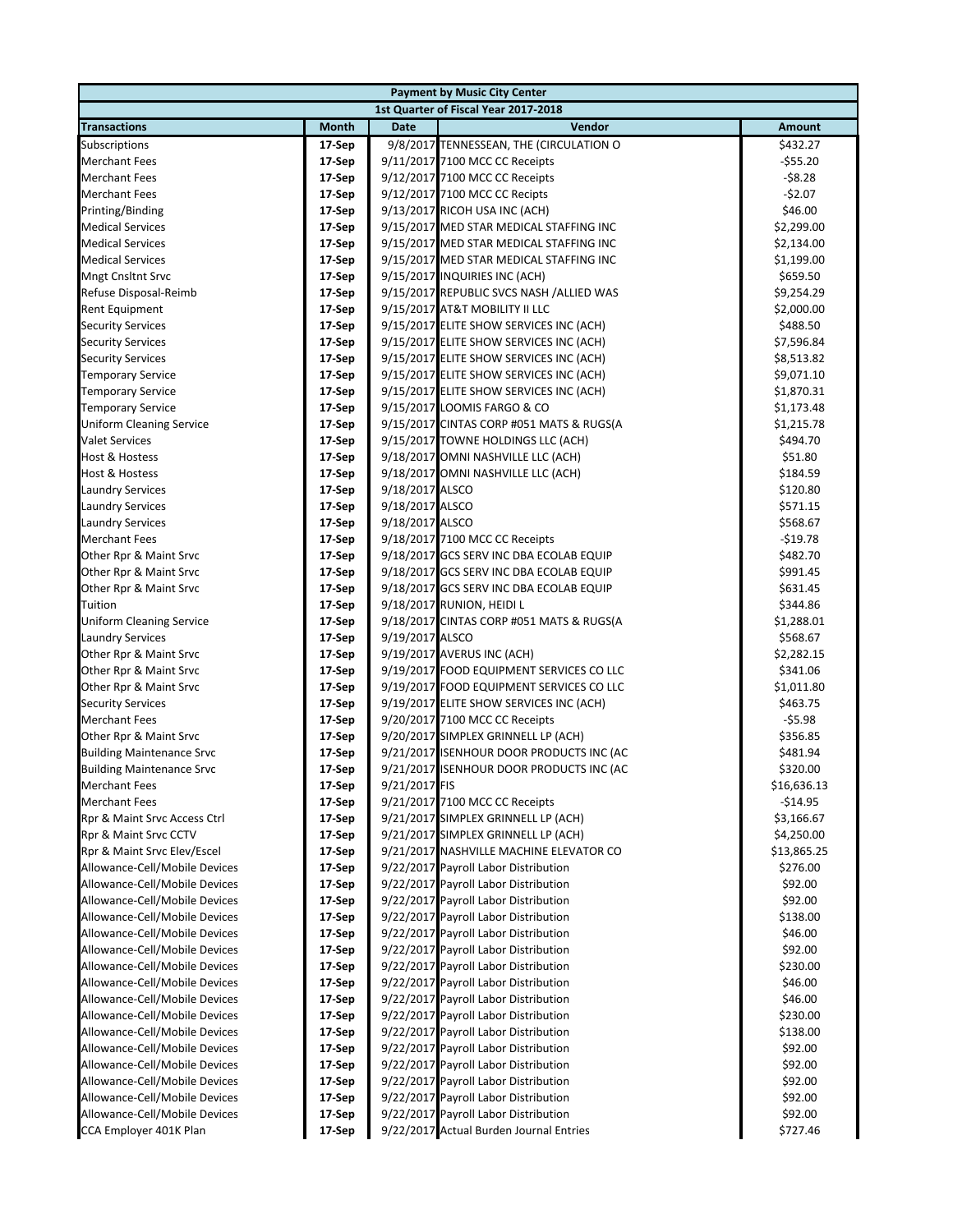| Payment by Music City Center | | | | |
|---|---|---|---|---|
| 1st Quarter of Fiscal Year 2017-2018 | | | | |
| **Transactions** | **Month** | **Date** | **Vendor** | **Amount** |
| Subscriptions | 17-Sep | 9/8/2017 | TENNESSEAN, THE (CIRCULATION O | $432.27 |
| Merchant Fees | 17-Sep | 9/11/2017 | 7100 MCC CC Receipts | -$55.20 |
| Merchant Fees | 17-Sep | 9/12/2017 | 7100 MCC CC Receipts | -$8.28 |
| Merchant Fees | 17-Sep | 9/12/2017 | 7100 MCC CC Recipts | -$2.07 |
| Printing/Binding | 17-Sep | 9/13/2017 | RICOH USA INC (ACH) | $46.00 |
| Medical Services | 17-Sep | 9/15/2017 | MED STAR MEDICAL STAFFING INC | $2,299.00 |
| Medical Services | 17-Sep | 9/15/2017 | MED STAR MEDICAL STAFFING INC | $2,134.00 |
| Medical Services | 17-Sep | 9/15/2017 | MED STAR MEDICAL STAFFING INC | $1,199.00 |
| Mngt Cnsltnt Srvc | 17-Sep | 9/15/2017 | INQUIRIES INC (ACH) | $659.50 |
| Refuse Disposal-Reimb | 17-Sep | 9/15/2017 | REPUBLIC SVCS NASH /ALLIED WAS | $9,254.29 |
| Rent Equipment | 17-Sep | 9/15/2017 | AT&T MOBILITY II LLC | $2,000.00 |
| Security Services | 17-Sep | 9/15/2017 | ELITE SHOW SERVICES INC (ACH) | $488.50 |
| Security Services | 17-Sep | 9/15/2017 | ELITE SHOW SERVICES INC (ACH) | $7,596.84 |
| Security Services | 17-Sep | 9/15/2017 | ELITE SHOW SERVICES INC (ACH) | $8,513.82 |
| Temporary Service | 17-Sep | 9/15/2017 | ELITE SHOW SERVICES INC (ACH) | $9,071.10 |
| Temporary Service | 17-Sep | 9/15/2017 | ELITE SHOW SERVICES INC (ACH) | $1,870.31 |
| Temporary Service | 17-Sep | 9/15/2017 | LOOMIS FARGO & CO | $1,173.48 |
| Uniform Cleaning Service | 17-Sep | 9/15/2017 | CINTAS CORP #051 MATS & RUGS(A | $1,215.78 |
| Valet Services | 17-Sep | 9/15/2017 | TOWNE HOLDINGS LLC (ACH) | $494.70 |
| Host & Hostess | 17-Sep | 9/18/2017 | OMNI NASHVILLE LLC (ACH) | $51.80 |
| Host & Hostess | 17-Sep | 9/18/2017 | OMNI NASHVILLE LLC (ACH) | $184.59 |
| Laundry Services | 17-Sep | 9/18/2017 | ALSCO | $120.80 |
| Laundry Services | 17-Sep | 9/18/2017 | ALSCO | $571.15 |
| Laundry Services | 17-Sep | 9/18/2017 | ALSCO | $568.67 |
| Merchant Fees | 17-Sep | 9/18/2017 | 7100 MCC CC Receipts | -$19.78 |
| Other Rpr & Maint Srvc | 17-Sep | 9/18/2017 | GCS SERV INC DBA ECOLAB EQUIP | $482.70 |
| Other Rpr & Maint Srvc | 17-Sep | 9/18/2017 | GCS SERV INC DBA ECOLAB EQUIP | $991.45 |
| Other Rpr & Maint Srvc | 17-Sep | 9/18/2017 | GCS SERV INC DBA ECOLAB EQUIP | $631.45 |
| Tuition | 17-Sep | 9/18/2017 | RUNION, HEIDI L | $344.86 |
| Uniform Cleaning Service | 17-Sep | 9/18/2017 | CINTAS CORP #051 MATS & RUGS(A | $1,288.01 |
| Laundry Services | 17-Sep | 9/19/2017 | ALSCO | $568.67 |
| Other Rpr & Maint Srvc | 17-Sep | 9/19/2017 | AVERUS INC (ACH) | $2,282.15 |
| Other Rpr & Maint Srvc | 17-Sep | 9/19/2017 | FOOD EQUIPMENT SERVICES CO LLC | $341.06 |
| Other Rpr & Maint Srvc | 17-Sep | 9/19/2017 | FOOD EQUIPMENT SERVICES CO LLC | $1,011.80 |
| Security Services | 17-Sep | 9/19/2017 | ELITE SHOW SERVICES INC (ACH) | $463.75 |
| Merchant Fees | 17-Sep | 9/20/2017 | 7100 MCC CC Receipts | -$5.98 |
| Other Rpr & Maint Srvc | 17-Sep | 9/20/2017 | SIMPLEX GRINNELL LP (ACH) | $356.85 |
| Building Maintenance Srvc | 17-Sep | 9/21/2017 | ISENHOUR DOOR PRODUCTS INC (AC | $481.94 |
| Building Maintenance Srvc | 17-Sep | 9/21/2017 | ISENHOUR DOOR PRODUCTS INC (AC | $320.00 |
| Merchant Fees | 17-Sep | 9/21/2017 | FIS | $16,636.13 |
| Merchant Fees | 17-Sep | 9/21/2017 | 7100 MCC CC Receipts | -$14.95 |
| Rpr & Maint Srvc Access Ctrl | 17-Sep | 9/21/2017 | SIMPLEX GRINNELL LP (ACH) | $3,166.67 |
| Rpr & Maint Srvc CCTV | 17-Sep | 9/21/2017 | SIMPLEX GRINNELL LP (ACH) | $4,250.00 |
| Rpr & Maint Srvc Elev/Escel | 17-Sep | 9/21/2017 | NASHVILLE MACHINE ELEVATOR CO | $13,865.25 |
| Allowance-Cell/Mobile Devices | 17-Sep | 9/22/2017 | Payroll Labor Distribution | $276.00 |
| Allowance-Cell/Mobile Devices | 17-Sep | 9/22/2017 | Payroll Labor Distribution | $92.00 |
| Allowance-Cell/Mobile Devices | 17-Sep | 9/22/2017 | Payroll Labor Distribution | $92.00 |
| Allowance-Cell/Mobile Devices | 17-Sep | 9/22/2017 | Payroll Labor Distribution | $138.00 |
| Allowance-Cell/Mobile Devices | 17-Sep | 9/22/2017 | Payroll Labor Distribution | $46.00 |
| Allowance-Cell/Mobile Devices | 17-Sep | 9/22/2017 | Payroll Labor Distribution | $92.00 |
| Allowance-Cell/Mobile Devices | 17-Sep | 9/22/2017 | Payroll Labor Distribution | $230.00 |
| Allowance-Cell/Mobile Devices | 17-Sep | 9/22/2017 | Payroll Labor Distribution | $46.00 |
| Allowance-Cell/Mobile Devices | 17-Sep | 9/22/2017 | Payroll Labor Distribution | $46.00 |
| Allowance-Cell/Mobile Devices | 17-Sep | 9/22/2017 | Payroll Labor Distribution | $230.00 |
| Allowance-Cell/Mobile Devices | 17-Sep | 9/22/2017 | Payroll Labor Distribution | $138.00 |
| Allowance-Cell/Mobile Devices | 17-Sep | 9/22/2017 | Payroll Labor Distribution | $92.00 |
| Allowance-Cell/Mobile Devices | 17-Sep | 9/22/2017 | Payroll Labor Distribution | $92.00 |
| Allowance-Cell/Mobile Devices | 17-Sep | 9/22/2017 | Payroll Labor Distribution | $92.00 |
| Allowance-Cell/Mobile Devices | 17-Sep | 9/22/2017 | Payroll Labor Distribution | $92.00 |
| Allowance-Cell/Mobile Devices | 17-Sep | 9/22/2017 | Payroll Labor Distribution | $92.00 |
| CCA Employer 401K Plan | 17-Sep | 9/22/2017 | Actual Burden Journal Entries | $727.46 |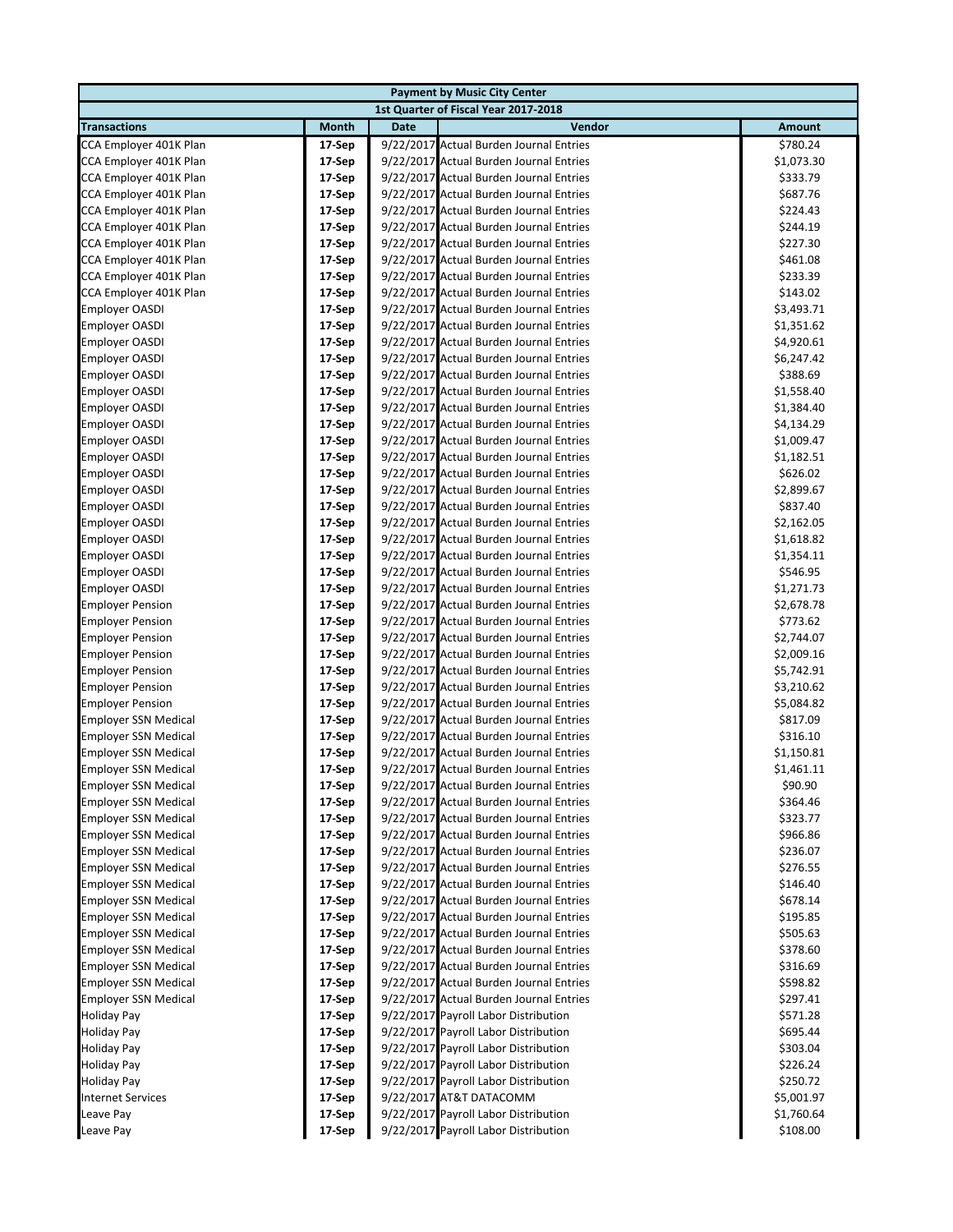| Payment by Music City Center | | | | |
|---|---|---|---|---|
| 1st Quarter of Fiscal Year 2017-2018 | | | | |
| **Transactions** | **Month** | **Date** | **Vendor** | **Amount** |
| CCA Employer 401K Plan | 17-Sep | 9/22/2017 | Actual Burden Journal Entries | $780.24 |
| CCA Employer 401K Plan | 17-Sep | 9/22/2017 | Actual Burden Journal Entries | $1,073.30 |
| CCA Employer 401K Plan | 17-Sep | 9/22/2017 | Actual Burden Journal Entries | $333.79 |
| CCA Employer 401K Plan | 17-Sep | 9/22/2017 | Actual Burden Journal Entries | $687.76 |
| CCA Employer 401K Plan | 17-Sep | 9/22/2017 | Actual Burden Journal Entries | $224.43 |
| CCA Employer 401K Plan | 17-Sep | 9/22/2017 | Actual Burden Journal Entries | $244.19 |
| CCA Employer 401K Plan | 17-Sep | 9/22/2017 | Actual Burden Journal Entries | $227.30 |
| CCA Employer 401K Plan | 17-Sep | 9/22/2017 | Actual Burden Journal Entries | $461.08 |
| CCA Employer 401K Plan | 17-Sep | 9/22/2017 | Actual Burden Journal Entries | $233.39 |
| CCA Employer 401K Plan | 17-Sep | 9/22/2017 | Actual Burden Journal Entries | $143.02 |
| Employer OASDI | 17-Sep | 9/22/2017 | Actual Burden Journal Entries | $3,493.71 |
| Employer OASDI | 17-Sep | 9/22/2017 | Actual Burden Journal Entries | $1,351.62 |
| Employer OASDI | 17-Sep | 9/22/2017 | Actual Burden Journal Entries | $4,920.61 |
| Employer OASDI | 17-Sep | 9/22/2017 | Actual Burden Journal Entries | $6,247.42 |
| Employer OASDI | 17-Sep | 9/22/2017 | Actual Burden Journal Entries | $388.69 |
| Employer OASDI | 17-Sep | 9/22/2017 | Actual Burden Journal Entries | $1,558.40 |
| Employer OASDI | 17-Sep | 9/22/2017 | Actual Burden Journal Entries | $1,384.40 |
| Employer OASDI | 17-Sep | 9/22/2017 | Actual Burden Journal Entries | $4,134.29 |
| Employer OASDI | 17-Sep | 9/22/2017 | Actual Burden Journal Entries | $1,009.47 |
| Employer OASDI | 17-Sep | 9/22/2017 | Actual Burden Journal Entries | $1,182.51 |
| Employer OASDI | 17-Sep | 9/22/2017 | Actual Burden Journal Entries | $626.02 |
| Employer OASDI | 17-Sep | 9/22/2017 | Actual Burden Journal Entries | $2,899.67 |
| Employer OASDI | 17-Sep | 9/22/2017 | Actual Burden Journal Entries | $837.40 |
| Employer OASDI | 17-Sep | 9/22/2017 | Actual Burden Journal Entries | $2,162.05 |
| Employer OASDI | 17-Sep | 9/22/2017 | Actual Burden Journal Entries | $1,618.82 |
| Employer OASDI | 17-Sep | 9/22/2017 | Actual Burden Journal Entries | $1,354.11 |
| Employer OASDI | 17-Sep | 9/22/2017 | Actual Burden Journal Entries | $546.95 |
| Employer OASDI | 17-Sep | 9/22/2017 | Actual Burden Journal Entries | $1,271.73 |
| Employer Pension | 17-Sep | 9/22/2017 | Actual Burden Journal Entries | $2,678.78 |
| Employer Pension | 17-Sep | 9/22/2017 | Actual Burden Journal Entries | $773.62 |
| Employer Pension | 17-Sep | 9/22/2017 | Actual Burden Journal Entries | $2,744.07 |
| Employer Pension | 17-Sep | 9/22/2017 | Actual Burden Journal Entries | $2,009.16 |
| Employer Pension | 17-Sep | 9/22/2017 | Actual Burden Journal Entries | $5,742.91 |
| Employer Pension | 17-Sep | 9/22/2017 | Actual Burden Journal Entries | $3,210.62 |
| Employer Pension | 17-Sep | 9/22/2017 | Actual Burden Journal Entries | $5,084.82 |
| Employer SSN Medical | 17-Sep | 9/22/2017 | Actual Burden Journal Entries | $817.09 |
| Employer SSN Medical | 17-Sep | 9/22/2017 | Actual Burden Journal Entries | $316.10 |
| Employer SSN Medical | 17-Sep | 9/22/2017 | Actual Burden Journal Entries | $1,150.81 |
| Employer SSN Medical | 17-Sep | 9/22/2017 | Actual Burden Journal Entries | $1,461.11 |
| Employer SSN Medical | 17-Sep | 9/22/2017 | Actual Burden Journal Entries | $90.90 |
| Employer SSN Medical | 17-Sep | 9/22/2017 | Actual Burden Journal Entries | $364.46 |
| Employer SSN Medical | 17-Sep | 9/22/2017 | Actual Burden Journal Entries | $323.77 |
| Employer SSN Medical | 17-Sep | 9/22/2017 | Actual Burden Journal Entries | $966.86 |
| Employer SSN Medical | 17-Sep | 9/22/2017 | Actual Burden Journal Entries | $236.07 |
| Employer SSN Medical | 17-Sep | 9/22/2017 | Actual Burden Journal Entries | $276.55 |
| Employer SSN Medical | 17-Sep | 9/22/2017 | Actual Burden Journal Entries | $146.40 |
| Employer SSN Medical | 17-Sep | 9/22/2017 | Actual Burden Journal Entries | $678.14 |
| Employer SSN Medical | 17-Sep | 9/22/2017 | Actual Burden Journal Entries | $195.85 |
| Employer SSN Medical | 17-Sep | 9/22/2017 | Actual Burden Journal Entries | $505.63 |
| Employer SSN Medical | 17-Sep | 9/22/2017 | Actual Burden Journal Entries | $378.60 |
| Employer SSN Medical | 17-Sep | 9/22/2017 | Actual Burden Journal Entries | $316.69 |
| Employer SSN Medical | 17-Sep | 9/22/2017 | Actual Burden Journal Entries | $598.82 |
| Employer SSN Medical | 17-Sep | 9/22/2017 | Actual Burden Journal Entries | $297.41 |
| Holiday Pay | 17-Sep | 9/22/2017 | Payroll Labor Distribution | $571.28 |
| Holiday Pay | 17-Sep | 9/22/2017 | Payroll Labor Distribution | $695.44 |
| Holiday Pay | 17-Sep | 9/22/2017 | Payroll Labor Distribution | $303.04 |
| Holiday Pay | 17-Sep | 9/22/2017 | Payroll Labor Distribution | $226.24 |
| Holiday Pay | 17-Sep | 9/22/2017 | Payroll Labor Distribution | $250.72 |
| Internet Services | 17-Sep | 9/22/2017 | AT&T DATACOMM | $5,001.97 |
| Leave Pay | 17-Sep | 9/22/2017 | Payroll Labor Distribution | $1,760.64 |
| Leave Pay | 17-Sep | 9/22/2017 | Payroll Labor Distribution | $108.00 |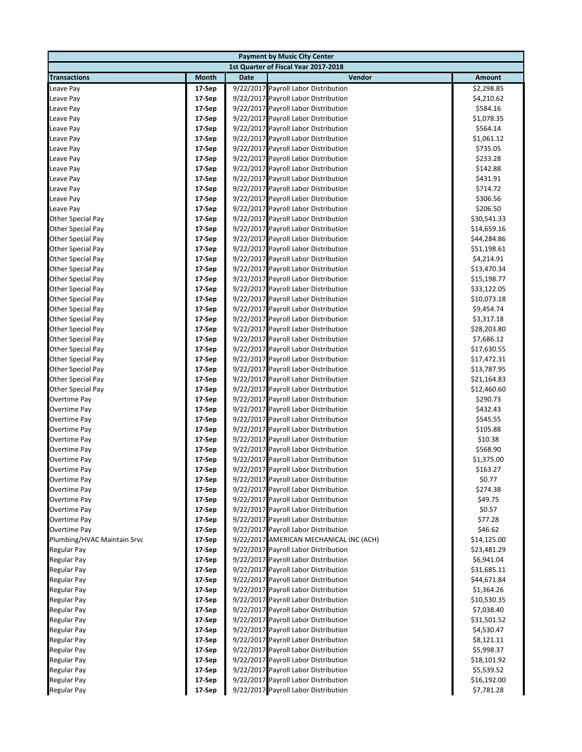| Payment by Music City Center | | | | |
|---|---|---|---|---|
| 1st Quarter of Fiscal Year 2017-2018 | | | | |
| **Transactions** | **Month** | **Date** | **Vendor** | **Amount** |
| Leave Pay | 17-Sep | 9/22/2017 | Payroll Labor Distribution | $2,298.85 |
| Leave Pay | 17-Sep | 9/22/2017 | Payroll Labor Distribution | $4,210.62 |
| Leave Pay | 17-Sep | 9/22/2017 | Payroll Labor Distribution | $584.16 |
| Leave Pay | 17-Sep | 9/22/2017 | Payroll Labor Distribution | $1,078.35 |
| Leave Pay | 17-Sep | 9/22/2017 | Payroll Labor Distribution | $564.14 |
| Leave Pay | 17-Sep | 9/22/2017 | Payroll Labor Distribution | $1,061.12 |
| Leave Pay | 17-Sep | 9/22/2017 | Payroll Labor Distribution | $735.05 |
| Leave Pay | 17-Sep | 9/22/2017 | Payroll Labor Distribution | $233.28 |
| Leave Pay | 17-Sep | 9/22/2017 | Payroll Labor Distribution | $142.88 |
| Leave Pay | 17-Sep | 9/22/2017 | Payroll Labor Distribution | $431.91 |
| Leave Pay | 17-Sep | 9/22/2017 | Payroll Labor Distribution | $714.72 |
| Leave Pay | 17-Sep | 9/22/2017 | Payroll Labor Distribution | $306.56 |
| Leave Pay | 17-Sep | 9/22/2017 | Payroll Labor Distribution | $206.50 |
| Other Special Pay | 17-Sep | 9/22/2017 | Payroll Labor Distribution | $30,541.33 |
| Other Special Pay | 17-Sep | 9/22/2017 | Payroll Labor Distribution | $14,659.16 |
| Other Special Pay | 17-Sep | 9/22/2017 | Payroll Labor Distribution | $44,284.86 |
| Other Special Pay | 17-Sep | 9/22/2017 | Payroll Labor Distribution | $51,198.61 |
| Other Special Pay | 17-Sep | 9/22/2017 | Payroll Labor Distribution | $4,214.91 |
| Other Special Pay | 17-Sep | 9/22/2017 | Payroll Labor Distribution | $13,470.34 |
| Other Special Pay | 17-Sep | 9/22/2017 | Payroll Labor Distribution | $15,198.77 |
| Other Special Pay | 17-Sep | 9/22/2017 | Payroll Labor Distribution | $33,122.05 |
| Other Special Pay | 17-Sep | 9/22/2017 | Payroll Labor Distribution | $10,073.18 |
| Other Special Pay | 17-Sep | 9/22/2017 | Payroll Labor Distribution | $9,454.74 |
| Other Special Pay | 17-Sep | 9/22/2017 | Payroll Labor Distribution | $3,317.18 |
| Other Special Pay | 17-Sep | 9/22/2017 | Payroll Labor Distribution | $28,203.80 |
| Other Special Pay | 17-Sep | 9/22/2017 | Payroll Labor Distribution | $7,686.12 |
| Other Special Pay | 17-Sep | 9/22/2017 | Payroll Labor Distribution | $17,630.55 |
| Other Special Pay | 17-Sep | 9/22/2017 | Payroll Labor Distribution | $17,472.31 |
| Other Special Pay | 17-Sep | 9/22/2017 | Payroll Labor Distribution | $13,787.95 |
| Other Special Pay | 17-Sep | 9/22/2017 | Payroll Labor Distribution | $21,164.83 |
| Other Special Pay | 17-Sep | 9/22/2017 | Payroll Labor Distribution | $12,460.60 |
| Overtime Pay | 17-Sep | 9/22/2017 | Payroll Labor Distribution | $290.73 |
| Overtime Pay | 17-Sep | 9/22/2017 | Payroll Labor Distribution | $432.43 |
| Overtime Pay | 17-Sep | 9/22/2017 | Payroll Labor Distribution | $545.55 |
| Overtime Pay | 17-Sep | 9/22/2017 | Payroll Labor Distribution | $105.88 |
| Overtime Pay | 17-Sep | 9/22/2017 | Payroll Labor Distribution | $10.38 |
| Overtime Pay | 17-Sep | 9/22/2017 | Payroll Labor Distribution | $568.90 |
| Overtime Pay | 17-Sep | 9/22/2017 | Payroll Labor Distribution | $1,375.00 |
| Overtime Pay | 17-Sep | 9/22/2017 | Payroll Labor Distribution | $163.27 |
| Overtime Pay | 17-Sep | 9/22/2017 | Payroll Labor Distribution | $0.77 |
| Overtime Pay | 17-Sep | 9/22/2017 | Payroll Labor Distribution | $274.38 |
| Overtime Pay | 17-Sep | 9/22/2017 | Payroll Labor Distribution | $49.75 |
| Overtime Pay | 17-Sep | 9/22/2017 | Payroll Labor Distribution | $0.57 |
| Overtime Pay | 17-Sep | 9/22/2017 | Payroll Labor Distribution | $77.28 |
| Overtime Pay | 17-Sep | 9/22/2017 | Payroll Labor Distribution | $46.62 |
| Plumbing/HVAC Maintain Srvc | 17-Sep | 9/22/2017 | AMERICAN MECHANICAL INC (ACH) | $14,125.00 |
| Regular Pay | 17-Sep | 9/22/2017 | Payroll Labor Distribution | $23,481.29 |
| Regular Pay | 17-Sep | 9/22/2017 | Payroll Labor Distribution | $6,941.04 |
| Regular Pay | 17-Sep | 9/22/2017 | Payroll Labor Distribution | $31,685.11 |
| Regular Pay | 17-Sep | 9/22/2017 | Payroll Labor Distribution | $44,671.84 |
| Regular Pay | 17-Sep | 9/22/2017 | Payroll Labor Distribution | $1,364.26 |
| Regular Pay | 17-Sep | 9/22/2017 | Payroll Labor Distribution | $10,530.35 |
| Regular Pay | 17-Sep | 9/22/2017 | Payroll Labor Distribution | $7,038.40 |
| Regular Pay | 17-Sep | 9/22/2017 | Payroll Labor Distribution | $31,501.52 |
| Regular Pay | 17-Sep | 9/22/2017 | Payroll Labor Distribution | $4,530.47 |
| Regular Pay | 17-Sep | 9/22/2017 | Payroll Labor Distribution | $8,121.11 |
| Regular Pay | 17-Sep | 9/22/2017 | Payroll Labor Distribution | $5,998.37 |
| Regular Pay | 17-Sep | 9/22/2017 | Payroll Labor Distribution | $18,101.92 |
| Regular Pay | 17-Sep | 9/22/2017 | Payroll Labor Distribution | $5,539.52 |
| Regular Pay | 17-Sep | 9/22/2017 | Payroll Labor Distribution | $16,192.00 |
| Regular Pay | 17-Sep | 9/22/2017 | Payroll Labor Distribution | $7,781.28 |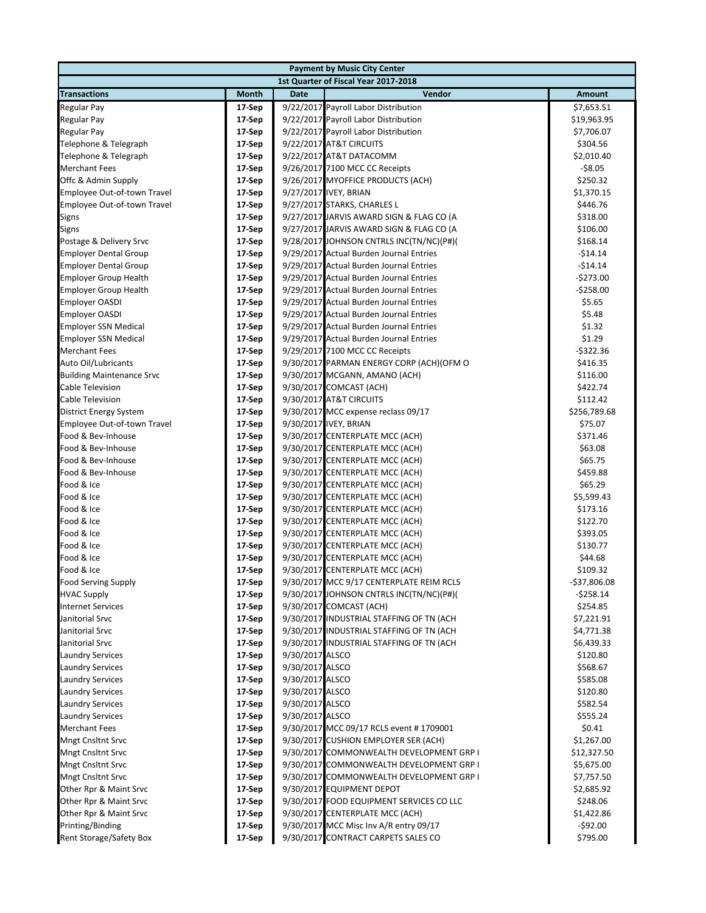| Payment by Music City Center | | | | |
|---|---|---|---|---|
| 1st Quarter of Fiscal Year 2017-2018 | | | | |
| **Transactions** | **Month** | **Date** | **Vendor** | **Amount** |
| Regular Pay | 17-Sep | 9/22/2017 | Payroll Labor Distribution | $7,653.51 |
| Regular Pay | 17-Sep | 9/22/2017 | Payroll Labor Distribution | $19,963.95 |
| Regular Pay | 17-Sep | 9/22/2017 | Payroll Labor Distribution | $7,706.07 |
| Telephone & Telegraph | 17-Sep | 9/22/2017 | AT&T CIRCUITS | $304.56 |
| Telephone & Telegraph | 17-Sep | 9/22/2017 | AT&T DATACOMM | $2,010.40 |
| Merchant Fees | 17-Sep | 9/26/2017 | 7100 MCC CC Receipts | -$8.05 |
| Offc & Admin Supply | 17-Sep | 9/26/2017 | MYOFFICE PRODUCTS (ACH) | $250.32 |
| Employee Out-of-town Travel | 17-Sep | 9/27/2017 | IVEY, BRIAN | $1,370.15 |
| Employee Out-of-town Travel | 17-Sep | 9/27/2017 | STARKS, CHARLES L | $446.76 |
| Signs | 17-Sep | 9/27/2017 | JARVIS AWARD SIGN & FLAG CO (A | $318.00 |
| Signs | 17-Sep | 9/27/2017 | JARVIS AWARD SIGN & FLAG CO (A | $106.00 |
| Postage & Delivery Srvc | 17-Sep | 9/28/2017 | JOHNSON CNTRLS INC(TN/NC)(P#)( | $168.14 |
| Employer Dental Group | 17-Sep | 9/29/2017 | Actual Burden Journal Entries | -$14.14 |
| Employer Dental Group | 17-Sep | 9/29/2017 | Actual Burden Journal Entries | -$14.14 |
| Employer Group Health | 17-Sep | 9/29/2017 | Actual Burden Journal Entries | -$273.00 |
| Employer Group Health | 17-Sep | 9/29/2017 | Actual Burden Journal Entries | -$258.00 |
| Employer OASDI | 17-Sep | 9/29/2017 | Actual Burden Journal Entries | $5.65 |
| Employer OASDI | 17-Sep | 9/29/2017 | Actual Burden Journal Entries | $5.48 |
| Employer SSN Medical | 17-Sep | 9/29/2017 | Actual Burden Journal Entries | $1.32 |
| Employer SSN Medical | 17-Sep | 9/29/2017 | Actual Burden Journal Entries | $1.29 |
| Merchant Fees | 17-Sep | 9/29/2017 | 7100 MCC CC Receipts | -$322.36 |
| Auto Oil/Lubricants | 17-Sep | 9/30/2017 | PARMAN ENERGY CORP (ACH)(OFM O | $416.35 |
| Building Maintenance Srvc | 17-Sep | 9/30/2017 | MCGANN, AMANO (ACH) | $116.00 |
| Cable Television | 17-Sep | 9/30/2017 | COMCAST (ACH) | $422.74 |
| Cable Television | 17-Sep | 9/30/2017 | AT&T CIRCUITS | $112.42 |
| District Energy System | 17-Sep | 9/30/2017 | MCC expense reclass 09/17 | $256,789.68 |
| Employee Out-of-town Travel | 17-Sep | 9/30/2017 | IVEY, BRIAN | $75.07 |
| Food & Bev-Inhouse | 17-Sep | 9/30/2017 | CENTERPLATE MCC (ACH) | $371.46 |
| Food & Bev-Inhouse | 17-Sep | 9/30/2017 | CENTERPLATE MCC (ACH) | $63.08 |
| Food & Bev-Inhouse | 17-Sep | 9/30/2017 | CENTERPLATE MCC (ACH) | $65.75 |
| Food & Bev-Inhouse | 17-Sep | 9/30/2017 | CENTERPLATE MCC (ACH) | $459.88 |
| Food & Ice | 17-Sep | 9/30/2017 | CENTERPLATE MCC (ACH) | $65.29 |
| Food & Ice | 17-Sep | 9/30/2017 | CENTERPLATE MCC (ACH) | $5,599.43 |
| Food & Ice | 17-Sep | 9/30/2017 | CENTERPLATE MCC (ACH) | $173.16 |
| Food & Ice | 17-Sep | 9/30/2017 | CENTERPLATE MCC (ACH) | $122.70 |
| Food & Ice | 17-Sep | 9/30/2017 | CENTERPLATE MCC (ACH) | $393.05 |
| Food & Ice | 17-Sep | 9/30/2017 | CENTERPLATE MCC (ACH) | $130.77 |
| Food & Ice | 17-Sep | 9/30/2017 | CENTERPLATE MCC (ACH) | $44.68 |
| Food & Ice | 17-Sep | 9/30/2017 | CENTERPLATE MCC (ACH) | $109.32 |
| Food Serving Supply | 17-Sep | 9/30/2017 | MCC 9/17 CENTERPLATE REIM RCLS | -$37,806.08 |
| HVAC Supply | 17-Sep | 9/30/2017 | JOHNSON CNTRLS INC(TN/NC)(P#)( | -$258.14 |
| Internet Services | 17-Sep | 9/30/2017 | COMCAST (ACH) | $254.85 |
| Janitorial Srvc | 17-Sep | 9/30/2017 | INDUSTRIAL STAFFING OF TN (ACH | $7,221.91 |
| Janitorial Srvc | 17-Sep | 9/30/2017 | INDUSTRIAL STAFFING OF TN (ACH | $4,771.38 |
| Janitorial Srvc | 17-Sep | 9/30/2017 | INDUSTRIAL STAFFING OF TN (ACH | $6,439.33 |
| Laundry Services | 17-Sep | 9/30/2017 | ALSCO | $120.80 |
| Laundry Services | 17-Sep | 9/30/2017 | ALSCO | $568.67 |
| Laundry Services | 17-Sep | 9/30/2017 | ALSCO | $585.08 |
| Laundry Services | 17-Sep | 9/30/2017 | ALSCO | $120.80 |
| Laundry Services | 17-Sep | 9/30/2017 | ALSCO | $582.54 |
| Laundry Services | 17-Sep | 9/30/2017 | ALSCO | $555.24 |
| Merchant Fees | 17-Sep | 9/30/2017 | MCC 09/17 RCLS event # 1709001 | $0.41 |
| Mngt Cnsltnt Srvc | 17-Sep | 9/30/2017 | CUSHION EMPLOYER SER (ACH) | $1,267.00 |
| Mngt Cnsltnt Srvc | 17-Sep | 9/30/2017 | COMMONWEALTH DEVELOPMENT GRP I | $12,327.50 |
| Mngt Cnsltnt Srvc | 17-Sep | 9/30/2017 | COMMONWEALTH DEVELOPMENT GRP I | $5,675.00 |
| Mngt Cnsltnt Srvc | 17-Sep | 9/30/2017 | COMMONWEALTH DEVELOPMENT GRP I | $7,757.50 |
| Other Rpr & Maint Srvc | 17-Sep | 9/30/2017 | EQUIPMENT DEPOT | $2,685.92 |
| Other Rpr & Maint Srvc | 17-Sep | 9/30/2017 | FOOD EQUIPMENT SERVICES CO LLC | $248.06 |
| Other Rpr & Maint Srvc | 17-Sep | 9/30/2017 | CENTERPLATE MCC (ACH) | $1,422.86 |
| Printing/Binding | 17-Sep | 9/30/2017 | MCC Misc Inv A/R entry 09/17 | -$92.00 |
| Rent Storage/Safety Box | 17-Sep | 9/30/2017 | CONTRACT CARPETS SALES CO | $795.00 |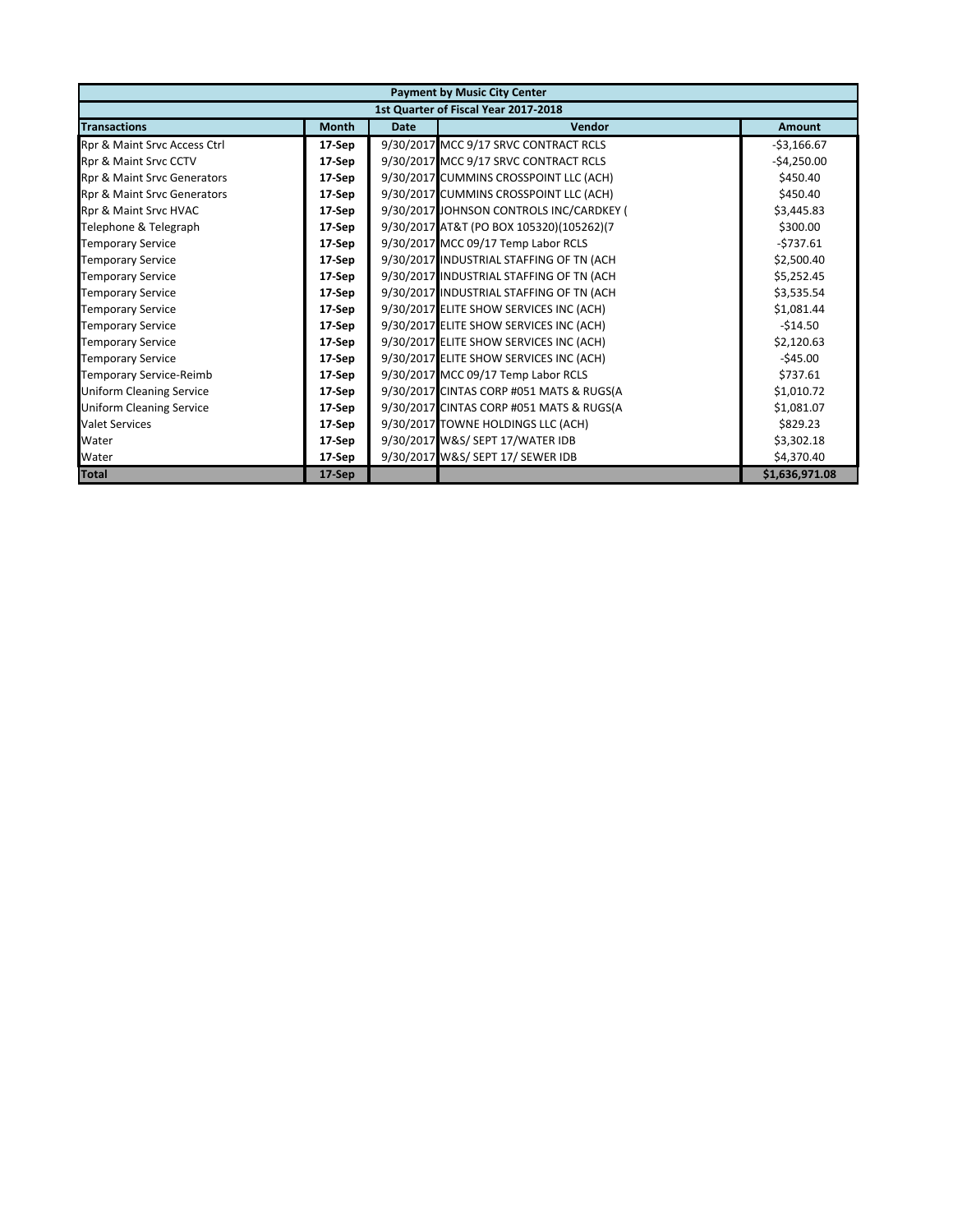| Payment by Music City Center | | | | |
|---|---|---|---|---|
| 1st Quarter of Fiscal Year 2017-2018 | | | | |
| **Transactions** | **Month** | **Date** | **Vendor** | **Amount** |
| Rpr & Maint Srvc Access Ctrl | 17-Sep | 9/30/2017 | MCC 9/17 SRVC CONTRACT RCLS | -$3,166.67 |
| Rpr & Maint Srvc CCTV | 17-Sep | 9/30/2017 | MCC 9/17 SRVC CONTRACT RCLS | -$4,250.00 |
| Rpr & Maint Srvc Generators | 17-Sep | 9/30/2017 | CUMMINS CROSSPOINT LLC (ACH) | $450.40 |
| Rpr & Maint Srvc Generators | 17-Sep | 9/30/2017 | CUMMINS CROSSPOINT LLC (ACH) | $450.40 |
| Rpr & Maint Srvc HVAC | 17-Sep | 9/30/2017 | JOHNSON CONTROLS INC/CARDKEY ( | $3,445.83 |
| Telephone & Telegraph | 17-Sep | 9/30/2017 | AT&T (PO BOX 105320)(105262)(7 | $300.00 |
| Temporary Service | 17-Sep | 9/30/2017 | MCC 09/17 Temp Labor RCLS | -$737.61 |
| Temporary Service | 17-Sep | 9/30/2017 | INDUSTRIAL STAFFING OF TN (ACH | $2,500.40 |
| Temporary Service | 17-Sep | 9/30/2017 | INDUSTRIAL STAFFING OF TN (ACH | $5,252.45 |
| Temporary Service | 17-Sep | 9/30/2017 | INDUSTRIAL STAFFING OF TN (ACH | $3,535.54 |
| Temporary Service | 17-Sep | 9/30/2017 | ELITE SHOW SERVICES INC (ACH) | $1,081.44 |
| Temporary Service | 17-Sep | 9/30/2017 | ELITE SHOW SERVICES INC (ACH) | -$14.50 |
| Temporary Service | 17-Sep | 9/30/2017 | ELITE SHOW SERVICES INC (ACH) | $2,120.63 |
| Temporary Service | 17-Sep | 9/30/2017 | ELITE SHOW SERVICES INC (ACH) | -$45.00 |
| Temporary Service-Reimb | 17-Sep | 9/30/2017 | MCC 09/17 Temp Labor RCLS | $737.61 |
| Uniform Cleaning Service | 17-Sep | 9/30/2017 | CINTAS CORP #051 MATS & RUGS(A | $1,010.72 |
| Uniform Cleaning Service | 17-Sep | 9/30/2017 | CINTAS CORP #051 MATS & RUGS(A | $1,081.07 |
| Valet Services | 17-Sep | 9/30/2017 | TOWNE HOLDINGS LLC (ACH) | $829.23 |
| Water | 17-Sep | 9/30/2017 | W&S/ SEPT 17/WATER IDB | $3,302.18 |
| Water | 17-Sep | 9/30/2017 | W&S/ SEPT 17/ SEWER IDB | $4,370.40 |
| **Total** | **17-Sep** | | | **$1,636,971.08** |